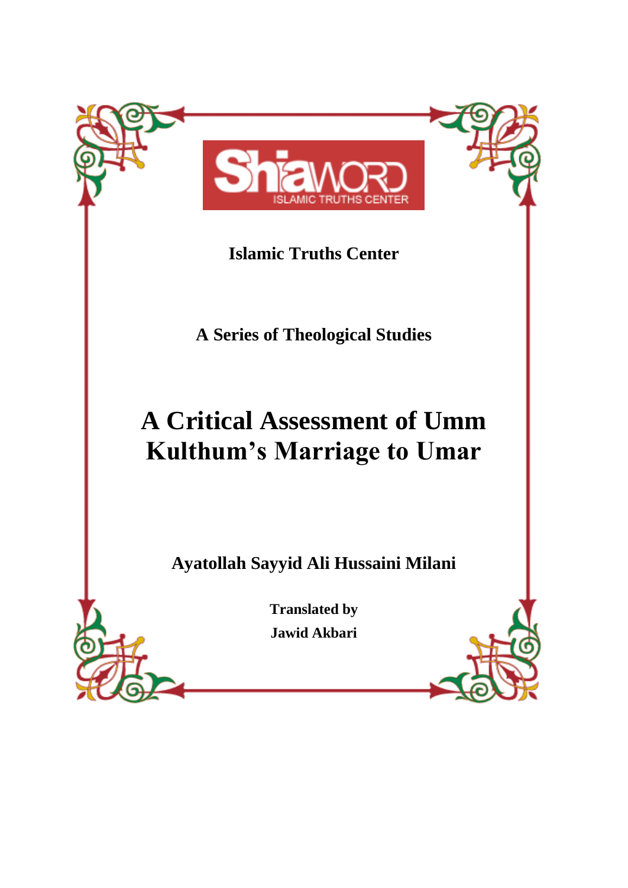ShiaWORD
ISLAMIC TRUTHS CENTER

**Islamic Truths Center**

**A Series of Theological Studies**

# A Critical Assessment of Umm Kulthum's Marriage to Umar

**Ayatollah Sayyid Ali Hussaini Milani**

**Translated by**
**Jawid Akbari**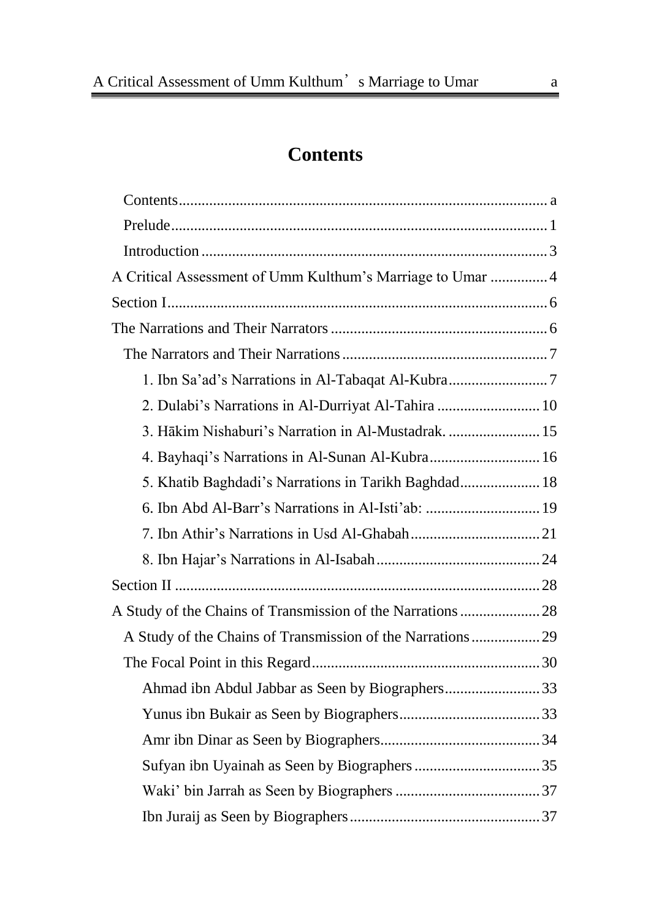# Contents

- Contents ..... a
- Prelude ..... 1
- Introduction ..... 3

A Critical Assessment of Umm Kulthum's Marriage to Umar ..... 4

Section I ..... 6

The Narrations and Their Narrators ..... 6

- The Narrators and Their Narrations ..... 7
    - 1. Ibn Sa'ad's Narrations in Al-Tabaqat Al-Kubra ..... 7
    - 2. Dulabi's Narrations in Al-Durriyat Al-Tahira ..... 10
    - 3. Hākim Nishaburi's Narration in Al-Mustadrak. ..... 15
    - 4. Bayhaqi's Narrations in Al-Sunan Al-Kubra ..... 16
    - 5. Khatib Baghdadi's Narrations in Tarikh Baghdad ..... 18
    - 6. Ibn Abd Al-Barr's Narrations in Al-Isti'ab: ..... 19
    - 7. Ibn Athir's Narrations in Usd Al-Ghabah ..... 21
    - 8. Ibn Hajar's Narrations in Al-Isabah ..... 24

Section II ..... 28

A Study of the Chains of Transmission of the Narrations ..... 28

- A Study of the Chains of Transmission of the Narrations ..... 29
- The Focal Point in this Regard ..... 30
    - Ahmad ibn Abdul Jabbar as Seen by Biographers ..... 33
    - Yunus ibn Bukair as Seen by Biographers ..... 33
    - Amr ibn Dinar as Seen by Biographers ..... 34
    - Sufyan ibn Uyainah as Seen by Biographers ..... 35
    - Waki' bin Jarrah as Seen by Biographers ..... 37
    - Ibn Juraij as Seen by Biographers ..... 37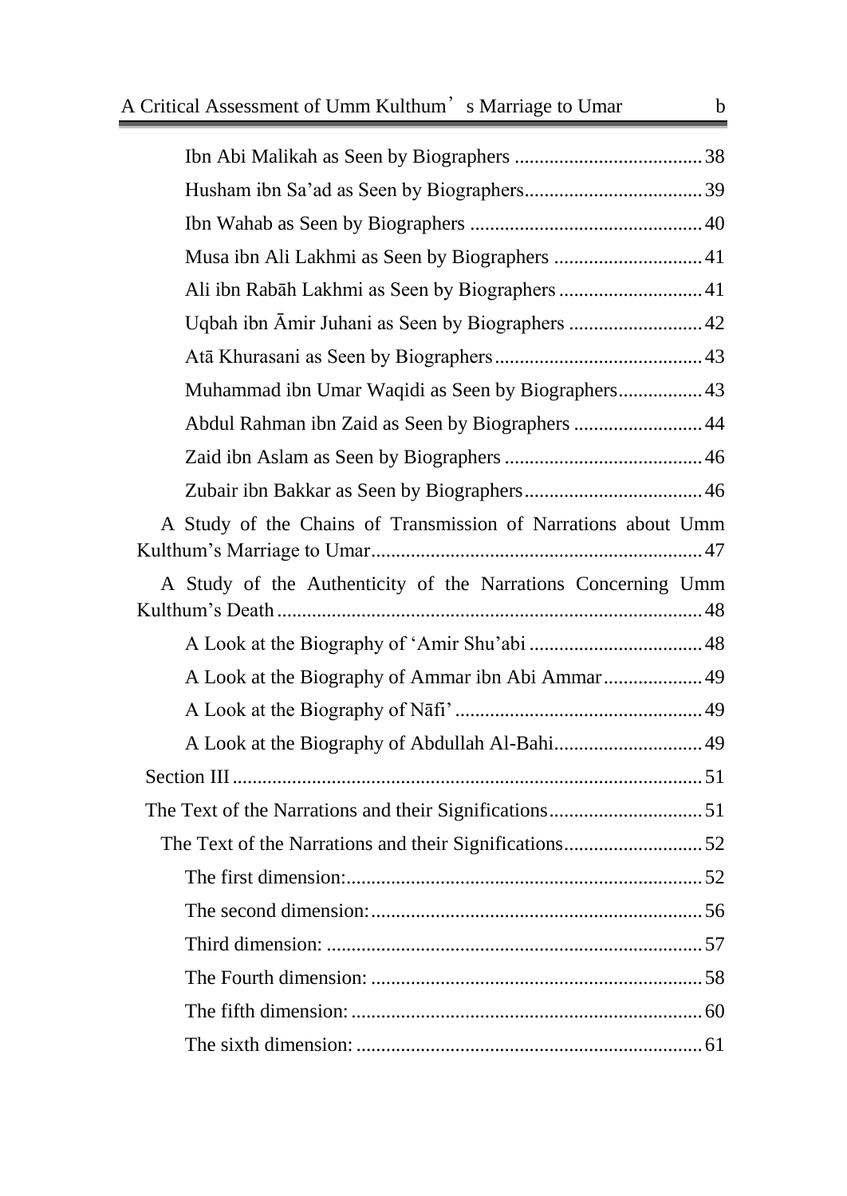Ibn Abi Malikah as Seen by Biographers ...................................... 38

Husham ibn Sa'ad as Seen by Biographers .................................... 39

Ibn Wahab as Seen by Biographers ............................................... 40

Musa ibn Ali Lakhmi as Seen by Biographers .............................. 41

Ali ibn Rabāh Lakhmi as Seen by Biographers ............................. 41

Uqbah ibn Āmir Juhani as Seen by Biographers ........................... 42

Atā Khurasani as Seen by Biographers .......................................... 43

Muhammad ibn Umar Waqidi as Seen by Biographers................. 43

Abdul Rahman ibn Zaid as Seen by Biographers .......................... 44

Zaid ibn Aslam as Seen by Biographers ........................................ 46

Zubair ibn Bakkar as Seen by Biographers .................................... 46

A Study of the Chains of Transmission of Narrations about Umm Kulthum's Marriage to Umar................................................................... 47

A Study of the Authenticity of the Narrations Concerning Umm Kulthum's Death ...................................................................................... 48

A Look at the Biography of 'Amir Shu'abi .................................... 48

A Look at the Biography of Ammar ibn Abi Ammar .................... 49

A Look at the Biography of Nāfi' .................................................. 49

A Look at the Biography of Abdullah Al-Bahi.............................. 49

Section III ................................................................................................ 51

The Text of the Narrations and their Significations ............................... 51

The Text of the Narrations and their Significations ............................ 52

The first dimension:........................................................................ 52

The second dimension:................................................................... 56

Third dimension: ............................................................................ 57

The Fourth dimension: ................................................................... 58

The fifth dimension: ....................................................................... 60

The sixth dimension: ...................................................................... 61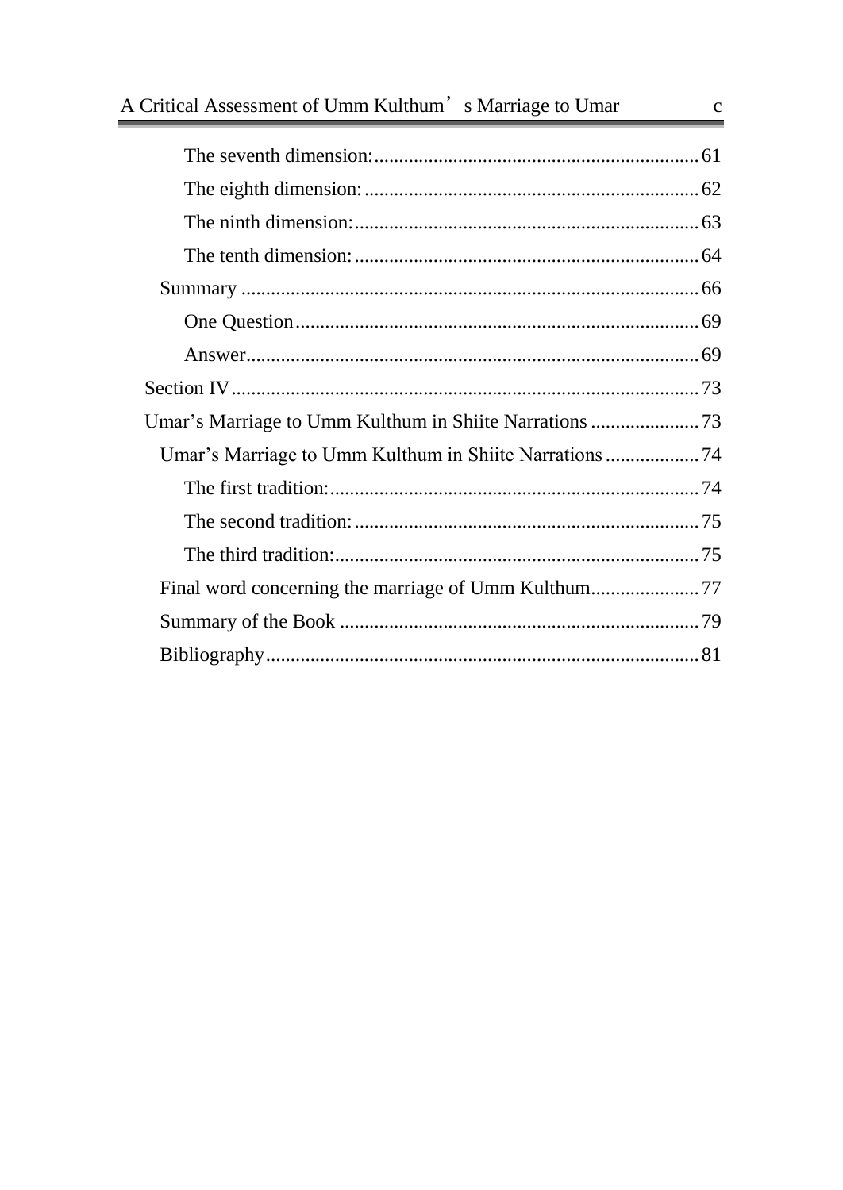The seventh dimension: 61

The eighth dimension: 62

The ninth dimension: 63

The tenth dimension: 64

Summary 66

One Question 69

Answer 69

Section IV 73

Umar's Marriage to Umm Kulthum in Shiite Narrations 73

Umar's Marriage to Umm Kulthum in Shiite Narrations 74

The first tradition: 74

The second tradition: 75

The third tradition: 75

Final word concerning the marriage of Umm Kulthum 77

Summary of the Book 79

Bibliography 81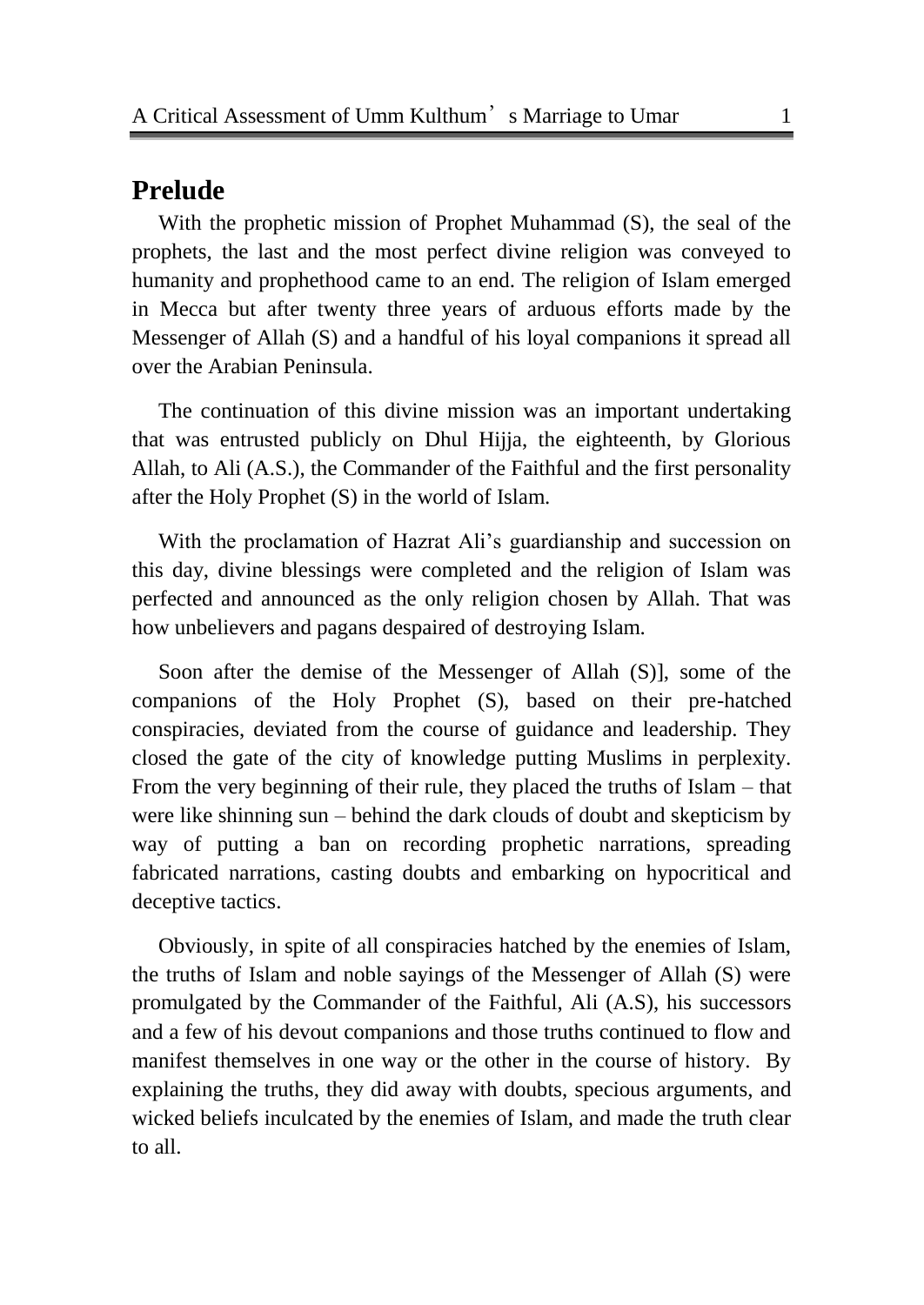# Prelude

With the prophetic mission of Prophet Muhammad (S), the seal of the prophets, the last and the most perfect divine religion was conveyed to humanity and prophethood came to an end. The religion of Islam emerged in Mecca but after twenty three years of arduous efforts made by the Messenger of Allah (S) and a handful of his loyal companions it spread all over the Arabian Peninsula.

The continuation of this divine mission was an important undertaking that was entrusted publicly on Dhul Hijja, the eighteenth, by Glorious Allah, to Ali (A.S.), the Commander of the Faithful and the first personality after the Holy Prophet (S) in the world of Islam.

With the proclamation of Hazrat Ali's guardianship and succession on this day, divine blessings were completed and the religion of Islam was perfected and announced as the only religion chosen by Allah. That was how unbelievers and pagans despaired of destroying Islam.

Soon after the demise of the Messenger of Allah (S)], some of the companions of the Holy Prophet (S), based on their pre-hatched conspiracies, deviated from the course of guidance and leadership. They closed the gate of the city of knowledge putting Muslims in perplexity. From the very beginning of their rule, they placed the truths of Islam – that were like shinning sun – behind the dark clouds of doubt and skepticism by way of putting a ban on recording prophetic narrations, spreading fabricated narrations, casting doubts and embarking on hypocritical and deceptive tactics.

Obviously, in spite of all conspiracies hatched by the enemies of Islam, the truths of Islam and noble sayings of the Messenger of Allah (S) were promulgated by the Commander of the Faithful, Ali (A.S), his successors and a few of his devout companions and those truths continued to flow and manifest themselves in one way or the other in the course of history. By explaining the truths, they did away with doubts, specious arguments, and wicked beliefs inculcated by the enemies of Islam, and made the truth clear to all.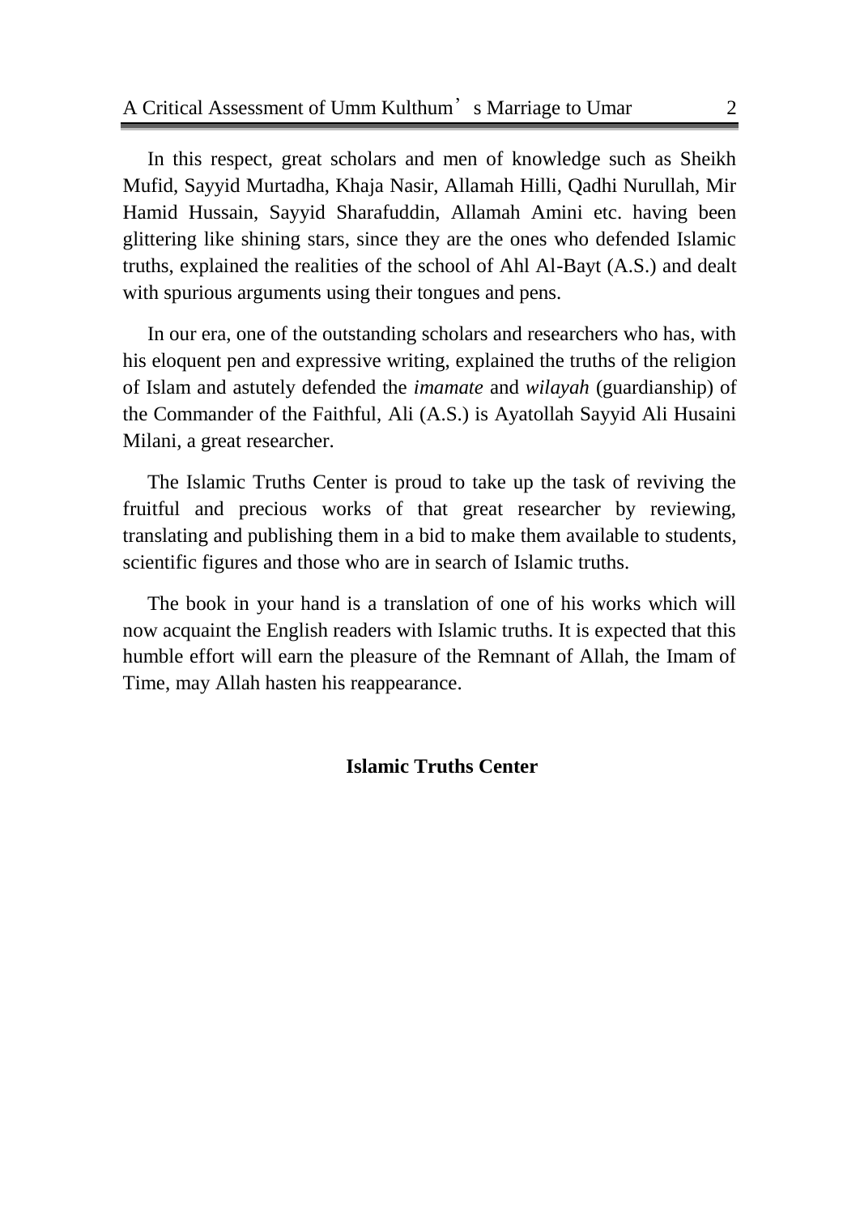In this respect, great scholars and men of knowledge such as Sheikh Mufid, Sayyid Murtadha, Khaja Nasir, Allamah Hilli, Qadhi Nurullah, Mir Hamid Hussain, Sayyid Sharafuddin, Allamah Amini etc. having been glittering like shining stars, since they are the ones who defended Islamic truths, explained the realities of the school of Ahl Al-Bayt (A.S.) and dealt with spurious arguments using their tongues and pens.

In our era, one of the outstanding scholars and researchers who has, with his eloquent pen and expressive writing, explained the truths of the religion of Islam and astutely defended the *imamate* and *wilayah* (guardianship) of the Commander of the Faithful, Ali (A.S.) is Ayatollah Sayyid Ali Husaini Milani, a great researcher.

The Islamic Truths Center is proud to take up the task of reviving the fruitful and precious works of that great researcher by reviewing, translating and publishing them in a bid to make them available to students, scientific figures and those who are in search of Islamic truths.

The book in your hand is a translation of one of his works which will now acquaint the English readers with Islamic truths. It is expected that this humble effort will earn the pleasure of the Remnant of Allah, the Imam of Time, may Allah hasten his reappearance.

**Islamic Truths Center**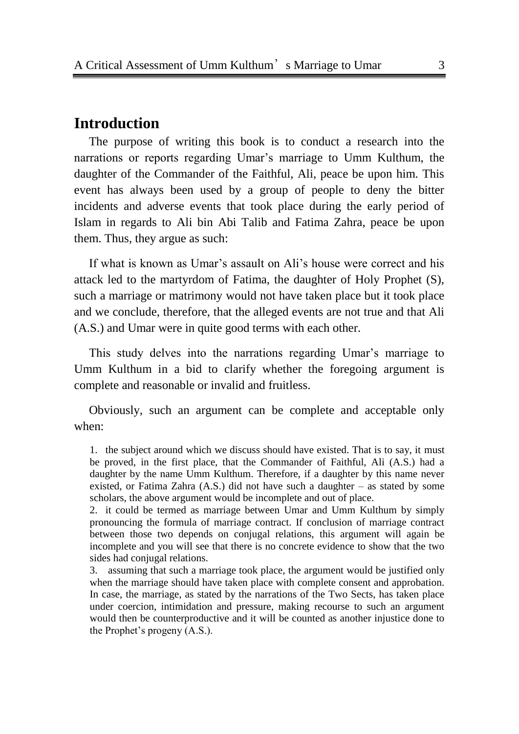## Introduction

The purpose of writing this book is to conduct a research into the narrations or reports regarding Umar's marriage to Umm Kulthum, the daughter of the Commander of the Faithful, Ali, peace be upon him. This event has always been used by a group of people to deny the bitter incidents and adverse events that took place during the early period of Islam in regards to Ali bin Abi Talib and Fatima Zahra, peace be upon them. Thus, they argue as such:

If what is known as Umar's assault on Ali's house were correct and his attack led to the martyrdom of Fatima, the daughter of Holy Prophet (S), such a marriage or matrimony would not have taken place but it took place and we conclude, therefore, that the alleged events are not true and that Ali (A.S.) and Umar were in quite good terms with each other.

This study delves into the narrations regarding Umar's marriage to Umm Kulthum in a bid to clarify whether the foregoing argument is complete and reasonable or invalid and fruitless.

Obviously, such an argument can be complete and acceptable only when:

1. the subject around which we discuss should have existed. That is to say, it must be proved, in the first place, that the Commander of Faithful, Ali (A.S.) had a daughter by the name Umm Kulthum. Therefore, if a daughter by this name never existed, or Fatima Zahra (A.S.) did not have such a daughter – as stated by some scholars, the above argument would be incomplete and out of place.
2. it could be termed as marriage between Umar and Umm Kulthum by simply pronouncing the formula of marriage contract. If conclusion of marriage contract between those two depends on conjugal relations, this argument will again be incomplete and you will see that there is no concrete evidence to show that the two sides had conjugal relations.
3. assuming that such a marriage took place, the argument would be justified only when the marriage should have taken place with complete consent and approbation. In case, the marriage, as stated by the narrations of the Two Sects, has taken place under coercion, intimidation and pressure, making recourse to such an argument would then be counterproductive and it will be counted as another injustice done to the Prophet's progeny (A.S.).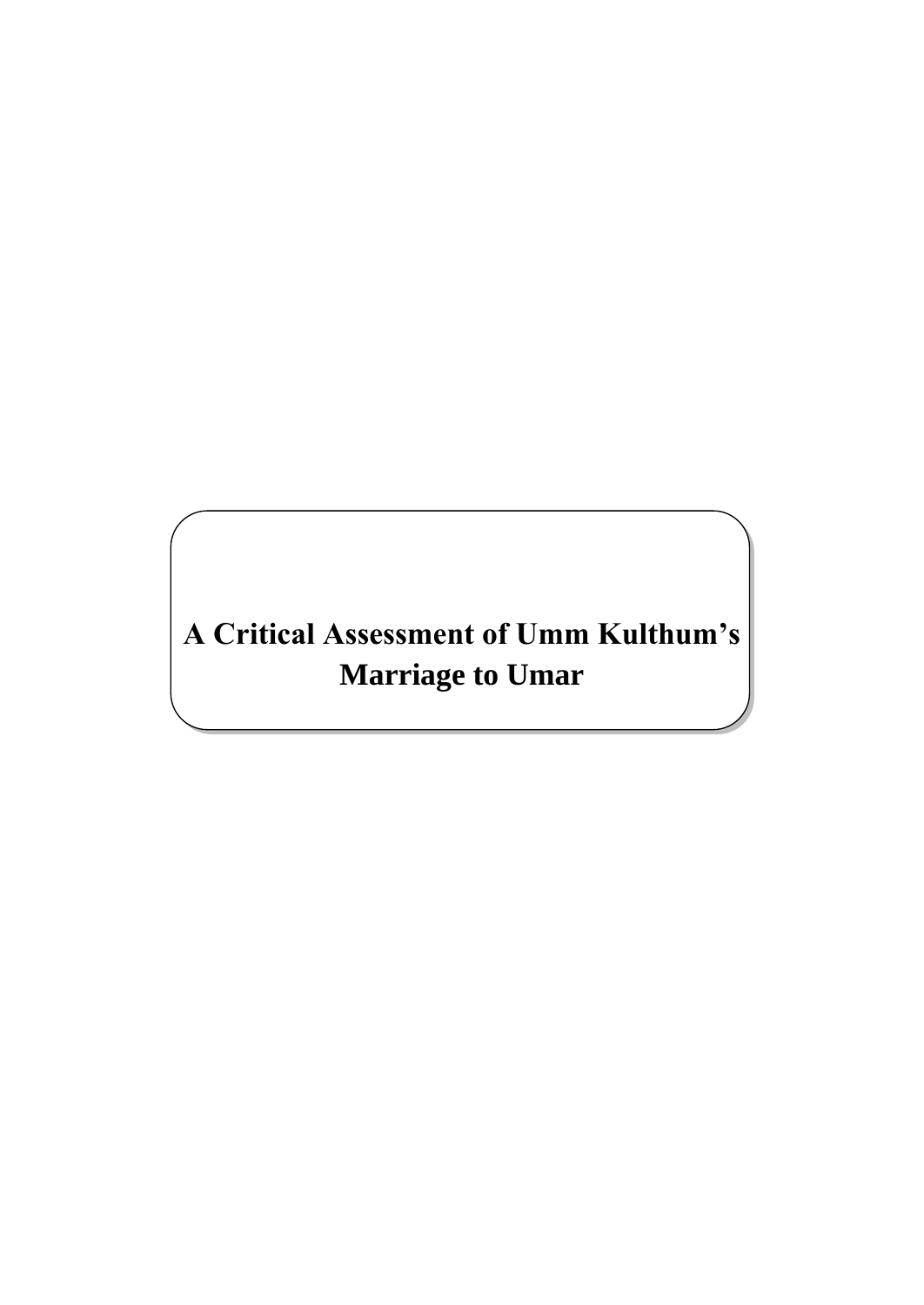# A Critical Assessment of Umm Kulthum's Marriage to Umar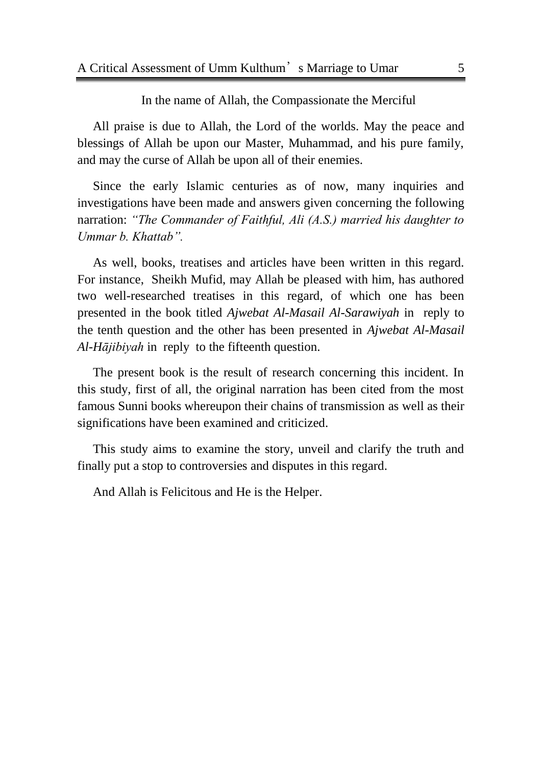In the name of Allah, the Compassionate the Merciful

All praise is due to Allah, the Lord of the worlds. May the peace and blessings of Allah be upon our Master, Muhammad, and his pure family, and may the curse of Allah be upon all of their enemies.

Since the early Islamic centuries as of now, many inquiries and investigations have been made and answers given concerning the following narration: *"The Commander of Faithful, Ali (A.S.) married his daughter to Ummar b. Khattab".*

As well, books, treatises and articles have been written in this regard. For instance, Sheikh Mufid, may Allah be pleased with him, has authored two well-researched treatises in this regard, of which one has been presented in the book titled *Ajwebat Al-Masail Al-Sarawiyah* in reply to the tenth question and the other has been presented in *Ajwebat Al-Masail Al-Hājibiyah* in reply to the fifteenth question.

The present book is the result of research concerning this incident. In this study, first of all, the original narration has been cited from the most famous Sunni books whereupon their chains of transmission as well as their significations have been examined and criticized.

This study aims to examine the story, unveil and clarify the truth and finally put a stop to controversies and disputes in this regard.

And Allah is Felicitous and He is the Helper.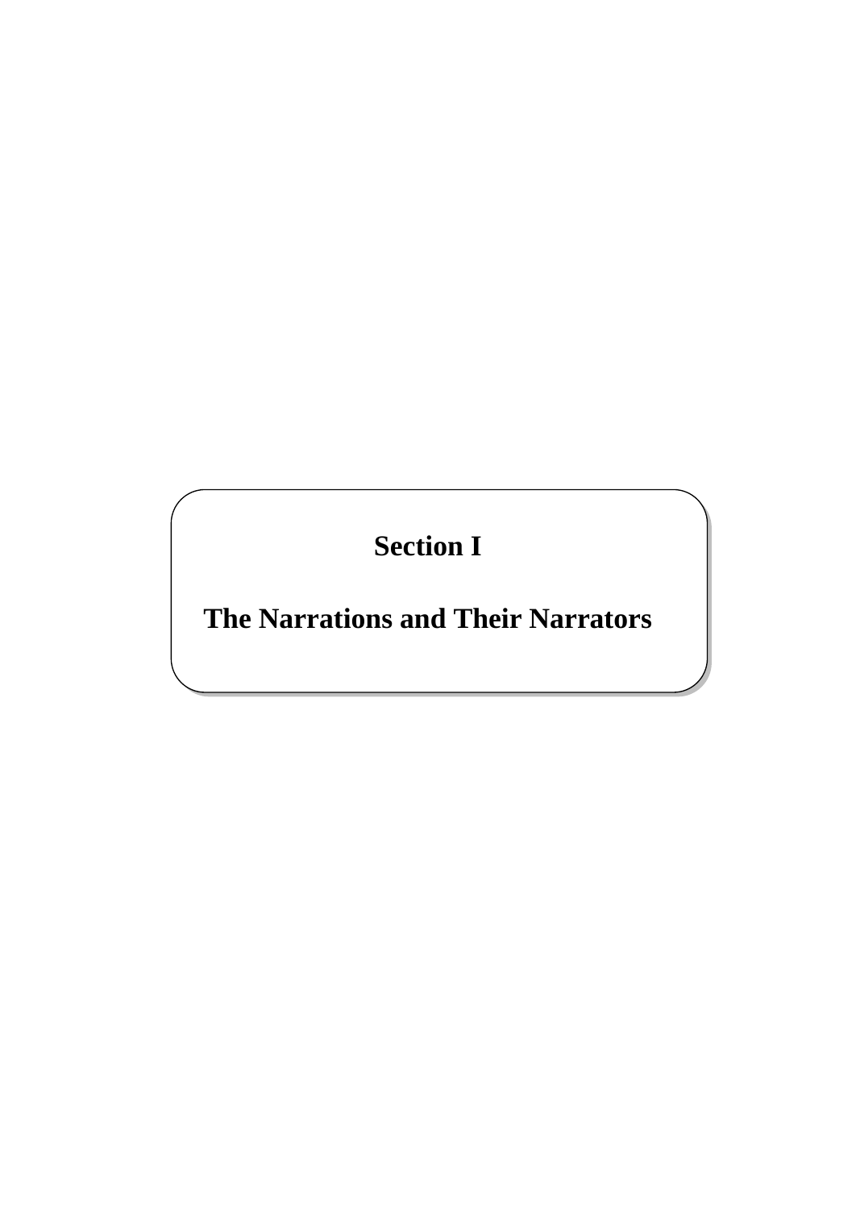# Section I

# The Narrations and Their Narrators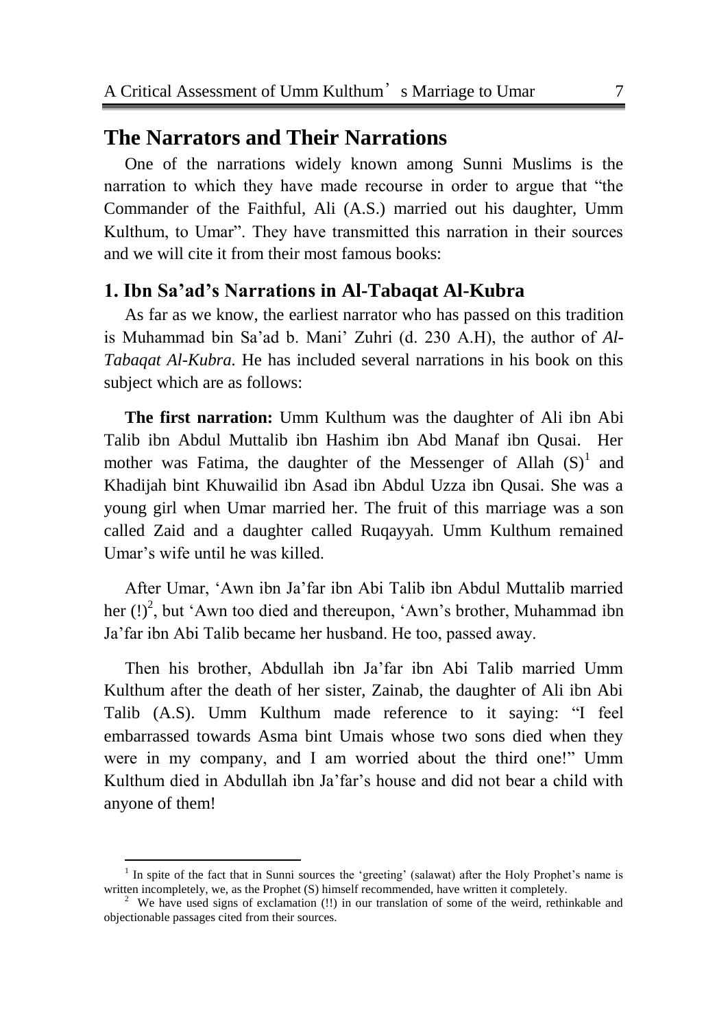## The Narrators and Their Narrations

One of the narrations widely known among Sunni Muslims is the narration to which they have made recourse in order to argue that "the Commander of the Faithful, Ali (A.S.) married out his daughter, Umm Kulthum, to Umar". They have transmitted this narration in their sources and we will cite it from their most famous books:

### 1. Ibn Sa'ad's Narrations in Al-Tabaqat Al-Kubra

As far as we know, the earliest narrator who has passed on this tradition is Muhammad bin Sa'ad b. Mani' Zuhri (d. 230 A.H), the author of *Al-Tabaqat Al-Kubra.* He has included several narrations in his book on this subject which are as follows:

**The first narration:** Umm Kulthum was the daughter of Ali ibn Abi Talib ibn Abdul Muttalib ibn Hashim ibn Abd Manaf ibn Qusai. Her mother was Fatima, the daughter of the Messenger of Allah (S)[1] and Khadijah bint Khuwailid ibn Asad ibn Abdul Uzza ibn Qusai. She was a young girl when Umar married her. The fruit of this marriage was a son called Zaid and a daughter called Ruqayyah. Umm Kulthum remained Umar's wife until he was killed.

After Umar, 'Awn ibn Ja'far ibn Abi Talib ibn Abdul Muttalib married her (!)[2], but 'Awn too died and thereupon, 'Awn's brother, Muhammad ibn Ja'far ibn Abi Talib became her husband. He too, passed away.

Then his brother, Abdullah ibn Ja'far ibn Abi Talib married Umm Kulthum after the death of her sister, Zainab, the daughter of Ali ibn Abi Talib (A.S). Umm Kulthum made reference to it saying: "I feel embarrassed towards Asma bint Umais whose two sons died when they were in my company, and I am worried about the third one!" Umm Kulthum died in Abdullah ibn Ja'far's house and did not bear a child with anyone of them!

---

[1] In spite of the fact that in Sunni sources the 'greeting' (salawat) after the Holy Prophet's name is written incompletely, we, as the Prophet (S) himself recommended, have written it completely.

[2] We have used signs of exclamation (!!) in our translation of some of the weird, rethinkable and objectionable passages cited from their sources.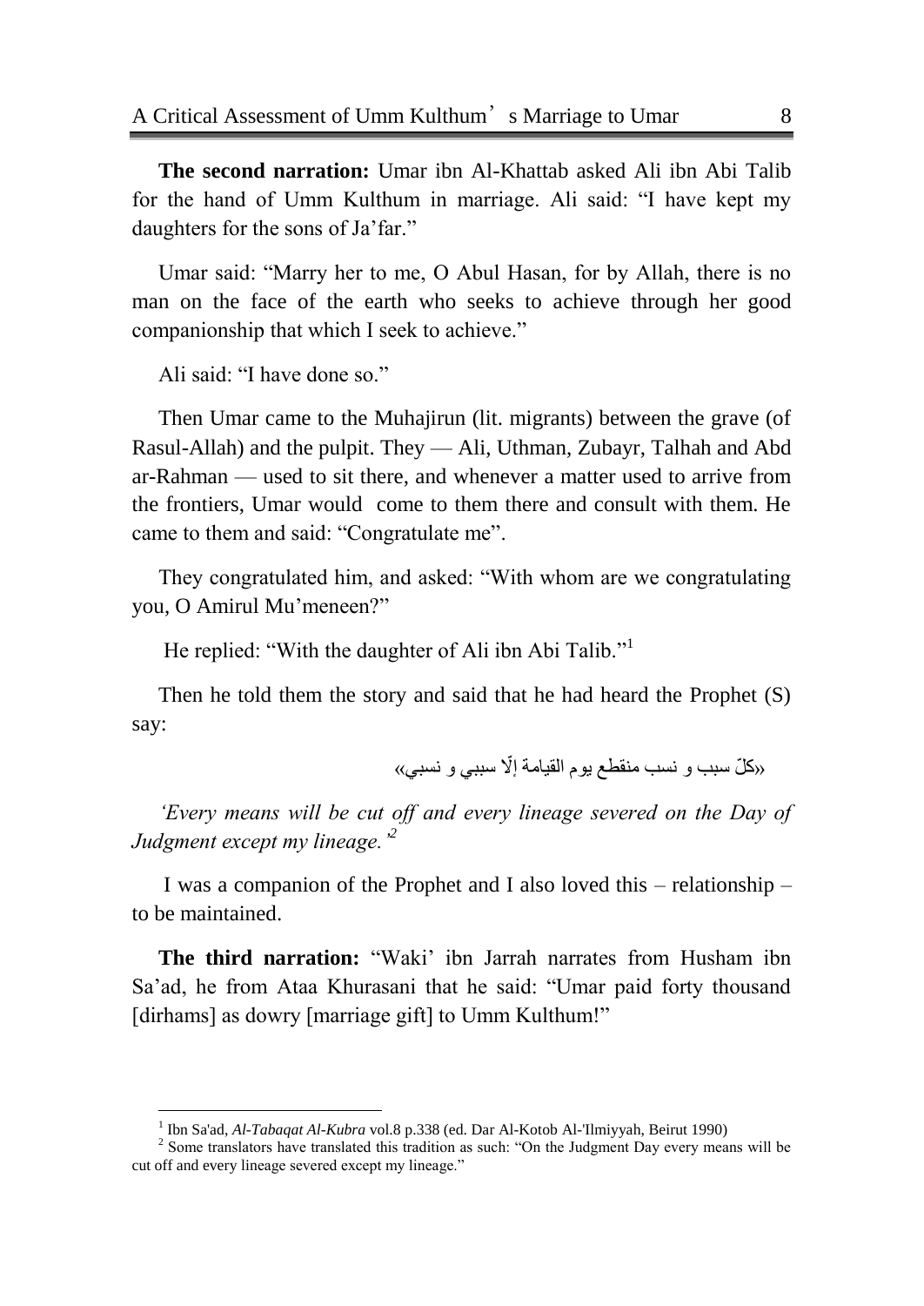**The second narration:** Umar ibn Al-Khattab asked Ali ibn Abi Talib for the hand of Umm Kulthum in marriage. Ali said: "I have kept my daughters for the sons of Ja'far."

Umar said: "Marry her to me, O Abul Hasan, for by Allah, there is no man on the face of the earth who seeks to achieve through her good companionship that which I seek to achieve."

Ali said: "I have done so."

Then Umar came to the Muhajirun (lit. migrants) between the grave (of Rasul-Allah) and the pulpit. They — Ali, Uthman, Zubayr, Talhah and Abd ar-Rahman — used to sit there, and whenever a matter used to arrive from the frontiers, Umar would come to them there and consult with them. He came to them and said: "Congratulate me".

They congratulated him, and asked: "With whom are we congratulating you, O Amirul Mu'meneen?"

He replied: "With the daughter of Ali ibn Abi Talib."[1]

Then he told them the story and said that he had heard the Prophet (S) say:

«كلّ سبب و نسب منقطع يوم القيامة إلّا سببي و نسبي»

*'Every means will be cut off and every lineage severed on the Day of Judgment except my lineage.'*[2]

I was a companion of the Prophet and I also loved this – relationship – to be maintained.

**The third narration:** "Waki' ibn Jarrah narrates from Husham ibn Sa'ad, he from Ataa Khurasani that he said: "Umar paid forty thousand [dirhams] as dowry [marriage gift] to Umm Kulthum!"

---

[1] Ibn Sa'ad, *Al-Tabaqat Al-Kubra* vol.8 p.338 (ed. Dar Al-Kotob Al-'Ilmiyyah, Beirut 1990)

[2] Some translators have translated this tradition as such: "On the Judgment Day every means will be cut off and every lineage severed except my lineage."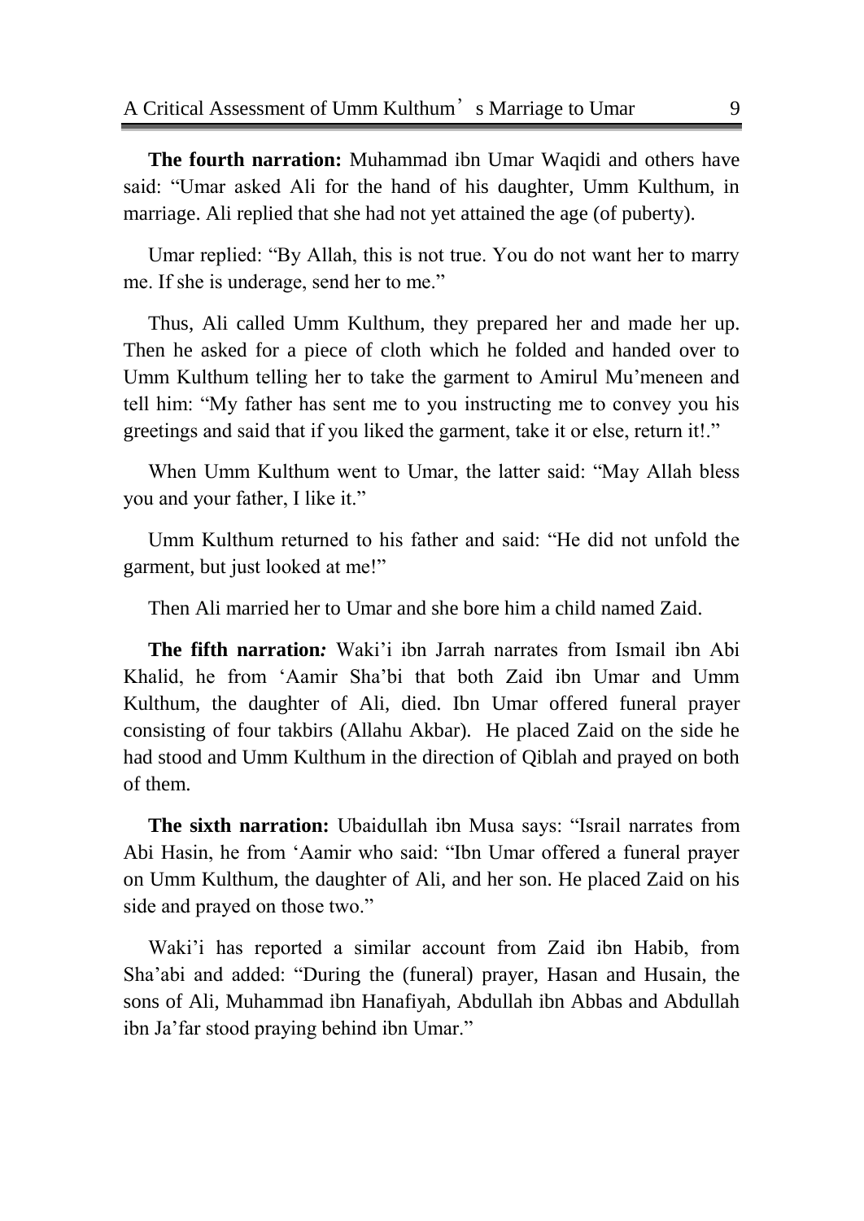**The fourth narration:** Muhammad ibn Umar Waqidi and others have said: "Umar asked Ali for the hand of his daughter, Umm Kulthum, in marriage. Ali replied that she had not yet attained the age (of puberty).

Umar replied: "By Allah, this is not true. You do not want her to marry me. If she is underage, send her to me."

Thus, Ali called Umm Kulthum, they prepared her and made her up. Then he asked for a piece of cloth which he folded and handed over to Umm Kulthum telling her to take the garment to Amirul Mu'meneen and tell him: "My father has sent me to you instructing me to convey you his greetings and said that if you liked the garment, take it or else, return it!."

When Umm Kulthum went to Umar, the latter said: "May Allah bless you and your father, I like it."

Umm Kulthum returned to his father and said: "He did not unfold the garment, but just looked at me!"

Then Ali married her to Umar and she bore him a child named Zaid.

**The fifth narration***:* Waki'i ibn Jarrah narrates from Ismail ibn Abi Khalid, he from 'Aamir Sha'bi that both Zaid ibn Umar and Umm Kulthum, the daughter of Ali, died. Ibn Umar offered funeral prayer consisting of four takbirs (Allahu Akbar). He placed Zaid on the side he had stood and Umm Kulthum in the direction of Qiblah and prayed on both of them.

**The sixth narration:** Ubaidullah ibn Musa says: "Israil narrates from Abi Hasin, he from 'Aamir who said: "Ibn Umar offered a funeral prayer on Umm Kulthum, the daughter of Ali, and her son. He placed Zaid on his side and prayed on those two."

Waki'i has reported a similar account from Zaid ibn Habib, from Sha'abi and added: "During the (funeral) prayer, Hasan and Husain, the sons of Ali, Muhammad ibn Hanafiyah, Abdullah ibn Abbas and Abdullah ibn Ja'far stood praying behind ibn Umar."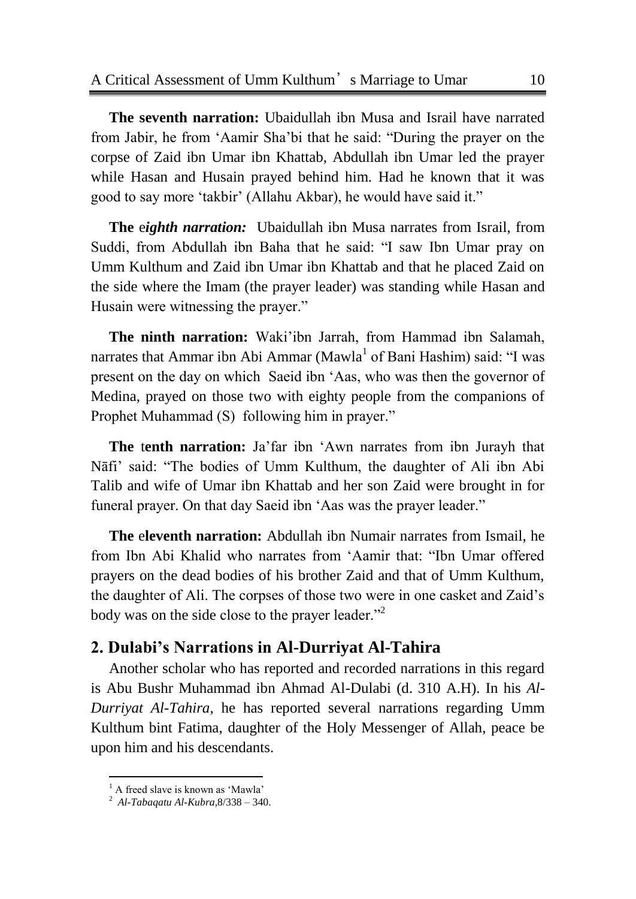**The seventh narration:** Ubaidullah ibn Musa and Israil have narrated from Jabir, he from 'Aamir Sha'bi that he said: "During the prayer on the corpse of Zaid ibn Umar ibn Khattab, Abdullah ibn Umar led the prayer while Hasan and Husain prayed behind him. Had he known that it was good to say more 'takbir' (Allahu Akbar), he would have said it."

**The *eighth narration:*** Ubaidullah ibn Musa narrates from Israil, from Suddi, from Abdullah ibn Baha that he said: "I saw Ibn Umar pray on Umm Kulthum and Zaid ibn Umar ibn Khattab and that he placed Zaid on the side where the Imam (the prayer leader) was standing while Hasan and Husain were witnessing the prayer."

**The ninth narration:** Waki'ibn Jarrah, from Hammad ibn Salamah, narrates that Ammar ibn Abi Ammar (Mawla[1] of Bani Hashim) said: "I was present on the day on which Saeid ibn 'Aas, who was then the governor of Medina, prayed on those two with eighty people from the companions of Prophet Muhammad (S) following him in prayer."

**The tenth narration:** Ja'far ibn 'Awn narrates from ibn Jurayh that Nāfi' said: "The bodies of Umm Kulthum, the daughter of Ali ibn Abi Talib and wife of Umar ibn Khattab and her son Zaid were brought in for funeral prayer. On that day Saeid ibn 'Aas was the prayer leader."

**The eleventh narration:** Abdullah ibn Numair narrates from Ismail, he from Ibn Abi Khalid who narrates from 'Aamir that: "Ibn Umar offered prayers on the dead bodies of his brother Zaid and that of Umm Kulthum, the daughter of Ali. The corpses of those two were in one casket and Zaid's body was on the side close to the prayer leader."[2]

## 2. Dulabi's Narrations in Al-Durriyat Al-Tahira

Another scholar who has reported and recorded narrations in this regard is Abu Bushr Muhammad ibn Ahmad Al-Dulabi (d. 310 A.H). In his *Al-Durriyat Al-Tahira*, he has reported several narrations regarding Umm Kulthum bint Fatima, daughter of the Holy Messenger of Allah, peace be upon him and his descendants.

---

[1] A freed slave is known as 'Mawla'

[2] *Al-Tabaqatu Al-Kubra*,8/338 – 340.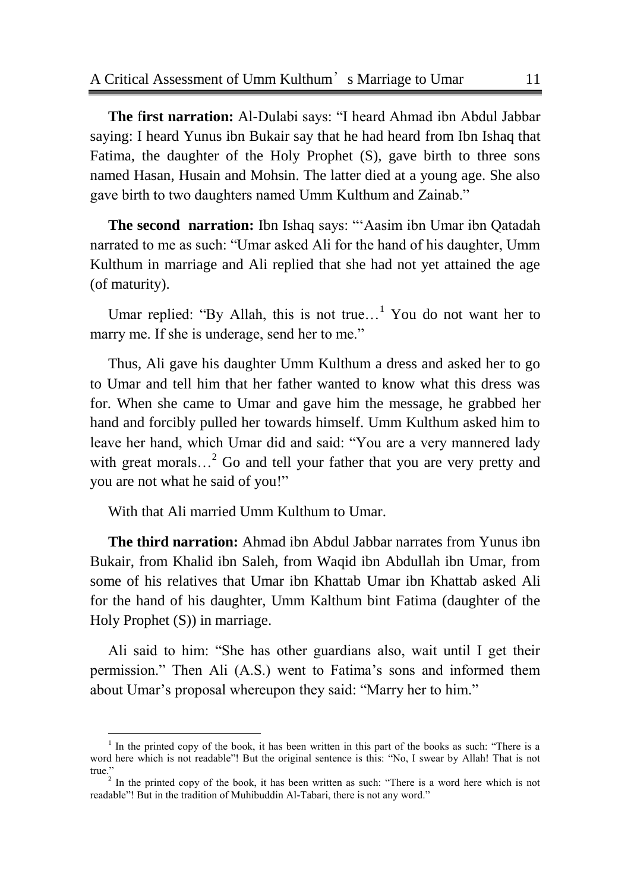**The first narration:** Al-Dulabi says: "I heard Ahmad ibn Abdul Jabbar saying: I heard Yunus ibn Bukair say that he had heard from Ibn Ishaq that Fatima, the daughter of the Holy Prophet (S), gave birth to three sons named Hasan, Husain and Mohsin. The latter died at a young age. She also gave birth to two daughters named Umm Kulthum and Zainab."

**The second narration:** Ibn Ishaq says: "'Aasim ibn Umar ibn Qatadah narrated to me as such: "Umar asked Ali for the hand of his daughter, Umm Kulthum in marriage and Ali replied that she had not yet attained the age (of maturity).

Umar replied: "By Allah, this is not true…[1] You do not want her to marry me. If she is underage, send her to me."

Thus, Ali gave his daughter Umm Kulthum a dress and asked her to go to Umar and tell him that her father wanted to know what this dress was for. When she came to Umar and gave him the message, he grabbed her hand and forcibly pulled her towards himself. Umm Kulthum asked him to leave her hand, which Umar did and said: "You are a very mannered lady with great morals…[2] Go and tell your father that you are very pretty and you are not what he said of you!"

With that Ali married Umm Kulthum to Umar.

**The third narration:** Ahmad ibn Abdul Jabbar narrates from Yunus ibn Bukair, from Khalid ibn Saleh, from Waqid ibn Abdullah ibn Umar, from some of his relatives that Umar ibn Khattab Umar ibn Khattab asked Ali for the hand of his daughter, Umm Kalthum bint Fatima (daughter of the Holy Prophet (S)) in marriage.

Ali said to him: "She has other guardians also, wait until I get their permission." Then Ali (A.S.) went to Fatima's sons and informed them about Umar's proposal whereupon they said: "Marry her to him."

---

[1] In the printed copy of the book, it has been written in this part of the books as such: "There is a word here which is not readable"! But the original sentence is this: "No, I swear by Allah! That is not true."

[2] In the printed copy of the book, it has been written as such: "There is a word here which is not readable"! But in the tradition of Muhibuddin Al-Tabari, there is not any word."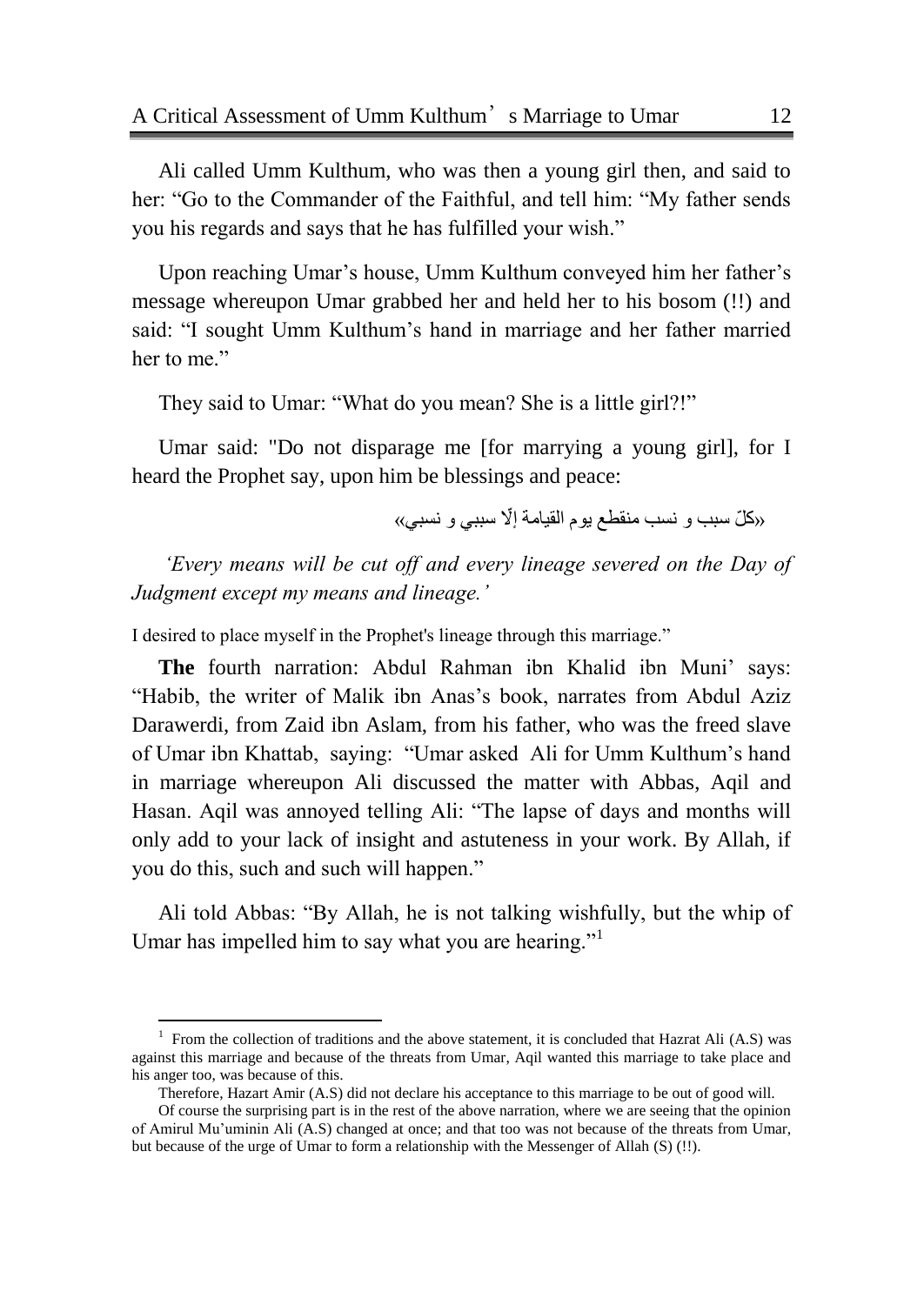Ali called Umm Kulthum, who was then a young girl then, and said to her: "Go to the Commander of the Faithful, and tell him: "My father sends you his regards and says that he has fulfilled your wish."

Upon reaching Umar's house, Umm Kulthum conveyed him her father's message whereupon Umar grabbed her and held her to his bosom (!!) and said: "I sought Umm Kulthum's hand in marriage and her father married her to me."

They said to Umar: "What do you mean? She is a little girl?!"

Umar said: "Do not disparage me [for marrying a young girl], for I heard the Prophet say, upon him be blessings and peace:

«كلّ سبب و نسب منقطع يوم القيامة إلّا سببي و نسبي»

*'Every means will be cut off and every lineage severed on the Day of Judgment except my means and lineage.'*

I desired to place myself in the Prophet's lineage through this marriage."

**The** fourth narration: Abdul Rahman ibn Khalid ibn Muni' says: "Habib, the writer of Malik ibn Anas's book, narrates from Abdul Aziz Darawerdi, from Zaid ibn Aslam, from his father, who was the freed slave of Umar ibn Khattab, saying: "Umar asked Ali for Umm Kulthum's hand in marriage whereupon Ali discussed the matter with Abbas, Aqil and Hasan. Aqil was annoyed telling Ali: "The lapse of days and months will only add to your lack of insight and astuteness in your work. By Allah, if you do this, such and such will happen."

Ali told Abbas: "By Allah, he is not talking wishfully, but the whip of Umar has impelled him to say what you are hearing."[1]

---

[1] From the collection of traditions and the above statement, it is concluded that Hazrat Ali (A.S) was against this marriage and because of the threats from Umar, Aqil wanted this marriage to take place and his anger too, was because of this.

Therefore, Hazart Amir (A.S) did not declare his acceptance to this marriage to be out of good will.

Of course the surprising part is in the rest of the above narration, where we are seeing that the opinion of Amirul Mu'uminin Ali (A.S) changed at once; and that too was not because of the threats from Umar, but because of the urge of Umar to form a relationship with the Messenger of Allah (S) (!!).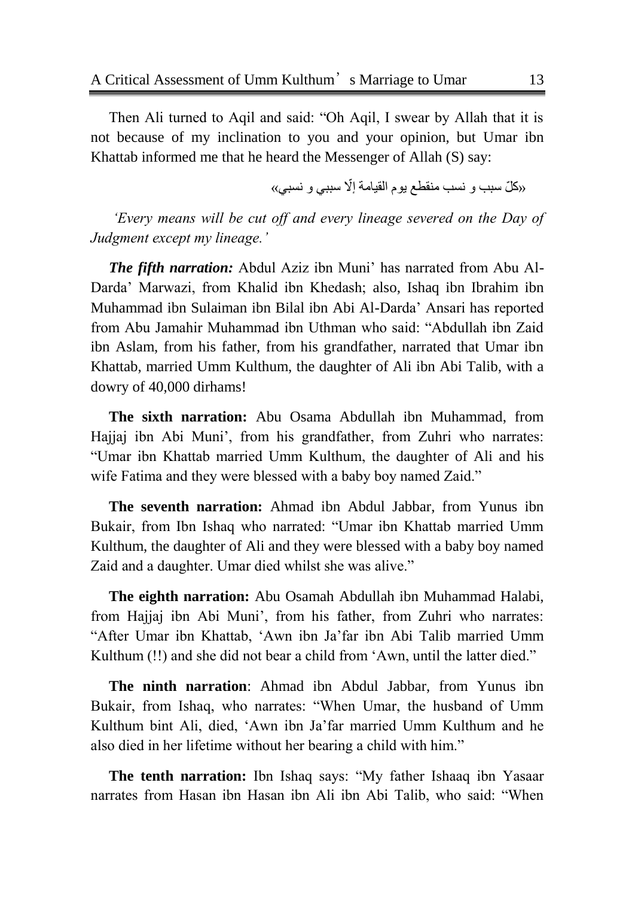Then Ali turned to Aqil and said: “Oh Aqil, I swear by Allah that it is not because of my inclination to you and your opinion, but Umar ibn Khattab informed me that he heard the Messenger of Allah (S) say:

«كلّ سبب و نسب منقطع يوم القيامة إلّا سببي و نسبي»

*‘Every means will be cut off and every lineage severed on the Day of Judgment except my lineage.’*

***The fifth narration:*** Abdul Aziz ibn Muni’ has narrated from Abu Al-Darda’ Marwazi, from Khalid ibn Khedash; also, Ishaq ibn Ibrahim ibn Muhammad ibn Sulaiman ibn Bilal ibn Abi Al-Darda’ Ansari has reported from Abu Jamahir Muhammad ibn Uthman who said: “Abdullah ibn Zaid ibn Aslam, from his father, from his grandfather, narrated that Umar ibn Khattab, married Umm Kulthum, the daughter of Ali ibn Abi Talib, with a dowry of 40,000 dirhams!

**The sixth narration:** Abu Osama Abdullah ibn Muhammad, from Hajjaj ibn Abi Muni’, from his grandfather, from Zuhri who narrates: “Umar ibn Khattab married Umm Kulthum, the daughter of Ali and his wife Fatima and they were blessed with a baby boy named Zaid.”

**The seventh narration:** Ahmad ibn Abdul Jabbar, from Yunus ibn Bukair, from Ibn Ishaq who narrated: “Umar ibn Khattab married Umm Kulthum, the daughter of Ali and they were blessed with a baby boy named Zaid and a daughter. Umar died whilst she was alive.”

**The eighth narration:** Abu Osamah Abdullah ibn Muhammad Halabi, from Hajjaj ibn Abi Muni’, from his father, from Zuhri who narrates: “After Umar ibn Khattab, ‘Awn ibn Ja’far ibn Abi Talib married Umm Kulthum (!!) and she did not bear a child from ‘Awn, until the latter died.”

**The ninth narration**: Ahmad ibn Abdul Jabbar, from Yunus ibn Bukair, from Ishaq, who narrates: “When Umar, the husband of Umm Kulthum bint Ali, died, ‘Awn ibn Ja’far married Umm Kulthum and he also died in her lifetime without her bearing a child with him.”

**The tenth narration:** Ibn Ishaq says: “My father Ishaaq ibn Yasaar narrates from Hasan ibn Hasan ibn Ali ibn Abi Talib, who said: “When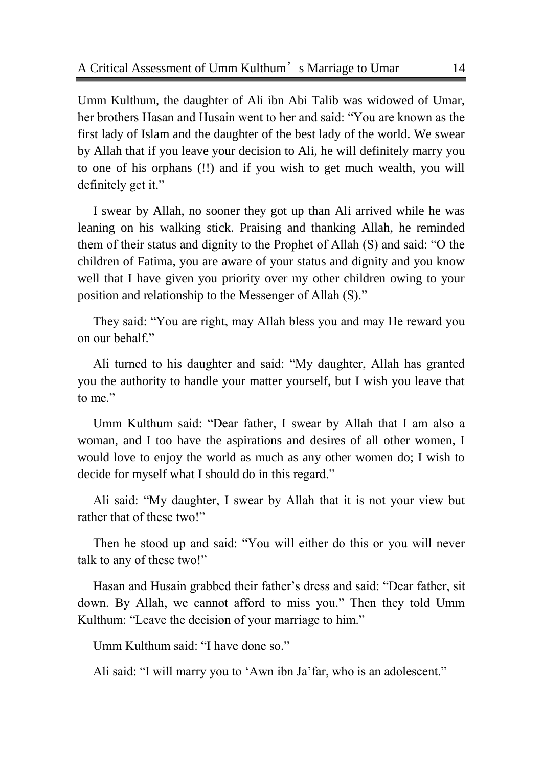Umm Kulthum, the daughter of Ali ibn Abi Talib was widowed of Umar, her brothers Hasan and Husain went to her and said: "You are known as the first lady of Islam and the daughter of the best lady of the world. We swear by Allah that if you leave your decision to Ali, he will definitely marry you to one of his orphans (!!) and if you wish to get much wealth, you will definitely get it."

I swear by Allah, no sooner they got up than Ali arrived while he was leaning on his walking stick. Praising and thanking Allah, he reminded them of their status and dignity to the Prophet of Allah (S) and said: "O the children of Fatima, you are aware of your status and dignity and you know well that I have given you priority over my other children owing to your position and relationship to the Messenger of Allah (S)."

They said: "You are right, may Allah bless you and may He reward you on our behalf."

Ali turned to his daughter and said: "My daughter, Allah has granted you the authority to handle your matter yourself, but I wish you leave that to me."

Umm Kulthum said: "Dear father, I swear by Allah that I am also a woman, and I too have the aspirations and desires of all other women, I would love to enjoy the world as much as any other women do; I wish to decide for myself what I should do in this regard."

Ali said: "My daughter, I swear by Allah that it is not your view but rather that of these two!"

Then he stood up and said: "You will either do this or you will never talk to any of these two!"

Hasan and Husain grabbed their father's dress and said: "Dear father, sit down. By Allah, we cannot afford to miss you." Then they told Umm Kulthum: "Leave the decision of your marriage to him."

Umm Kulthum said: "I have done so."

Ali said: "I will marry you to 'Awn ibn Ja'far, who is an adolescent."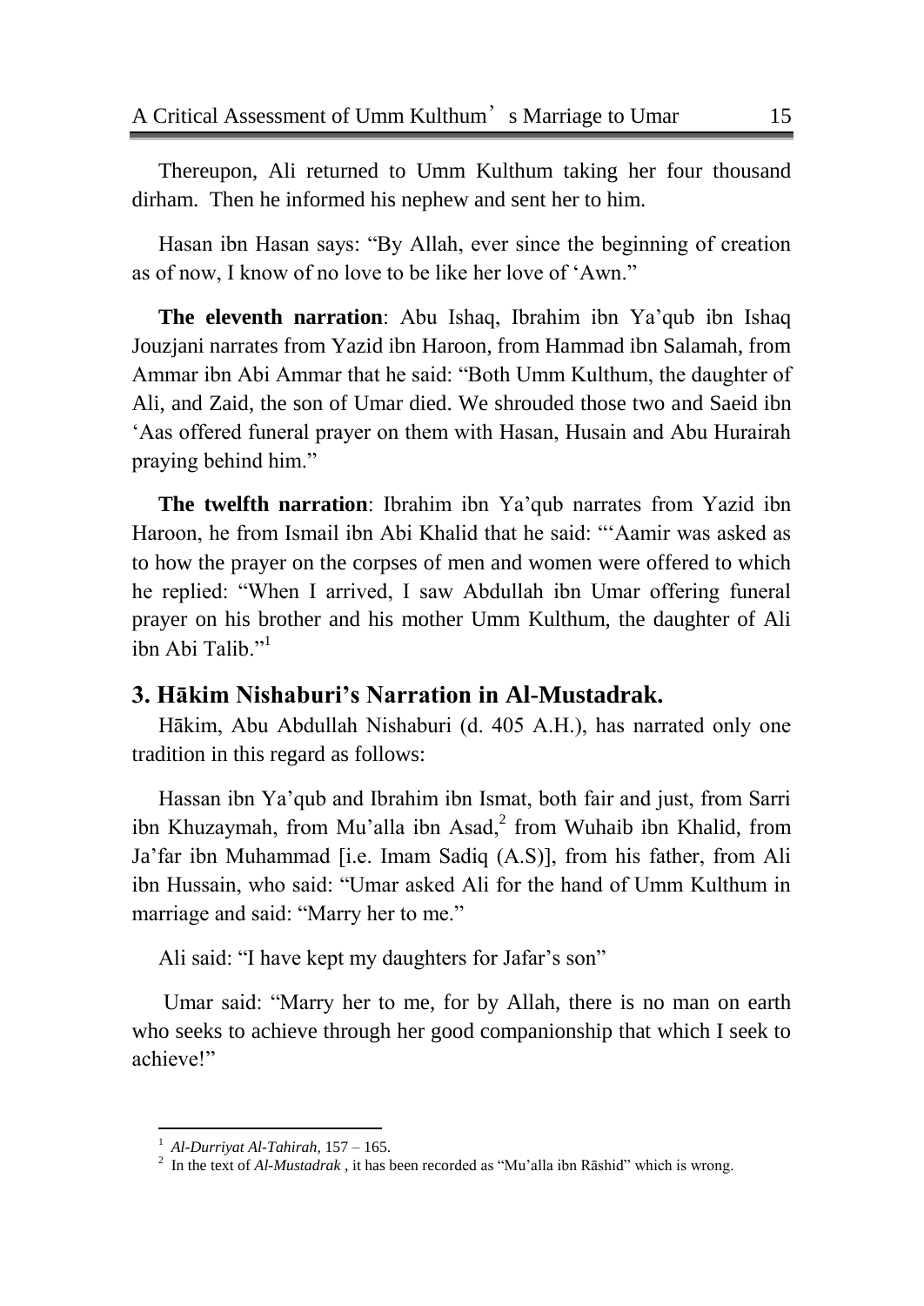Thereupon, Ali returned to Umm Kulthum taking her four thousand dirham. Then he informed his nephew and sent her to him.

Hasan ibn Hasan says: “By Allah, ever since the beginning of creation as of now, I know of no love to be like her love of ‘Awn.”

**The eleventh narration**: Abu Ishaq, Ibrahim ibn Ya’qub ibn Ishaq Jouzjani narrates from Yazid ibn Haroon, from Hammad ibn Salamah, from Ammar ibn Abi Ammar that he said: “Both Umm Kulthum, the daughter of Ali, and Zaid, the son of Umar died. We shrouded those two and Saeid ibn ‘Aas offered funeral prayer on them with Hasan, Husain and Abu Hurairah praying behind him.”

**The twelfth narration**: Ibrahim ibn Ya’qub narrates from Yazid ibn Haroon, he from Ismail ibn Abi Khalid that he said: “‘Aamir was asked as to how the prayer on the corpses of men and women were offered to which he replied: “When I arrived, I saw Abdullah ibn Umar offering funeral prayer on his brother and his mother Umm Kulthum, the daughter of Ali ibn Abi Talib.”[1]

## 3. Hākim Nishaburi’s Narration in Al-Mustadrak.

Hākim, Abu Abdullah Nishaburi (d. 405 A.H.), has narrated only one tradition in this regard as follows:

Hassan ibn Ya’qub and Ibrahim ibn Ismat, both fair and just, from Sarri ibn Khuzaymah, from Mu’alla ibn Asad,[2] from Wuhaib ibn Khalid, from Ja’far ibn Muhammad [i.e. Imam Sadiq (A.S)], from his father, from Ali ibn Hussain, who said: “Umar asked Ali for the hand of Umm Kulthum in marriage and said: “Marry her to me.”

Ali said: “I have kept my daughters for Jafar’s son”

Umar said: “Marry her to me, for by Allah, there is no man on earth who seeks to achieve through her good companionship that which I seek to achieve!”

---

[1] *Al-Durriyat Al-Tahirah,* 157 – 165.

[2] In the text of *Al-Mustadrak* , it has been recorded as “Mu’alla ibn Rāshid” which is wrong.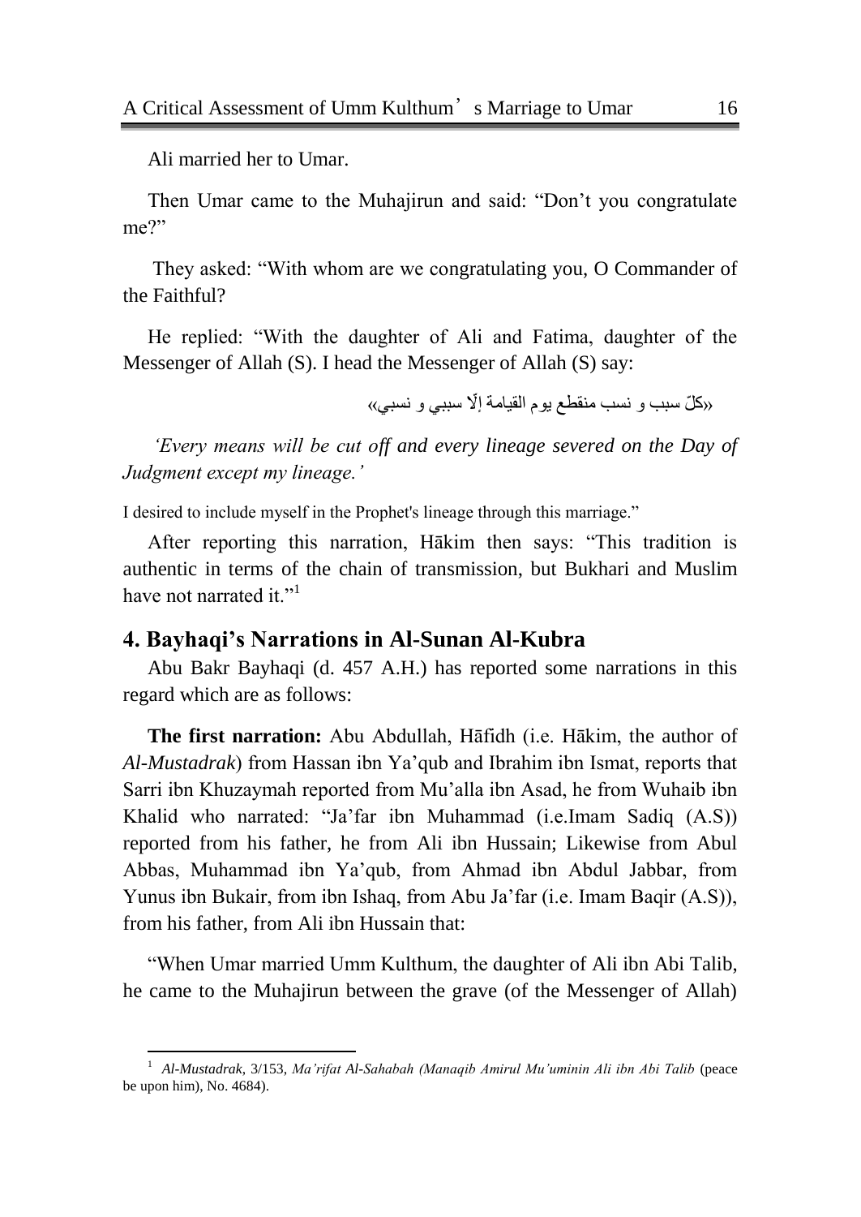Ali married her to Umar.

Then Umar came to the Muhajirun and said: “Don’t you congratulate me?”

They asked: “With whom are we congratulating you, O Commander of the Faithful?

He replied: “With the daughter of Ali and Fatima, daughter of the Messenger of Allah (S). I head the Messenger of Allah (S) say:

«كلّ سبب و نسب منقطع يوم القيامة إلّا سببي و نسبي»

*‘Every means will be cut off and every lineage severed on the Day of Judgment except my lineage.’*

I desired to include myself in the Prophet's lineage through this marriage.”

After reporting this narration, Hākim then says: “This tradition is authentic in terms of the chain of transmission, but Bukhari and Muslim have not narrated it.”[1]

## 4. Bayhaqi’s Narrations in Al-Sunan Al-Kubra

Abu Bakr Bayhaqi (d. 457 A.H.) has reported some narrations in this regard which are as follows:

**The first narration:** Abu Abdullah, Hāfidh (i.e. Hākim, the author of *Al-Mustadrak*) from Hassan ibn Ya’qub and Ibrahim ibn Ismat, reports that Sarri ibn Khuzaymah reported from Mu’alla ibn Asad, he from Wuhaib ibn Khalid who narrated: “Ja’far ibn Muhammad (i.e.Imam Sadiq (A.S)) reported from his father, he from Ali ibn Hussain; Likewise from Abul Abbas, Muhammad ibn Ya’qub, from Ahmad ibn Abdul Jabbar, from Yunus ibn Bukair, from ibn Ishaq, from Abu Ja’far (i.e. Imam Baqir (A.S)), from his father, from Ali ibn Hussain that:

“When Umar married Umm Kulthum, the daughter of Ali ibn Abi Talib, he came to the Muhajirun between the grave (of the Messenger of Allah)

---

[1] *Al-Mustadrak*, 3/153, *Ma’rifat Al-Sahabah (Manaqib Amirul Mu’uminin Ali ibn Abi Talib* (peace be upon him), No. 4684).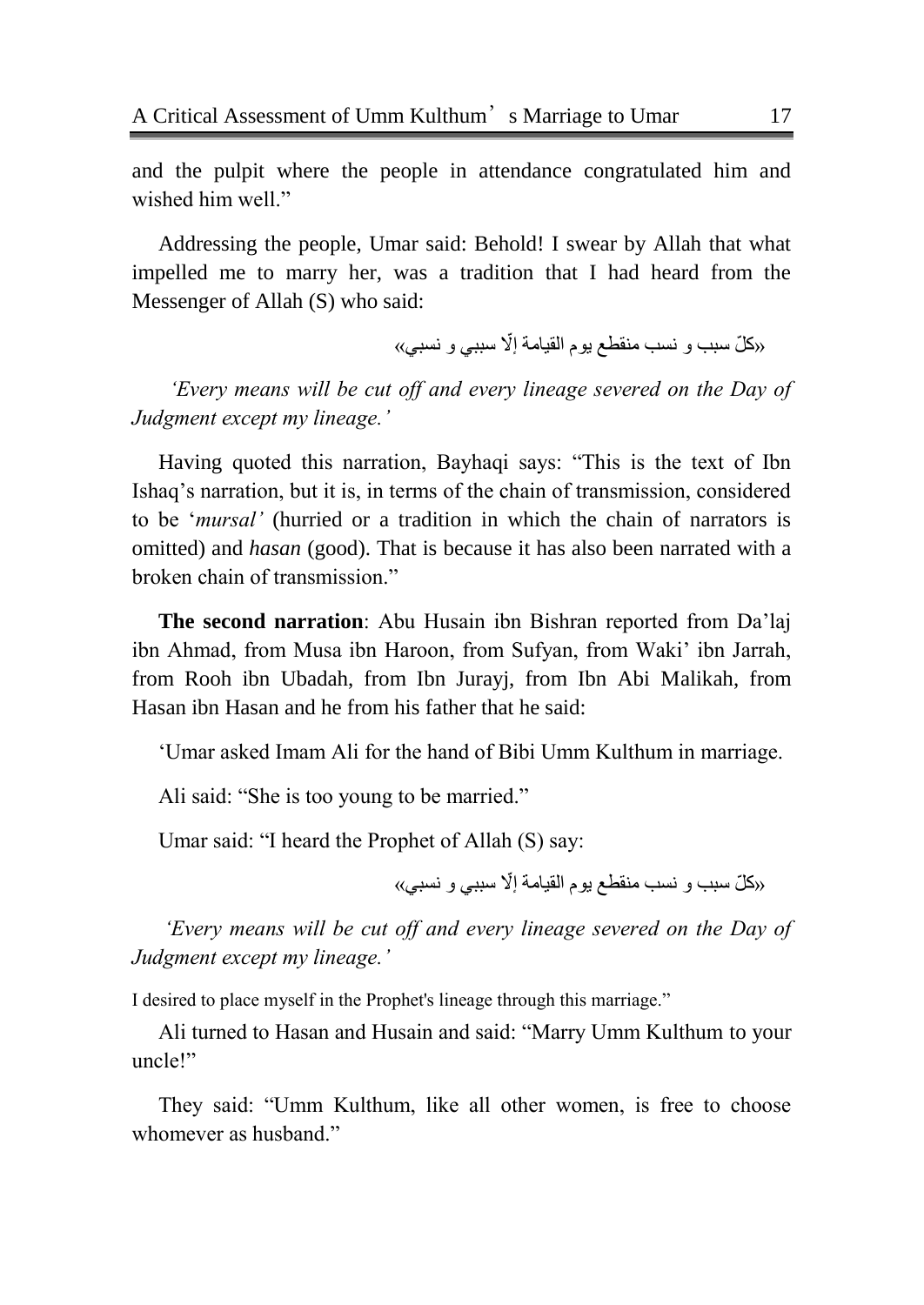and the pulpit where the people in attendance congratulated him and wished him well."

Addressing the people, Umar said: Behold! I swear by Allah that what impelled me to marry her, was a tradition that I had heard from the Messenger of Allah (S) who said:

«كلّ سبب و نسب منقطع يوم القيامة إلّا سببي و نسبي»

*'Every means will be cut off and every lineage severed on the Day of Judgment except my lineage.'*

Having quoted this narration, Bayhaqi says: "This is the text of Ibn Ishaq's narration, but it is, in terms of the chain of transmission, considered to be '*mursal'* (hurried or a tradition in which the chain of narrators is omitted) and *hasan* (good). That is because it has also been narrated with a broken chain of transmission."

**The second narration**: Abu Husain ibn Bishran reported from Da'laj ibn Ahmad, from Musa ibn Haroon, from Sufyan, from Waki' ibn Jarrah, from Rooh ibn Ubadah, from Ibn Jurayj, from Ibn Abi Malikah, from Hasan ibn Hasan and he from his father that he said:

'Umar asked Imam Ali for the hand of Bibi Umm Kulthum in marriage.

Ali said: "She is too young to be married."

Umar said: "I heard the Prophet of Allah (S) say:

«كلّ سبب و نسب منقطع يوم القيامة إلّا سببي و نسبي»

*'Every means will be cut off and every lineage severed on the Day of Judgment except my lineage.'*

I desired to place myself in the Prophet's lineage through this marriage."

Ali turned to Hasan and Husain and said: "Marry Umm Kulthum to your uncle!"

They said: "Umm Kulthum, like all other women, is free to choose whomever as husband."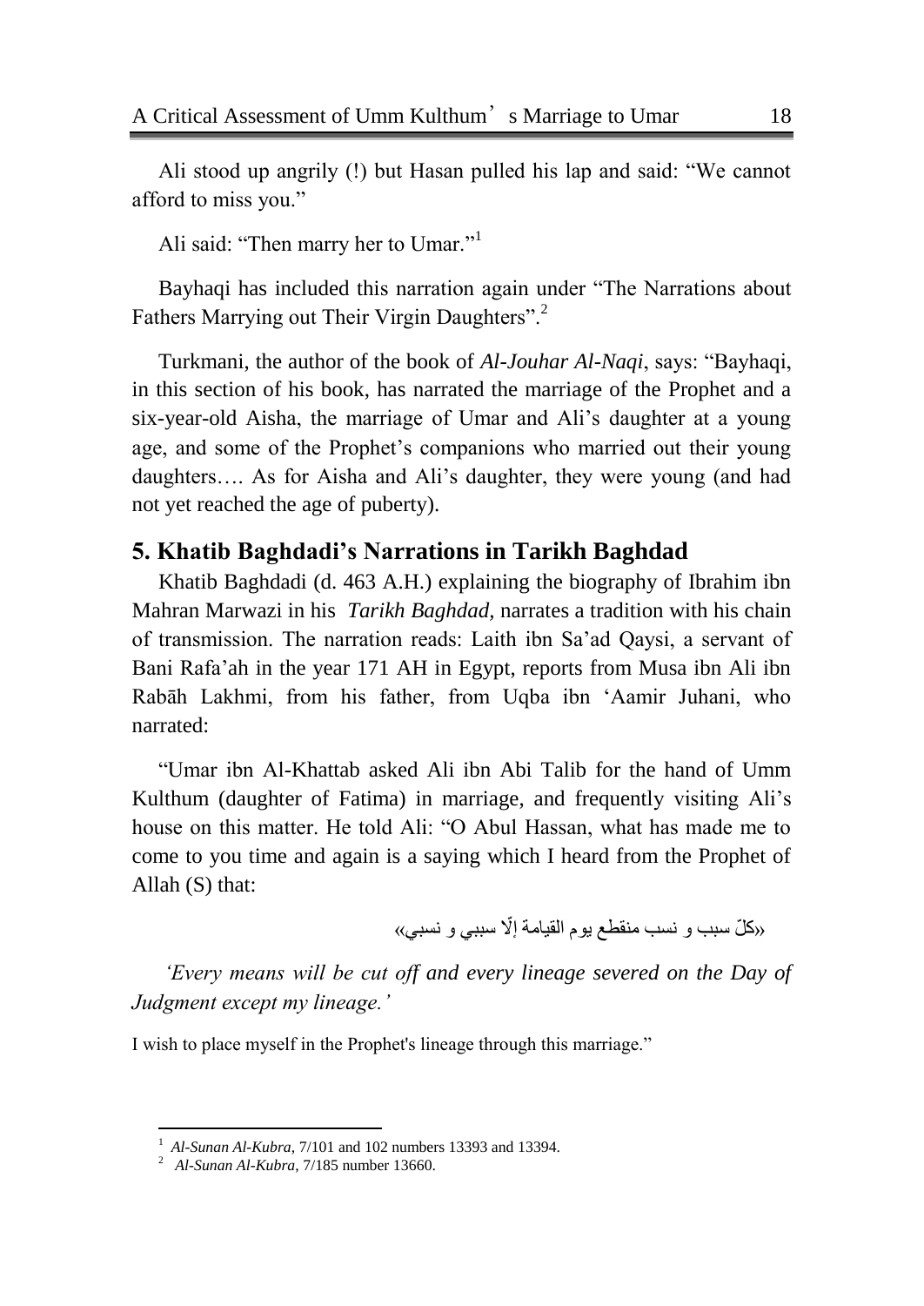Ali stood up angrily (!) but Hasan pulled his lap and said: "We cannot afford to miss you."

Ali said: "Then marry her to Umar."[1]

Bayhaqi has included this narration again under "The Narrations about Fathers Marrying out Their Virgin Daughters".[2]

Turkmani, the author of the book of *Al-Jouhar Al-Naqi*, says: "Bayhaqi, in this section of his book, has narrated the marriage of the Prophet and a six-year-old Aisha, the marriage of Umar and Ali's daughter at a young age, and some of the Prophet's companions who married out their young daughters…. As for Aisha and Ali's daughter, they were young (and had not yet reached the age of puberty).

## 5. Khatib Baghdadi's Narrations in Tarikh Baghdad

Khatib Baghdadi (d. 463 A.H.) explaining the biography of Ibrahim ibn Mahran Marwazi in his *Tarikh Baghdad*, narrates a tradition with his chain of transmission. The narration reads: Laith ibn Sa'ad Qaysi, a servant of Bani Rafa'ah in the year 171 AH in Egypt, reports from Musa ibn Ali ibn Rabāh Lakhmi, from his father, from Uqba ibn 'Aamir Juhani, who narrated:

"Umar ibn Al-Khattab asked Ali ibn Abi Talib for the hand of Umm Kulthum (daughter of Fatima) in marriage, and frequently visiting Ali's house on this matter. He told Ali: "O Abul Hassan, what has made me to come to you time and again is a saying which I heard from the Prophet of Allah (S) that:

«كلّ سبب و نسب منقطع يوم القيامة إلّا سببي و نسبي»

*'Every means will be cut off and every lineage severed on the Day of Judgment except my lineage.'*

I wish to place myself in the Prophet's lineage through this marriage."

---

[1] *Al-Sunan Al-Kubra*, 7/101 and 102 numbers 13393 and 13394.

[2] *Al-Sunan Al-Kubra*, 7/185 number 13660.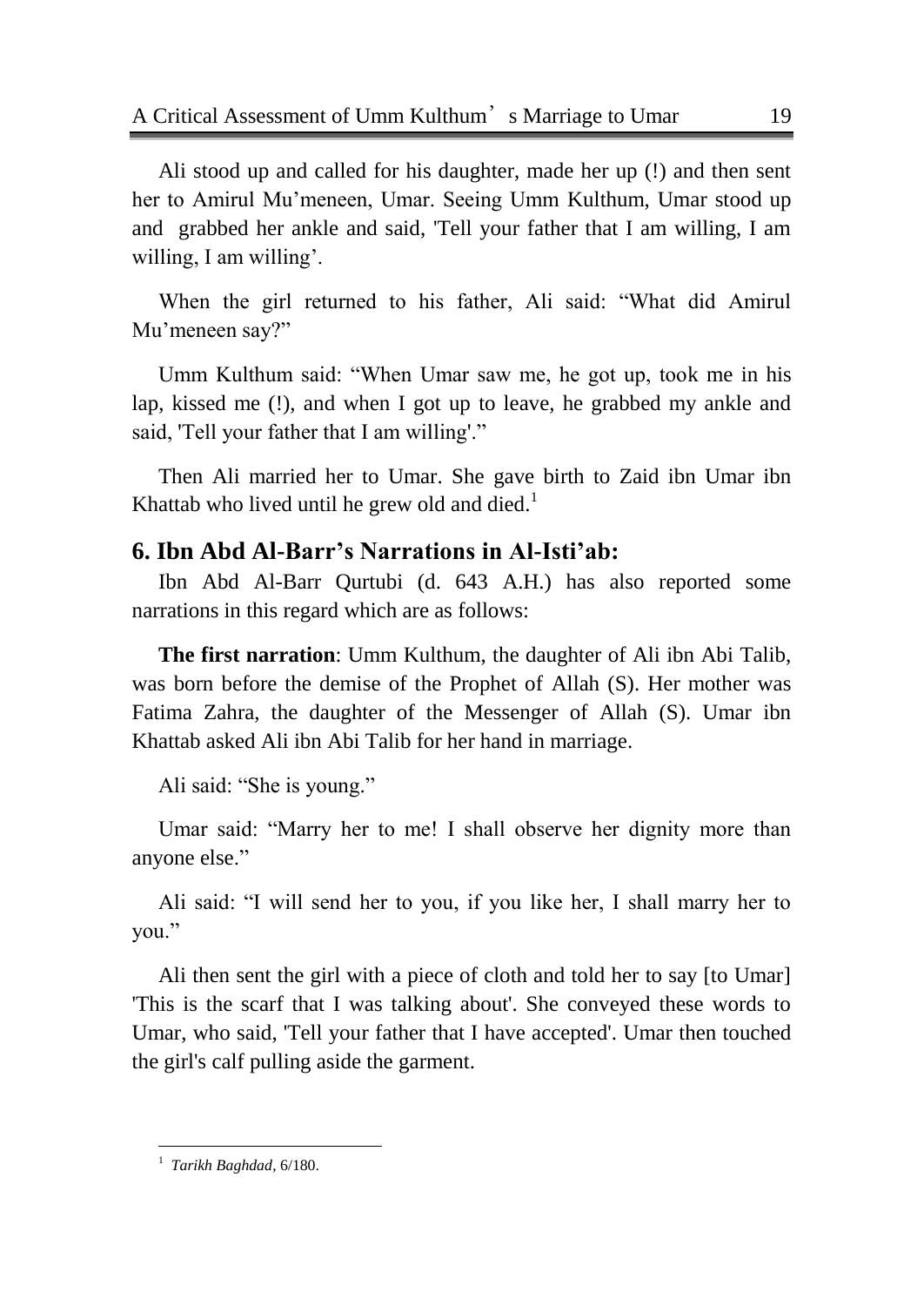Ali stood up and called for his daughter, made her up (!) and then sent her to Amirul Mu'meneen, Umar. Seeing Umm Kulthum, Umar stood up and grabbed her ankle and said, 'Tell your father that I am willing, I am willing, I am willing'.

When the girl returned to his father, Ali said: "What did Amirul Mu'meneen say?"

Umm Kulthum said: "When Umar saw me, he got up, took me in his lap, kissed me (!), and when I got up to leave, he grabbed my ankle and said, 'Tell your father that I am willing'."

Then Ali married her to Umar. She gave birth to Zaid ibn Umar ibn Khattab who lived until he grew old and died.[1]

## 6. Ibn Abd Al-Barr's Narrations in Al-Isti'ab:

Ibn Abd Al-Barr Qurtubi (d. 643 A.H.) has also reported some narrations in this regard which are as follows:

**The first narration**: Umm Kulthum, the daughter of Ali ibn Abi Talib, was born before the demise of the Prophet of Allah (S). Her mother was Fatima Zahra, the daughter of the Messenger of Allah (S). Umar ibn Khattab asked Ali ibn Abi Talib for her hand in marriage.

Ali said: "She is young."

Umar said: "Marry her to me! I shall observe her dignity more than anyone else."

Ali said: "I will send her to you, if you like her, I shall marry her to you."

Ali then sent the girl with a piece of cloth and told her to say [to Umar] 'This is the scarf that I was talking about'. She conveyed these words to Umar, who said, 'Tell your father that I have accepted'. Umar then touched the girl's calf pulling aside the garment.

---

[1] *Tarikh Baghdad*, 6/180.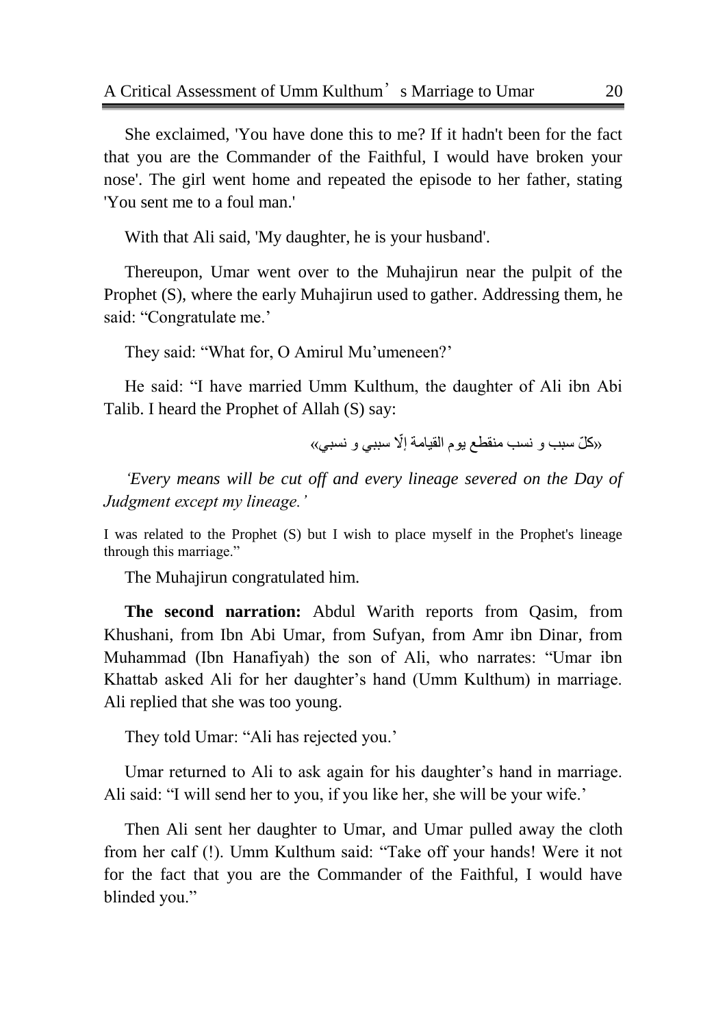She exclaimed, 'You have done this to me? If it hadn't been for the fact that you are the Commander of the Faithful, I would have broken your nose'. The girl went home and repeated the episode to her father, stating 'You sent me to a foul man.'

With that Ali said, 'My daughter, he is your husband'.

Thereupon, Umar went over to the Muhajirun near the pulpit of the Prophet (S), where the early Muhajirun used to gather. Addressing them, he said: "Congratulate me.'

They said: "What for, O Amirul Mu'umeneen?'

He said: "I have married Umm Kulthum, the daughter of Ali ibn Abi Talib. I heard the Prophet of Allah (S) say:

«كلّ سبب و نسب منقطع يوم القيامة إلّا سببي و نسبي»

*'Every means will be cut off and every lineage severed on the Day of Judgment except my lineage.'*

I was related to the Prophet (S) but I wish to place myself in the Prophet's lineage through this marriage."

The Muhajirun congratulated him.

**The second narration:** Abdul Warith reports from Qasim, from Khushani, from Ibn Abi Umar, from Sufyan, from Amr ibn Dinar, from Muhammad (Ibn Hanafiyah) the son of Ali, who narrates: "Umar ibn Khattab asked Ali for her daughter's hand (Umm Kulthum) in marriage. Ali replied that she was too young.

They told Umar: "Ali has rejected you.'

Umar returned to Ali to ask again for his daughter's hand in marriage. Ali said: "I will send her to you, if you like her, she will be your wife.'

Then Ali sent her daughter to Umar, and Umar pulled away the cloth from her calf (!). Umm Kulthum said: "Take off your hands! Were it not for the fact that you are the Commander of the Faithful, I would have blinded you."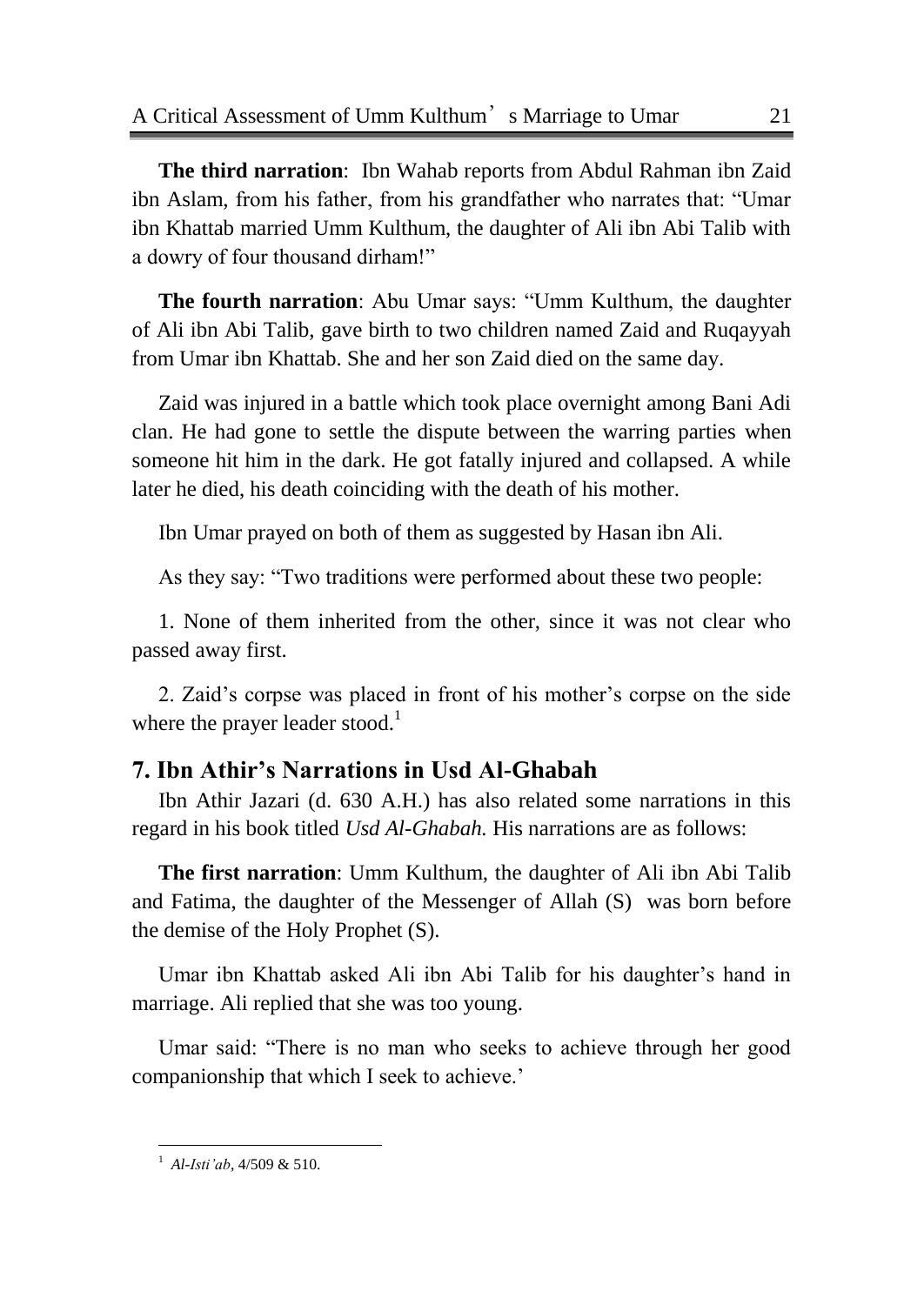**The third narration**: Ibn Wahab reports from Abdul Rahman ibn Zaid ibn Aslam, from his father, from his grandfather who narrates that: “Umar ibn Khattab married Umm Kulthum, the daughter of Ali ibn Abi Talib with a dowry of four thousand dirham!”

**The fourth narration**: Abu Umar says: “Umm Kulthum, the daughter of Ali ibn Abi Talib, gave birth to two children named Zaid and Ruqayyah from Umar ibn Khattab. She and her son Zaid died on the same day.

Zaid was injured in a battle which took place overnight among Bani Adi clan. He had gone to settle the dispute between the warring parties when someone hit him in the dark. He got fatally injured and collapsed. A while later he died, his death coinciding with the death of his mother.

Ibn Umar prayed on both of them as suggested by Hasan ibn Ali.

As they say: “Two traditions were performed about these two people:

1. None of them inherited from the other, since it was not clear who passed away first.

2. Zaid’s corpse was placed in front of his mother’s corpse on the side where the prayer leader stood.[1]

## 7. Ibn Athir’s Narrations in Usd Al-Ghabah

Ibn Athir Jazari (d. 630 A.H.) has also related some narrations in this regard in his book titled *Usd Al-Ghabah.* His narrations are as follows:

**The first narration**: Umm Kulthum, the daughter of Ali ibn Abi Talib and Fatima, the daughter of the Messenger of Allah (S) was born before the demise of the Holy Prophet (S).

Umar ibn Khattab asked Ali ibn Abi Talib for his daughter’s hand in marriage. Ali replied that she was too young.

Umar said: “There is no man who seeks to achieve through her good companionship that which I seek to achieve.’

---

[1] *Al-Isti’ab*, 4/509 & 510.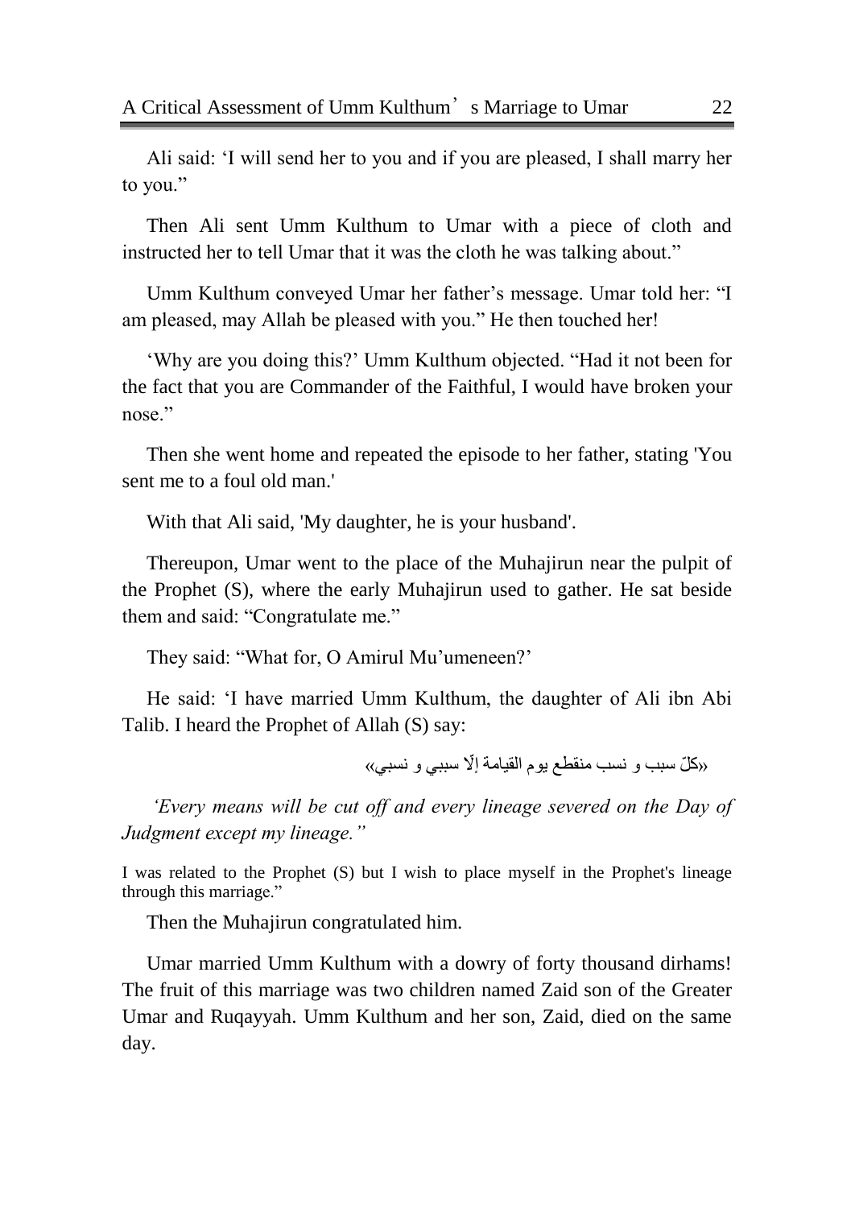Ali said: 'I will send her to you and if you are pleased, I shall marry her to you."

Then Ali sent Umm Kulthum to Umar with a piece of cloth and instructed her to tell Umar that it was the cloth he was talking about."

Umm Kulthum conveyed Umar her father's message. Umar told her: "I am pleased, may Allah be pleased with you." He then touched her!

'Why are you doing this?' Umm Kulthum objected. "Had it not been for the fact that you are Commander of the Faithful, I would have broken your nose."

Then she went home and repeated the episode to her father, stating 'You sent me to a foul old man.'

With that Ali said, 'My daughter, he is your husband'.

Thereupon, Umar went to the place of the Muhajirun near the pulpit of the Prophet (S), where the early Muhajirun used to gather. He sat beside them and said: "Congratulate me."

They said: "What for, O Amirul Mu'umeneen?'

He said: 'I have married Umm Kulthum, the daughter of Ali ibn Abi Talib. I heard the Prophet of Allah (S) say:

«كلّ سبب و نسب منقطع يوم القيامة إلّا سببي و نسبي»

*'Every means will be cut off and every lineage severed on the Day of Judgment except my lineage."*

I was related to the Prophet (S) but I wish to place myself in the Prophet's lineage through this marriage."

Then the Muhajirun congratulated him.

Umar married Umm Kulthum with a dowry of forty thousand dirhams! The fruit of this marriage was two children named Zaid son of the Greater Umar and Ruqayyah. Umm Kulthum and her son, Zaid, died on the same day.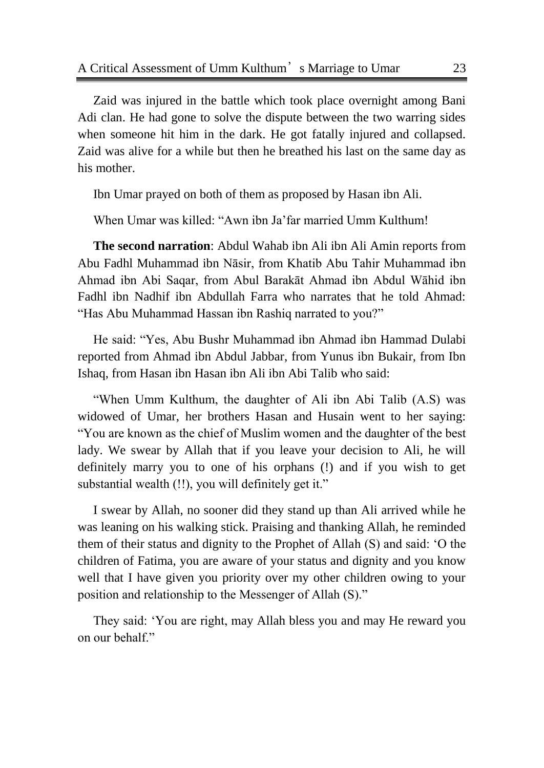Zaid was injured in the battle which took place overnight among Bani Adi clan. He had gone to solve the dispute between the two warring sides when someone hit him in the dark. He got fatally injured and collapsed. Zaid was alive for a while but then he breathed his last on the same day as his mother.

Ibn Umar prayed on both of them as proposed by Hasan ibn Ali.

When Umar was killed: "Awn ibn Ja'far married Umm Kulthum!

**The second narration**: Abdul Wahab ibn Ali ibn Ali Amin reports from Abu Fadhl Muhammad ibn Nāsir, from Khatib Abu Tahir Muhammad ibn Ahmad ibn Abi Saqar, from Abul Barakāt Ahmad ibn Abdul Wāhid ibn Fadhl ibn Nadhif ibn Abdullah Farra who narrates that he told Ahmad: "Has Abu Muhammad Hassan ibn Rashiq narrated to you?"

He said: "Yes, Abu Bushr Muhammad ibn Ahmad ibn Hammad Dulabi reported from Ahmad ibn Abdul Jabbar, from Yunus ibn Bukair, from Ibn Ishaq, from Hasan ibn Hasan ibn Ali ibn Abi Talib who said:

"When Umm Kulthum, the daughter of Ali ibn Abi Talib (A.S) was widowed of Umar, her brothers Hasan and Husain went to her saying: "You are known as the chief of Muslim women and the daughter of the best lady. We swear by Allah that if you leave your decision to Ali, he will definitely marry you to one of his orphans (!) and if you wish to get substantial wealth (!!), you will definitely get it."

I swear by Allah, no sooner did they stand up than Ali arrived while he was leaning on his walking stick. Praising and thanking Allah, he reminded them of their status and dignity to the Prophet of Allah (S) and said: 'O the children of Fatima, you are aware of your status and dignity and you know well that I have given you priority over my other children owing to your position and relationship to the Messenger of Allah (S)."

They said: 'You are right, may Allah bless you and may He reward you on our behalf."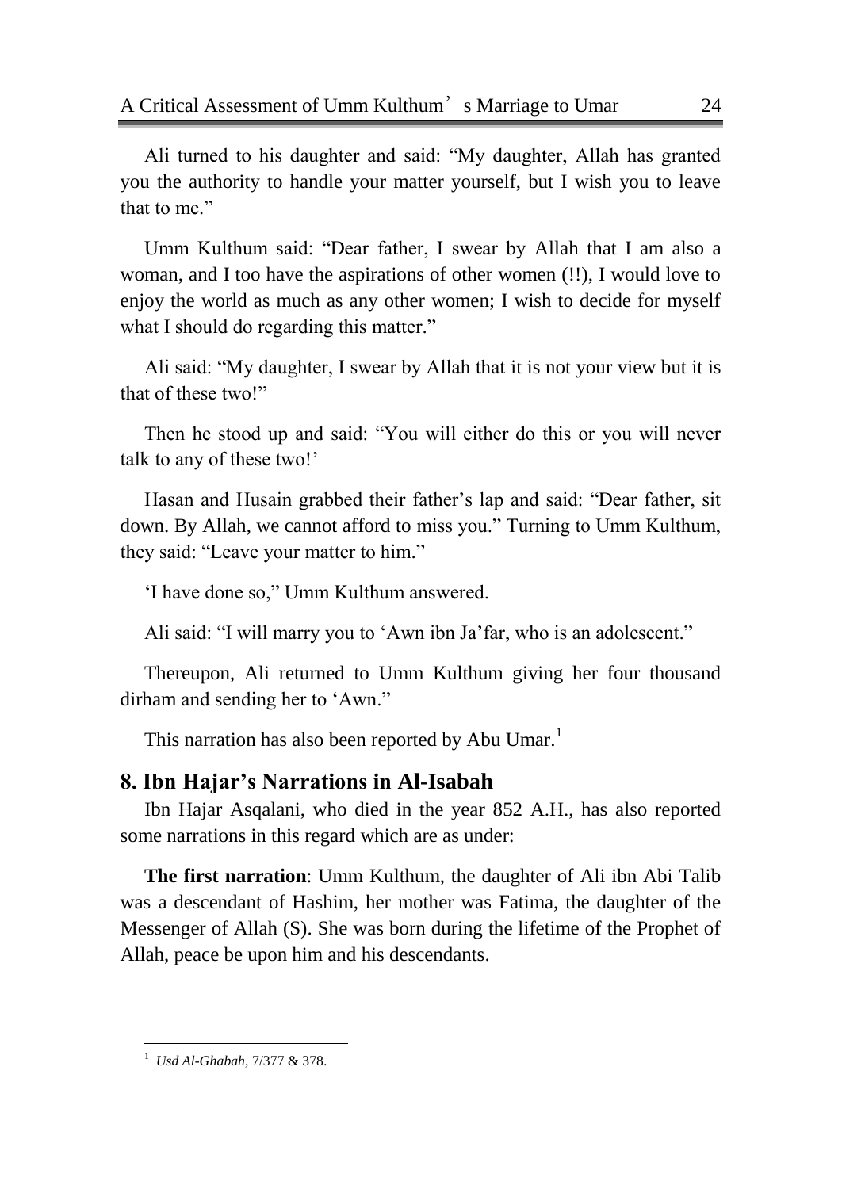Ali turned to his daughter and said: "My daughter, Allah has granted you the authority to handle your matter yourself, but I wish you to leave that to me."

Umm Kulthum said: "Dear father, I swear by Allah that I am also a woman, and I too have the aspirations of other women (!!), I would love to enjoy the world as much as any other women; I wish to decide for myself what I should do regarding this matter."

Ali said: "My daughter, I swear by Allah that it is not your view but it is that of these two!"

Then he stood up and said: "You will either do this or you will never talk to any of these two!'

Hasan and Husain grabbed their father's lap and said: "Dear father, sit down. By Allah, we cannot afford to miss you." Turning to Umm Kulthum, they said: "Leave your matter to him."

'I have done so," Umm Kulthum answered.

Ali said: "I will marry you to 'Awn ibn Ja'far, who is an adolescent."

Thereupon, Ali returned to Umm Kulthum giving her four thousand dirham and sending her to 'Awn."

This narration has also been reported by Abu Umar.[1]

## 8. Ibn Hajar's Narrations in Al-Isabah

Ibn Hajar Asqalani, who died in the year 852 A.H., has also reported some narrations in this regard which are as under:

**The first narration**: Umm Kulthum, the daughter of Ali ibn Abi Talib was a descendant of Hashim, her mother was Fatima, the daughter of the Messenger of Allah (S). She was born during the lifetime of the Prophet of Allah, peace be upon him and his descendants.

---

[1] *Usd Al-Ghabah*, 7/377 & 378.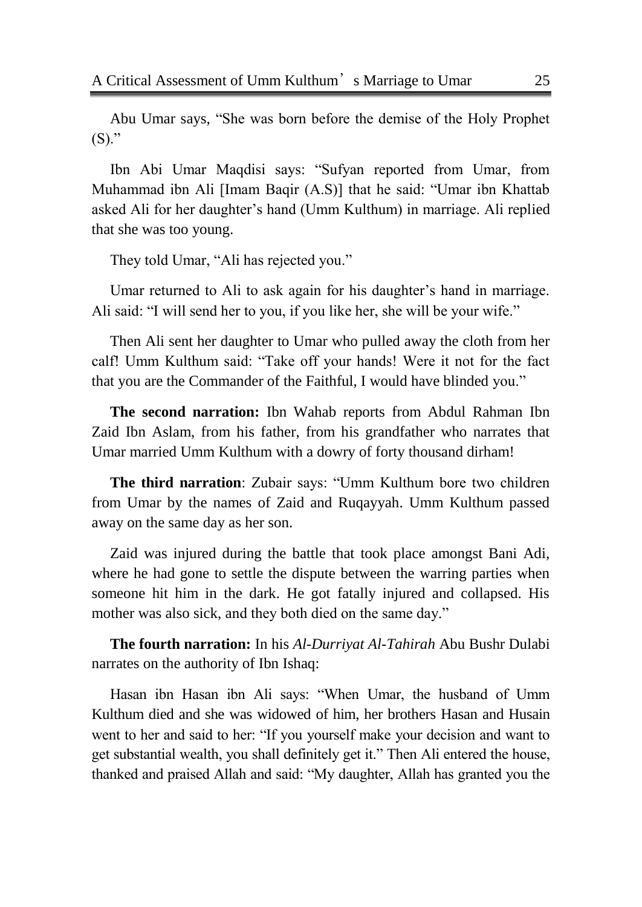Abu Umar says, “She was born before the demise of the Holy Prophet (S).”

Ibn Abi Umar Maqdisi says: “Sufyan reported from Umar, from Muhammad ibn Ali [Imam Baqir (A.S)] that he said: “Umar ibn Khattab asked Ali for her daughter’s hand (Umm Kulthum) in marriage. Ali replied that she was too young.

They told Umar, “Ali has rejected you.”

Umar returned to Ali to ask again for his daughter’s hand in marriage. Ali said: “I will send her to you, if you like her, she will be your wife.”

Then Ali sent her daughter to Umar who pulled away the cloth from her calf! Umm Kulthum said: “Take off your hands! Were it not for the fact that you are the Commander of the Faithful, I would have blinded you.”

**The second narration:** Ibn Wahab reports from Abdul Rahman Ibn Zaid Ibn Aslam, from his father, from his grandfather who narrates that Umar married Umm Kulthum with a dowry of forty thousand dirham!

**The third narration**: Zubair says: “Umm Kulthum bore two children from Umar by the names of Zaid and Ruqayyah. Umm Kulthum passed away on the same day as her son.

Zaid was injured during the battle that took place amongst Bani Adi, where he had gone to settle the dispute between the warring parties when someone hit him in the dark. He got fatally injured and collapsed. His mother was also sick, and they both died on the same day.”

**The fourth narration:** In his *Al-Durriyat Al-Tahirah* Abu Bushr Dulabi narrates on the authority of Ibn Ishaq:

Hasan ibn Hasan ibn Ali says: “When Umar, the husband of Umm Kulthum died and she was widowed of him, her brothers Hasan and Husain went to her and said to her: “If you yourself make your decision and want to get substantial wealth, you shall definitely get it.” Then Ali entered the house, thanked and praised Allah and said: “My daughter, Allah has granted you the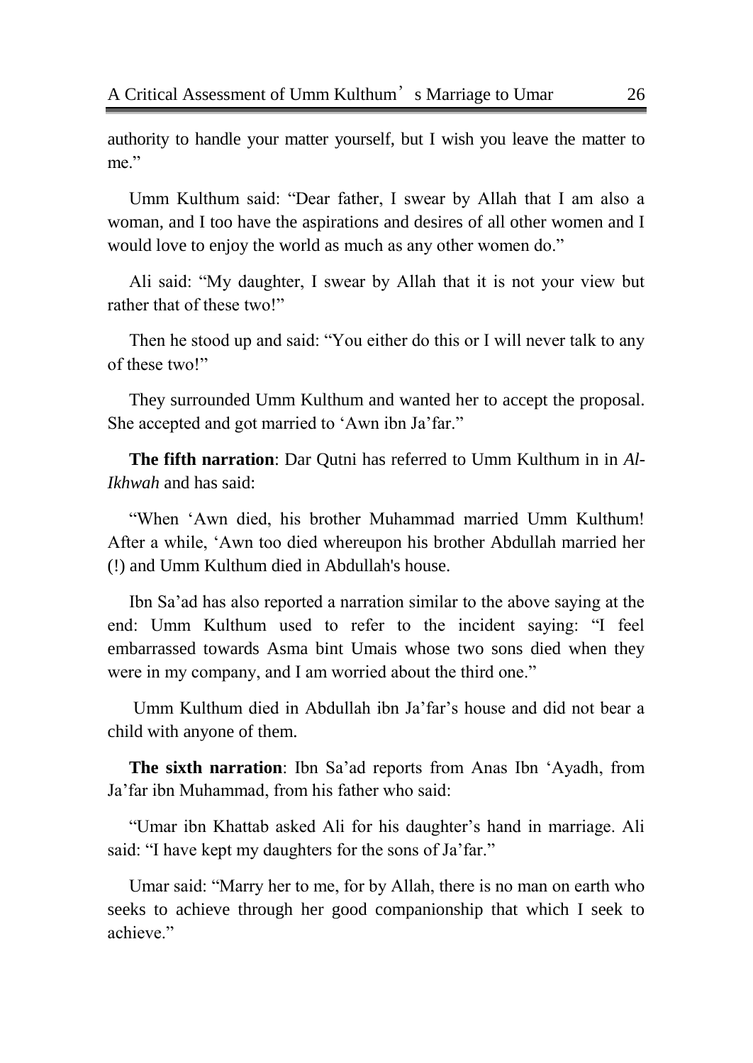authority to handle your matter yourself, but I wish you leave the matter to me."

Umm Kulthum said: "Dear father, I swear by Allah that I am also a woman, and I too have the aspirations and desires of all other women and I would love to enjoy the world as much as any other women do."

Ali said: "My daughter, I swear by Allah that it is not your view but rather that of these two!"

Then he stood up and said: "You either do this or I will never talk to any of these two!"

They surrounded Umm Kulthum and wanted her to accept the proposal. She accepted and got married to 'Awn ibn Ja'far."

**The fifth narration**: Dar Qutni has referred to Umm Kulthum in in *Al-Ikhwah* and has said:

"When 'Awn died, his brother Muhammad married Umm Kulthum! After a while, 'Awn too died whereupon his brother Abdullah married her (!) and Umm Kulthum died in Abdullah's house.

Ibn Sa'ad has also reported a narration similar to the above saying at the end: Umm Kulthum used to refer to the incident saying: "I feel embarrassed towards Asma bint Umais whose two sons died when they were in my company, and I am worried about the third one."

Umm Kulthum died in Abdullah ibn Ja'far's house and did not bear a child with anyone of them.

**The sixth narration**: Ibn Sa'ad reports from Anas Ibn 'Ayadh, from Ja'far ibn Muhammad, from his father who said:

"Umar ibn Khattab asked Ali for his daughter's hand in marriage. Ali said: "I have kept my daughters for the sons of Ja'far."

Umar said: "Marry her to me, for by Allah, there is no man on earth who seeks to achieve through her good companionship that which I seek to achieve."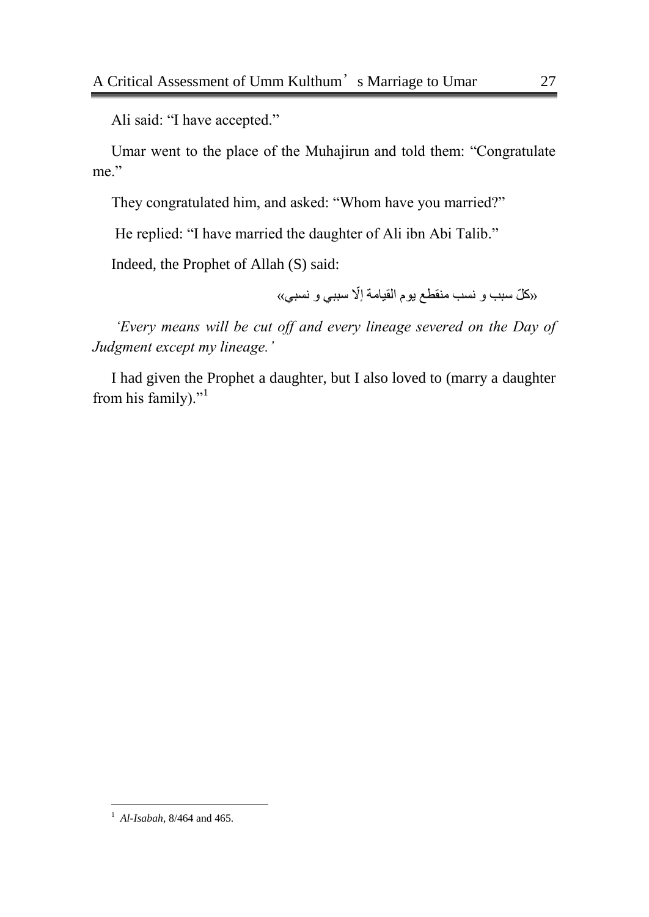Ali said: "I have accepted."

Umar went to the place of the Muhajirun and told them: "Congratulate me."

They congratulated him, and asked: "Whom have you married?"

He replied: "I have married the daughter of Ali ibn Abi Talib."

Indeed, the Prophet of Allah (S) said:

«كلّ سبب و نسب منقطع يوم القيامة إلّا سببي و نسبي»

*'Every means will be cut off and every lineage severed on the Day of Judgment except my lineage.'*

I had given the Prophet a daughter, but I also loved to (marry a daughter from his family)."[1]

---

[1] *Al-Isabah*, 8/464 and 465.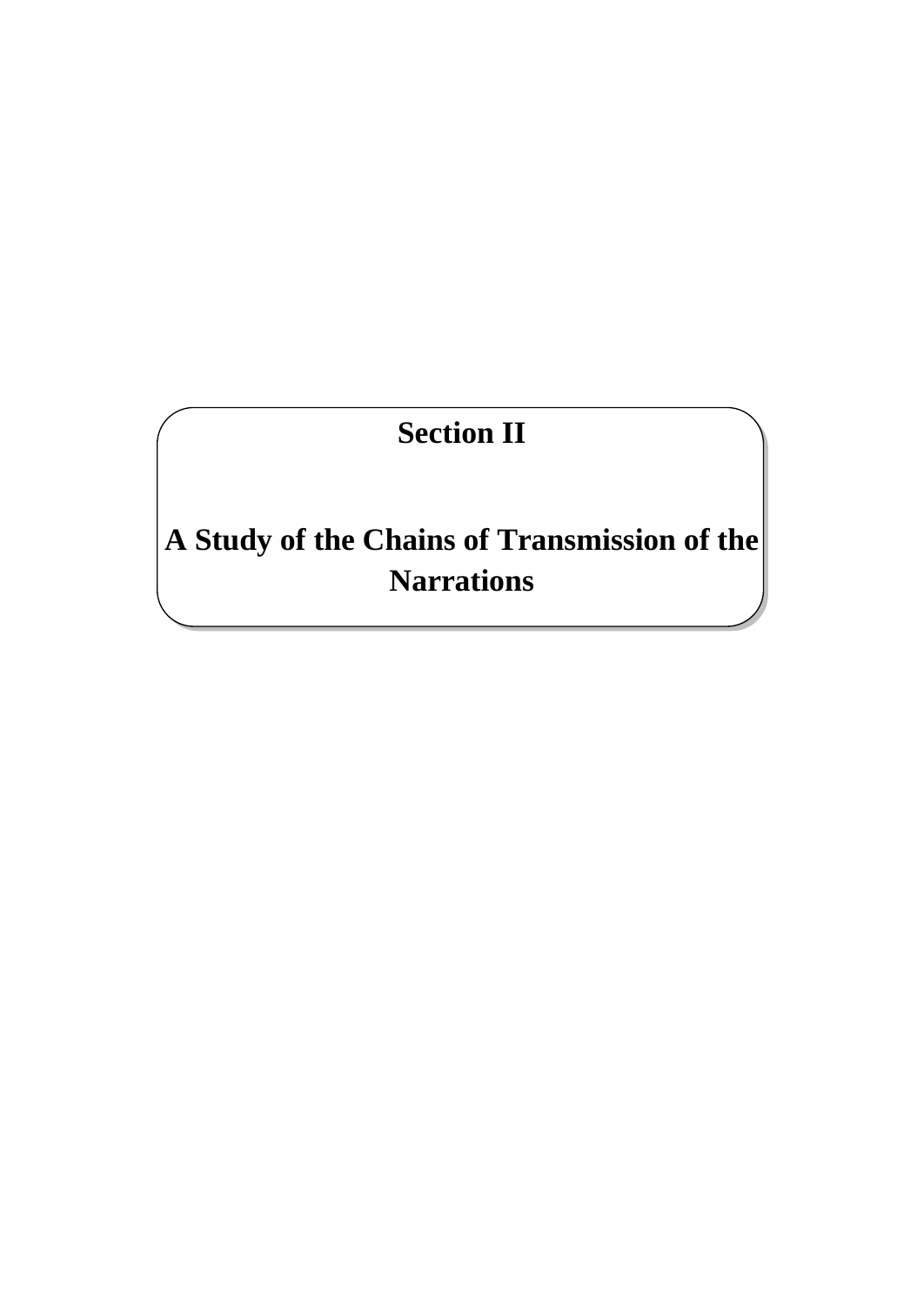# Section II

# A Study of the Chains of Transmission of the Narrations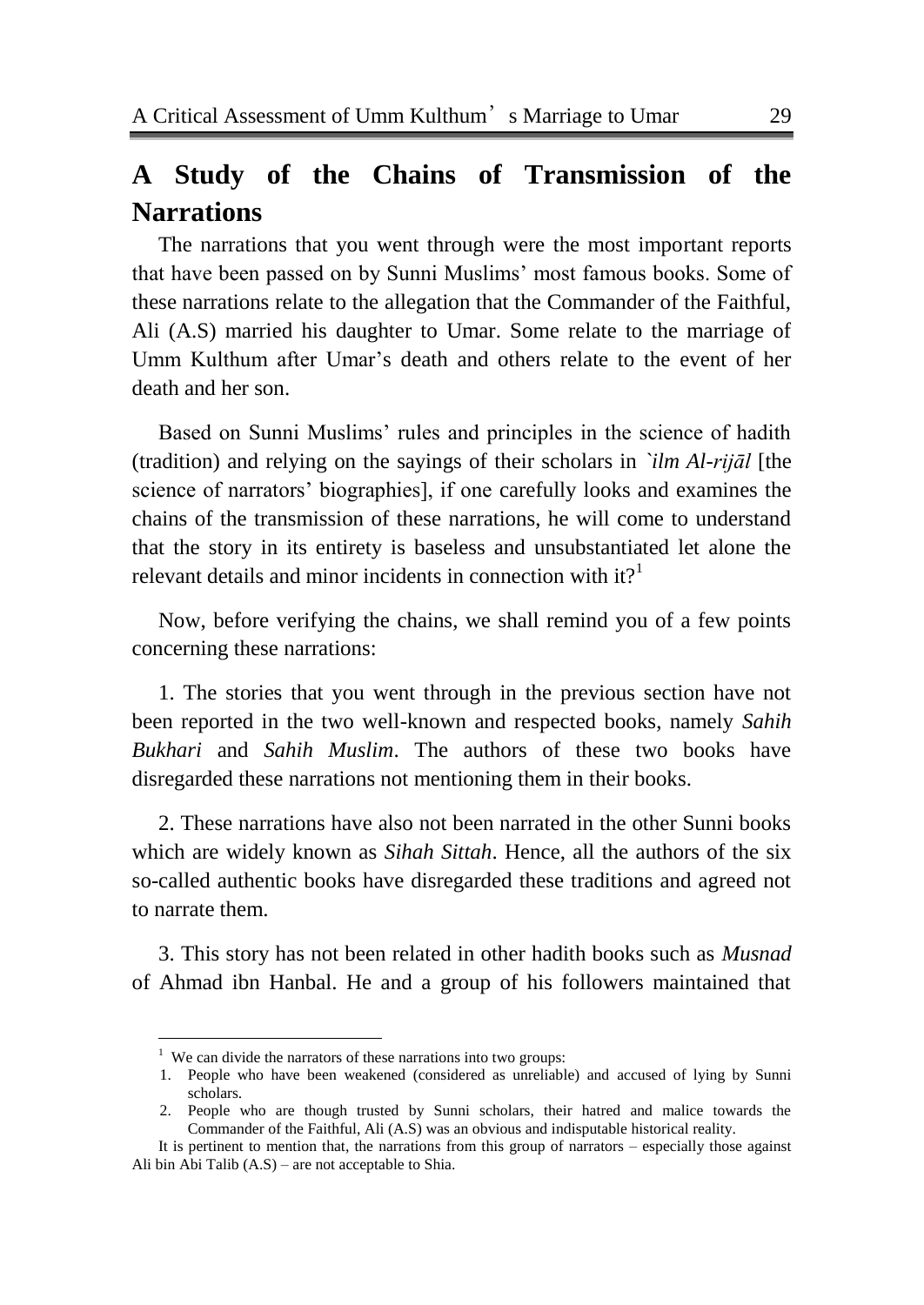## A Study of the Chains of Transmission of the Narrations

The narrations that you went through were the most important reports that have been passed on by Sunni Muslims' most famous books. Some of these narrations relate to the allegation that the Commander of the Faithful, Ali (A.S) married his daughter to Umar. Some relate to the marriage of Umm Kulthum after Umar's death and others relate to the event of her death and her son.

Based on Sunni Muslims' rules and principles in the science of hadith (tradition) and relying on the sayings of their scholars in *`ilm Al-rijāl* [the science of narrators' biographies], if one carefully looks and examines the chains of the transmission of these narrations, he will come to understand that the story in its entirety is baseless and unsubstantiated let alone the relevant details and minor incidents in connection with it?[1]

Now, before verifying the chains, we shall remind you of a few points concerning these narrations:

1. The stories that you went through in the previous section have not been reported in the two well-known and respected books, namely *Sahih Bukhari* and *Sahih Muslim*. The authors of these two books have disregarded these narrations not mentioning them in their books.

2. These narrations have also not been narrated in the other Sunni books which are widely known as *Sihah Sittah*. Hence, all the authors of the six so-called authentic books have disregarded these traditions and agreed not to narrate them.

3. This story has not been related in other hadith books such as *Musnad* of Ahmad ibn Hanbal. He and a group of his followers maintained that

---

[1] We can divide the narrators of these narrations into two groups:

1. People who have been weakened (considered as unreliable) and accused of lying by Sunni scholars.
2. People who are though trusted by Sunni scholars, their hatred and malice towards the Commander of the Faithful, Ali (A.S) was an obvious and indisputable historical reality.

It is pertinent to mention that, the narrations from this group of narrators – especially those against Ali bin Abi Talib (A.S) – are not acceptable to Shia.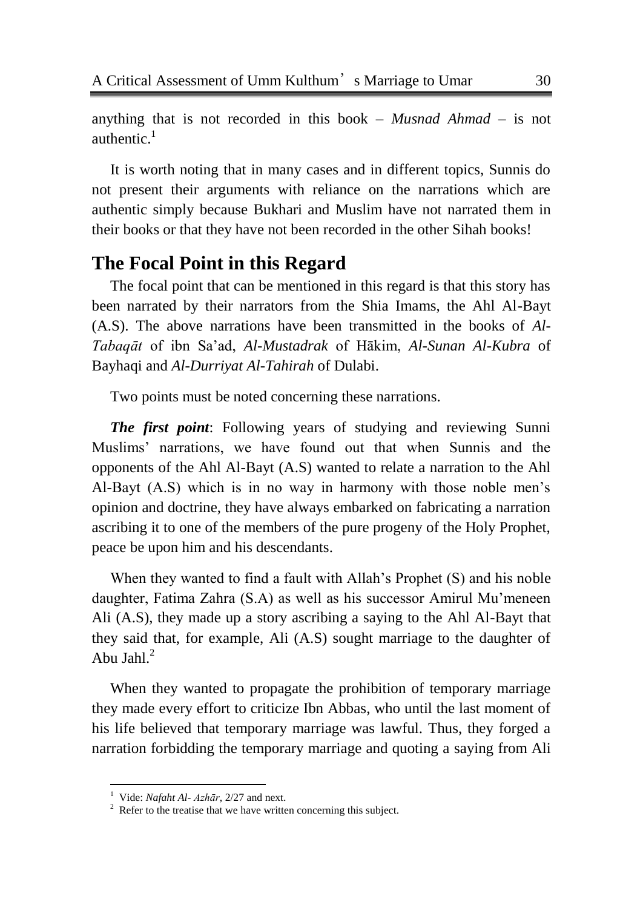anything that is not recorded in this book – *Musnad Ahmad* – is not authentic.[1]

It is worth noting that in many cases and in different topics, Sunnis do not present their arguments with reliance on the narrations which are authentic simply because Bukhari and Muslim have not narrated them in their books or that they have not been recorded in the other Sihah books!

## The Focal Point in this Regard

The focal point that can be mentioned in this regard is that this story has been narrated by their narrators from the Shia Imams, the Ahl Al-Bayt (A.S). The above narrations have been transmitted in the books of *Al-Tabaqāt* of ibn Sa'ad, *Al-Mustadrak* of Hākim, *Al-Sunan Al-Kubra* of Bayhaqi and *Al-Durriyat Al-Tahirah* of Dulabi.

Two points must be noted concerning these narrations.

***The first point***: Following years of studying and reviewing Sunni Muslims' narrations, we have found out that when Sunnis and the opponents of the Ahl Al-Bayt (A.S) wanted to relate a narration to the Ahl Al-Bayt (A.S) which is in no way in harmony with those noble men's opinion and doctrine, they have always embarked on fabricating a narration ascribing it to one of the members of the pure progeny of the Holy Prophet, peace be upon him and his descendants.

When they wanted to find a fault with Allah's Prophet (S) and his noble daughter, Fatima Zahra (S.A) as well as his successor Amirul Mu'meneen Ali (A.S), they made up a story ascribing a saying to the Ahl Al-Bayt that they said that, for example, Ali (A.S) sought marriage to the daughter of Abu Jahl.[2]

When they wanted to propagate the prohibition of temporary marriage they made every effort to criticize Ibn Abbas, who until the last moment of his life believed that temporary marriage was lawful. Thus, they forged a narration forbidding the temporary marriage and quoting a saying from Ali

---

[1] Vide: *Nafaht Al- Azhār*, 2/27 and next.

[2] Refer to the treatise that we have written concerning this subject.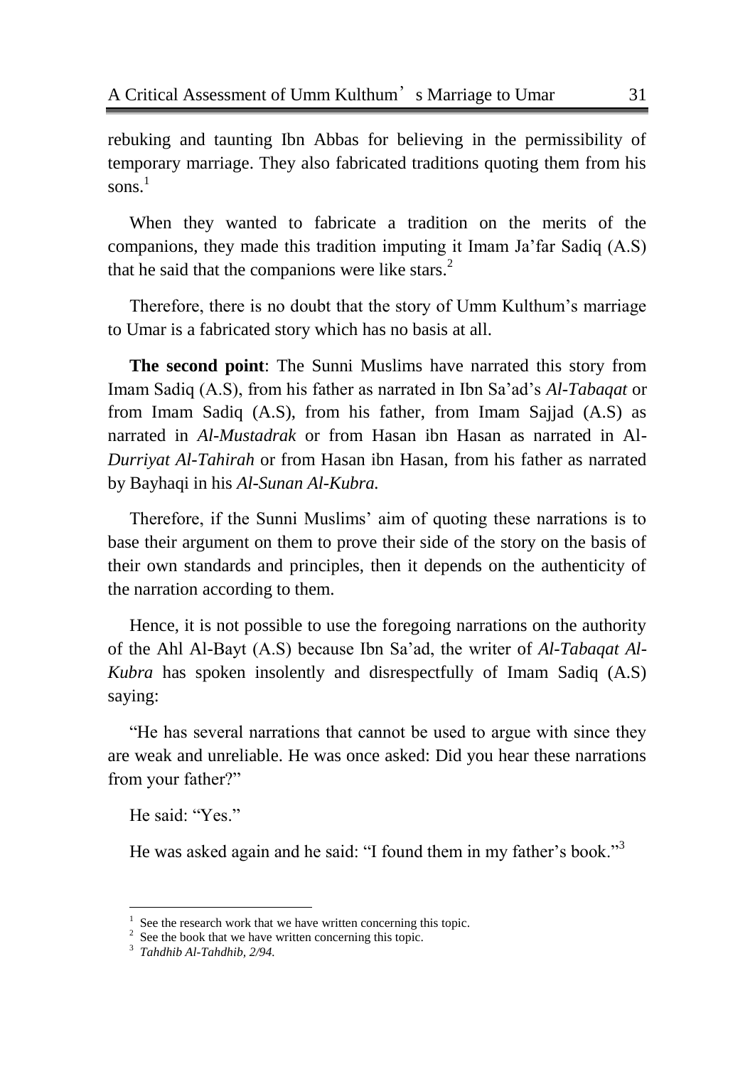rebuking and taunting Ibn Abbas for believing in the permissibility of temporary marriage. They also fabricated traditions quoting them from his sons.[1]

When they wanted to fabricate a tradition on the merits of the companions, they made this tradition imputing it Imam Ja'far Sadiq (A.S) that he said that the companions were like stars.[2]

Therefore, there is no doubt that the story of Umm Kulthum's marriage to Umar is a fabricated story which has no basis at all.

**The second point**: The Sunni Muslims have narrated this story from Imam Sadiq (A.S), from his father as narrated in Ibn Sa'ad's *Al-Tabaqat* or from Imam Sadiq (A.S), from his father, from Imam Sajjad (A.S) as narrated in *Al-Mustadrak* or from Hasan ibn Hasan as narrated in Al-*Durriyat Al-Tahirah* or from Hasan ibn Hasan, from his father as narrated by Bayhaqi in his *Al-Sunan Al-Kubra.*

Therefore, if the Sunni Muslims' aim of quoting these narrations is to base their argument on them to prove their side of the story on the basis of their own standards and principles, then it depends on the authenticity of the narration according to them.

Hence, it is not possible to use the foregoing narrations on the authority of the Ahl Al-Bayt (A.S) because Ibn Sa'ad, the writer of *Al-Tabaqat Al-Kubra* has spoken insolently and disrespectfully of Imam Sadiq (A.S) saying:

"He has several narrations that cannot be used to argue with since they are weak and unreliable. He was once asked: Did you hear these narrations from your father?"

He said: "Yes."

He was asked again and he said: "I found them in my father's book."[3]

---

[1] See the research work that we have written concerning this topic.

[2] See the book that we have written concerning this topic.

[3] *Tahdhib Al-Tahdhib, 2/94.*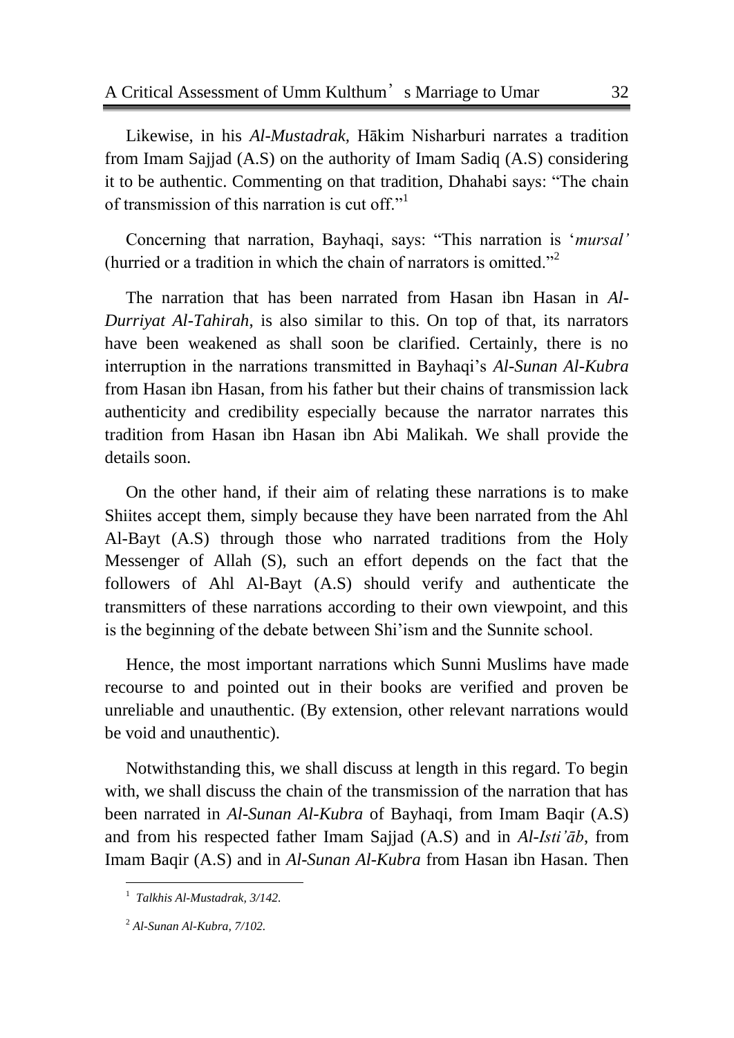Likewise, in his *Al-Mustadrak,* Hākim Nisharburi narrates a tradition from Imam Sajjad (A.S) on the authority of Imam Sadiq (A.S) considering it to be authentic. Commenting on that tradition, Dhahabi says: "The chain of transmission of this narration is cut off."[1]

Concerning that narration, Bayhaqi, says: "This narration is '*mursal'* (hurried or a tradition in which the chain of narrators is omitted."[2]

The narration that has been narrated from Hasan ibn Hasan in *Al-Durriyat Al-Tahirah*, is also similar to this. On top of that, its narrators have been weakened as shall soon be clarified. Certainly, there is no interruption in the narrations transmitted in Bayhaqi's *Al-Sunan Al-Kubra* from Hasan ibn Hasan, from his father but their chains of transmission lack authenticity and credibility especially because the narrator narrates this tradition from Hasan ibn Hasan ibn Abi Malikah. We shall provide the details soon.

On the other hand, if their aim of relating these narrations is to make Shiites accept them, simply because they have been narrated from the Ahl Al-Bayt (A.S) through those who narrated traditions from the Holy Messenger of Allah (S), such an effort depends on the fact that the followers of Ahl Al-Bayt (A.S) should verify and authenticate the transmitters of these narrations according to their own viewpoint, and this is the beginning of the debate between Shi'ism and the Sunnite school.

Hence, the most important narrations which Sunni Muslims have made recourse to and pointed out in their books are verified and proven be unreliable and unauthentic. (By extension, other relevant narrations would be void and unauthentic).

Notwithstanding this, we shall discuss at length in this regard. To begin with, we shall discuss the chain of the transmission of the narration that has been narrated in *Al-Sunan Al-Kubra* of Bayhaqi, from Imam Baqir (A.S) and from his respected father Imam Sajjad (A.S) and in *Al-Isti'āb*, from Imam Baqir (A.S) and in *Al-Sunan Al-Kubra* from Hasan ibn Hasan. Then

---

[1] *Talkhis Al-Mustadrak, 3/142.*

[2] *Al-Sunan Al-Kubra, 7/102.*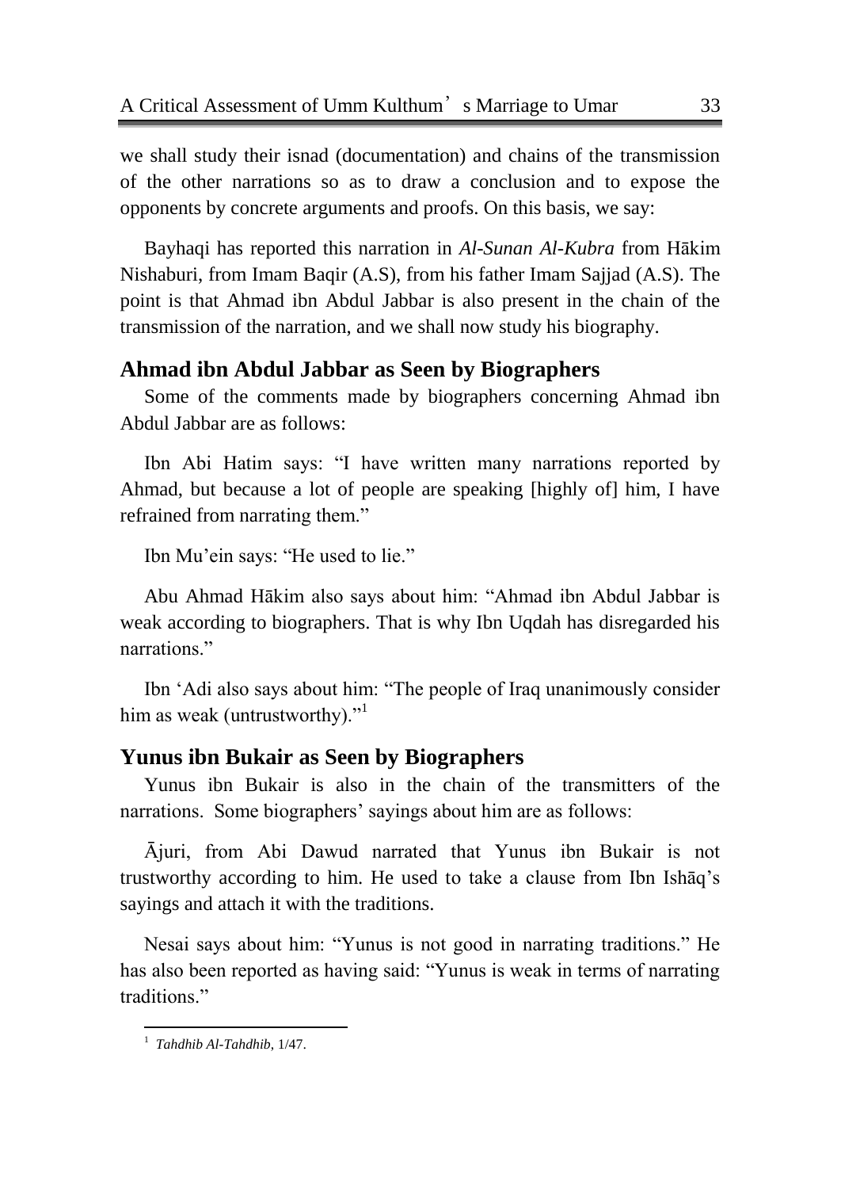we shall study their isnad (documentation) and chains of the transmission of the other narrations so as to draw a conclusion and to expose the opponents by concrete arguments and proofs. On this basis, we say:

Bayhaqi has reported this narration in *Al-Sunan Al-Kubra* from Hākim Nishaburi, from Imam Baqir (A.S), from his father Imam Sajjad (A.S). The point is that Ahmad ibn Abdul Jabbar is also present in the chain of the transmission of the narration, and we shall now study his biography.

## Ahmad ibn Abdul Jabbar as Seen by Biographers

Some of the comments made by biographers concerning Ahmad ibn Abdul Jabbar are as follows:

Ibn Abi Hatim says: "I have written many narrations reported by Ahmad, but because a lot of people are speaking [highly of] him, I have refrained from narrating them."

Ibn Mu'ein says: "He used to lie."

Abu Ahmad Hākim also says about him: "Ahmad ibn Abdul Jabbar is weak according to biographers. That is why Ibn Uqdah has disregarded his narrations."

Ibn 'Adi also says about him: "The people of Iraq unanimously consider him as weak (untrustworthy)."[1]

## Yunus ibn Bukair as Seen by Biographers

Yunus ibn Bukair is also in the chain of the transmitters of the narrations. Some biographers' sayings about him are as follows:

Ājuri, from Abi Dawud narrated that Yunus ibn Bukair is not trustworthy according to him. He used to take a clause from Ibn Ishāq's sayings and attach it with the traditions.

Nesai says about him: "Yunus is not good in narrating traditions." He has also been reported as having said: "Yunus is weak in terms of narrating traditions."

---

[1] *Tahdhib Al-Tahdhib*, 1/47.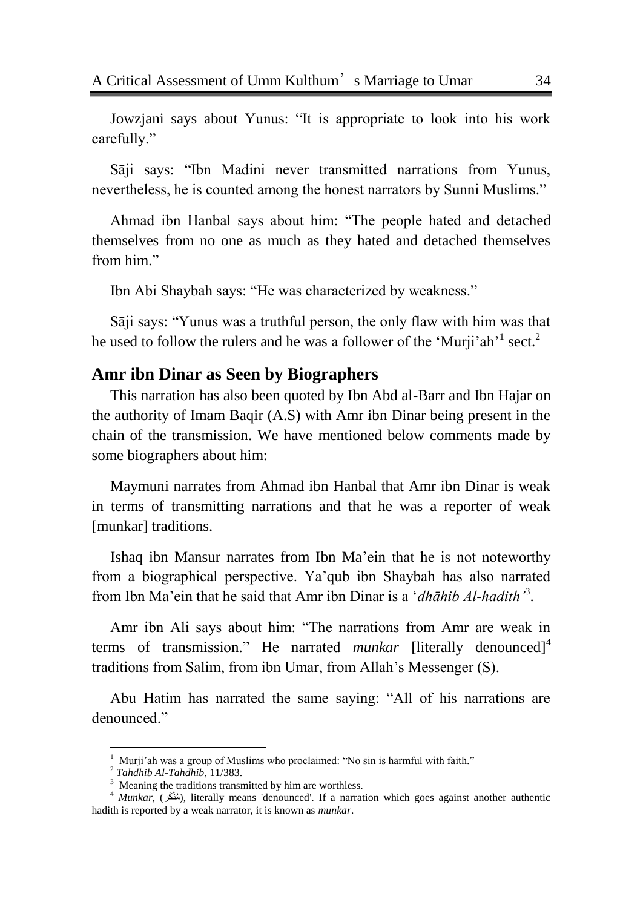Jowzjani says about Yunus: “It is appropriate to look into his work carefully.”

Sāji says: “Ibn Madini never transmitted narrations from Yunus, nevertheless, he is counted among the honest narrators by Sunni Muslims.”

Ahmad ibn Hanbal says about him: “The people hated and detached themselves from no one as much as they hated and detached themselves from him.”

Ibn Abi Shaybah says: “He was characterized by weakness.”

Sāji says: “Yunus was a truthful person, the only flaw with him was that he used to follow the rulers and he was a follower of the ‘Murji’ah’[1] sect.[2]

## Amr ibn Dinar as Seen by Biographers

This narration has also been quoted by Ibn Abd al-Barr and Ibn Hajar on the authority of Imam Baqir (A.S) with Amr ibn Dinar being present in the chain of the transmission. We have mentioned below comments made by some biographers about him:

Maymuni narrates from Ahmad ibn Hanbal that Amr ibn Dinar is weak in terms of transmitting narrations and that he was a reporter of weak [munkar] traditions.

Ishaq ibn Mansur narrates from Ibn Ma’ein that he is not noteworthy from a biographical perspective. Ya’qub ibn Shaybah has also narrated from Ibn Ma’ein that he said that Amr ibn Dinar is a ‘*dhāhib Al-hadith*’[3].

Amr ibn Ali says about him: “The narrations from Amr are weak in terms of transmission.” He narrated *munkar* [literally denounced][4] traditions from Salim, from ibn Umar, from Allah’s Messenger (S).

Abu Hatim has narrated the same saying: “All of his narrations are denounced.”

---

[1] Murji’ah was a group of Muslims who proclaimed: “No sin is harmful with faith.”

[2] *Tahdhib Al-Tahdhib*, 11/383.

[3] Meaning the traditions transmitted by him are worthless.

[4] *Munkar*, (مُنْكَر), literally means 'denounced'. If a narration which goes against another authentic hadith is reported by a weak narrator, it is known as *munkar*.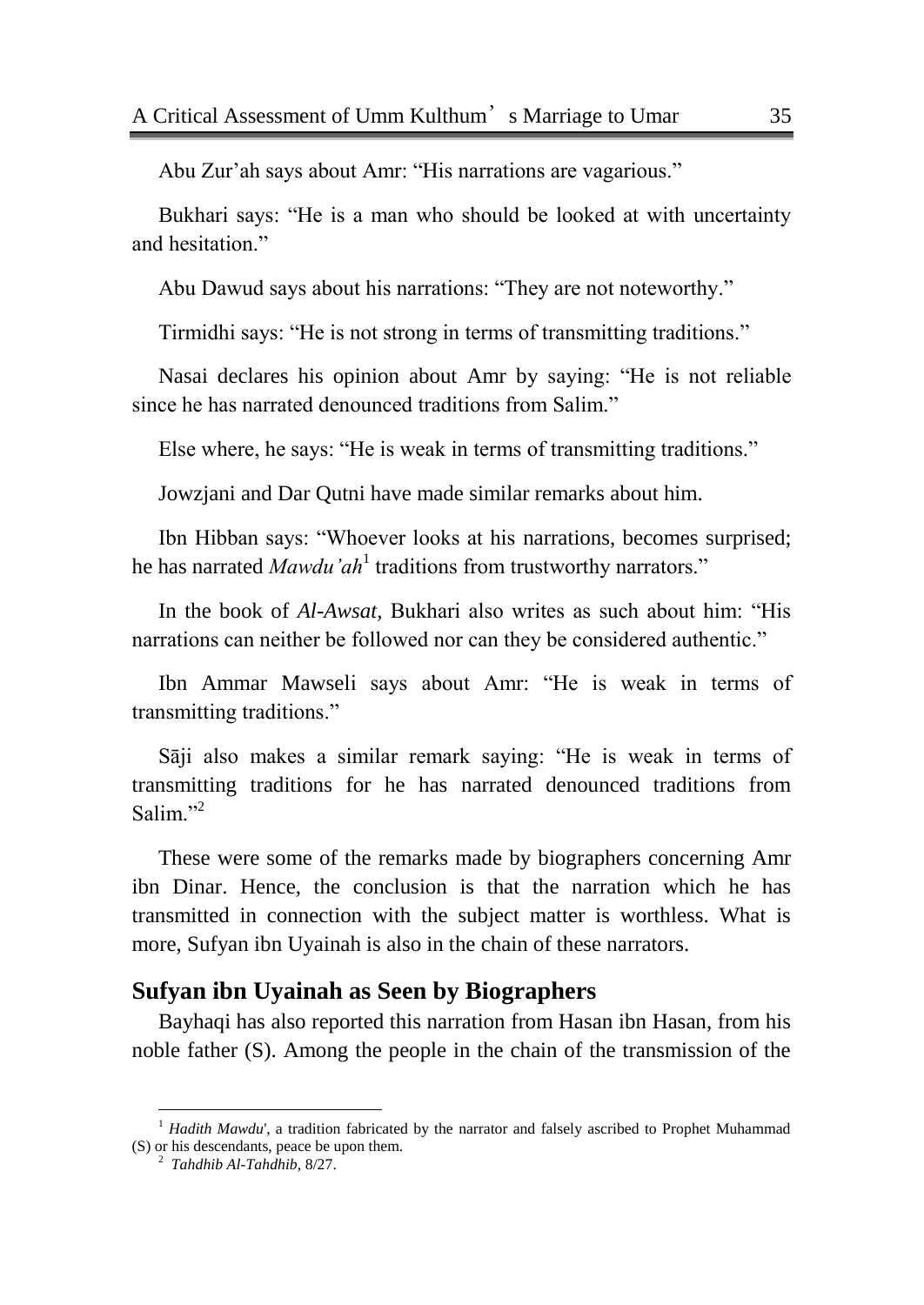Abu Zur'ah says about Amr: "His narrations are vagarious."

Bukhari says: "He is a man who should be looked at with uncertainty and hesitation."

Abu Dawud says about his narrations: "They are not noteworthy."

Tirmidhi says: "He is not strong in terms of transmitting traditions."

Nasai declares his opinion about Amr by saying: "He is not reliable since he has narrated denounced traditions from Salim."

Else where, he says: "He is weak in terms of transmitting traditions."

Jowzjani and Dar Qutni have made similar remarks about him.

Ibn Hibban says: "Whoever looks at his narrations, becomes surprised; he has narrated *Mawdu'ah*[1] traditions from trustworthy narrators."

In the book of *Al-Awsat*, Bukhari also writes as such about him: "His narrations can neither be followed nor can they be considered authentic."

Ibn Ammar Mawseli says about Amr: "He is weak in terms of transmitting traditions."

Sāji also makes a similar remark saying: "He is weak in terms of transmitting traditions for he has narrated denounced traditions from Salim."[2]

These were some of the remarks made by biographers concerning Amr ibn Dinar. Hence, the conclusion is that the narration which he has transmitted in connection with the subject matter is worthless. What is more, Sufyan ibn Uyainah is also in the chain of these narrators.

## Sufyan ibn Uyainah as Seen by Biographers

Bayhaqi has also reported this narration from Hasan ibn Hasan, from his noble father (S). Among the people in the chain of the transmission of the

---

[1] *Hadith Mawdu'*, a tradition fabricated by the narrator and falsely ascribed to Prophet Muhammad (S) or his descendants, peace be upon them.

[2] *Tahdhib Al-Tahdhib*, 8/27.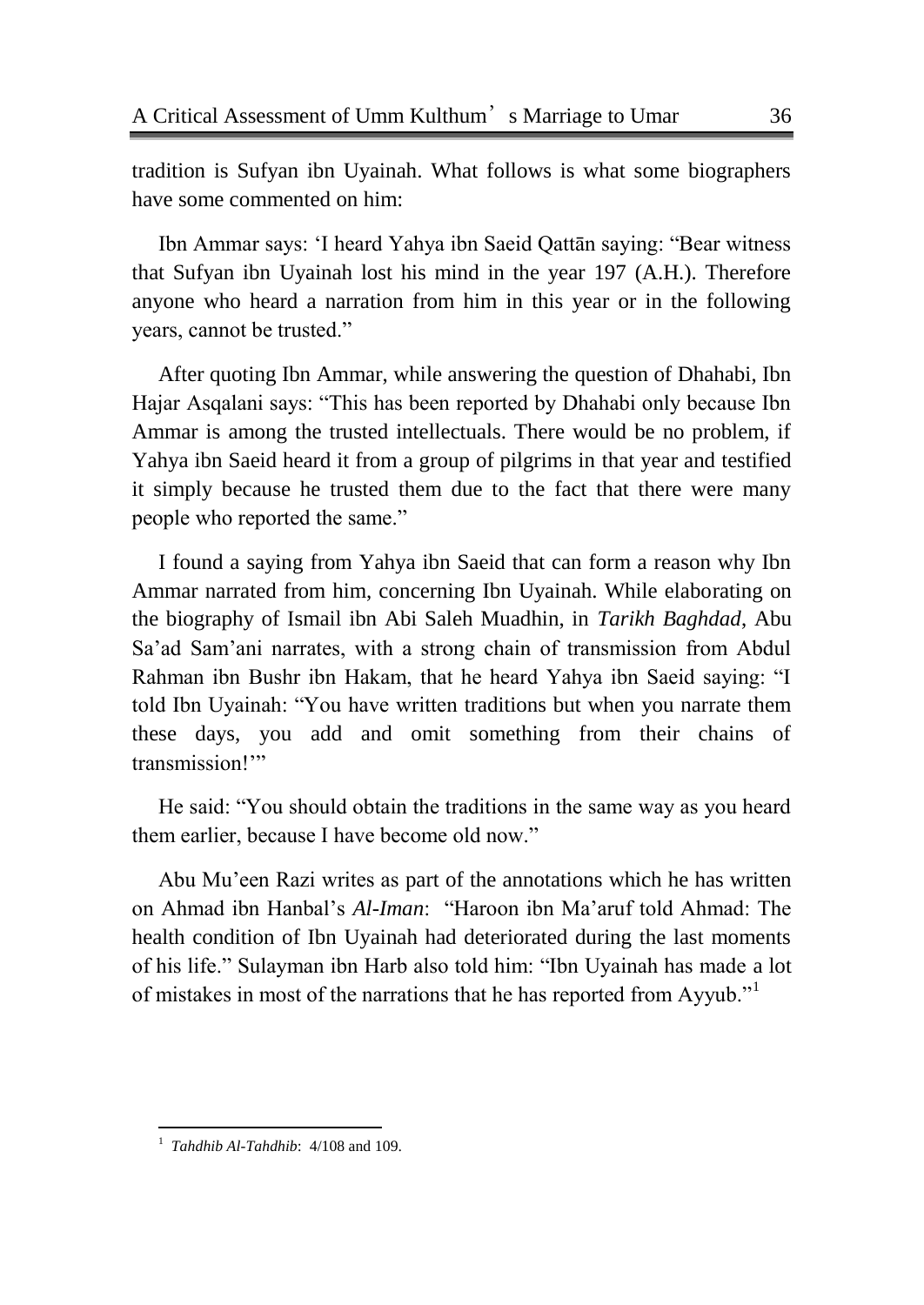tradition is Sufyan ibn Uyainah. What follows is what some biographers have some commented on him:

Ibn Ammar says: 'I heard Yahya ibn Saeid Qattān saying: "Bear witness that Sufyan ibn Uyainah lost his mind in the year 197 (A.H.). Therefore anyone who heard a narration from him in this year or in the following years, cannot be trusted."

After quoting Ibn Ammar, while answering the question of Dhahabi, Ibn Hajar Asqalani says: "This has been reported by Dhahabi only because Ibn Ammar is among the trusted intellectuals. There would be no problem, if Yahya ibn Saeid heard it from a group of pilgrims in that year and testified it simply because he trusted them due to the fact that there were many people who reported the same."

I found a saying from Yahya ibn Saeid that can form a reason why Ibn Ammar narrated from him, concerning Ibn Uyainah. While elaborating on the biography of Ismail ibn Abi Saleh Muadhin, in *Tarikh Baghdad*, Abu Sa'ad Sam'ani narrates, with a strong chain of transmission from Abdul Rahman ibn Bushr ibn Hakam, that he heard Yahya ibn Saeid saying: "I told Ibn Uyainah: "You have written traditions but when you narrate them these days, you add and omit something from their chains of transmission!'"

He said: "You should obtain the traditions in the same way as you heard them earlier, because I have become old now."

Abu Mu'een Razi writes as part of the annotations which he has written on Ahmad ibn Hanbal's *Al-Iman*: "Haroon ibn Ma'aruf told Ahmad: The health condition of Ibn Uyainah had deteriorated during the last moments of his life." Sulayman ibn Harb also told him: "Ibn Uyainah has made a lot of mistakes in most of the narrations that he has reported from Ayyub."[1]

---

[1] *Tahdhib Al-Tahdhib*: 4/108 and 109.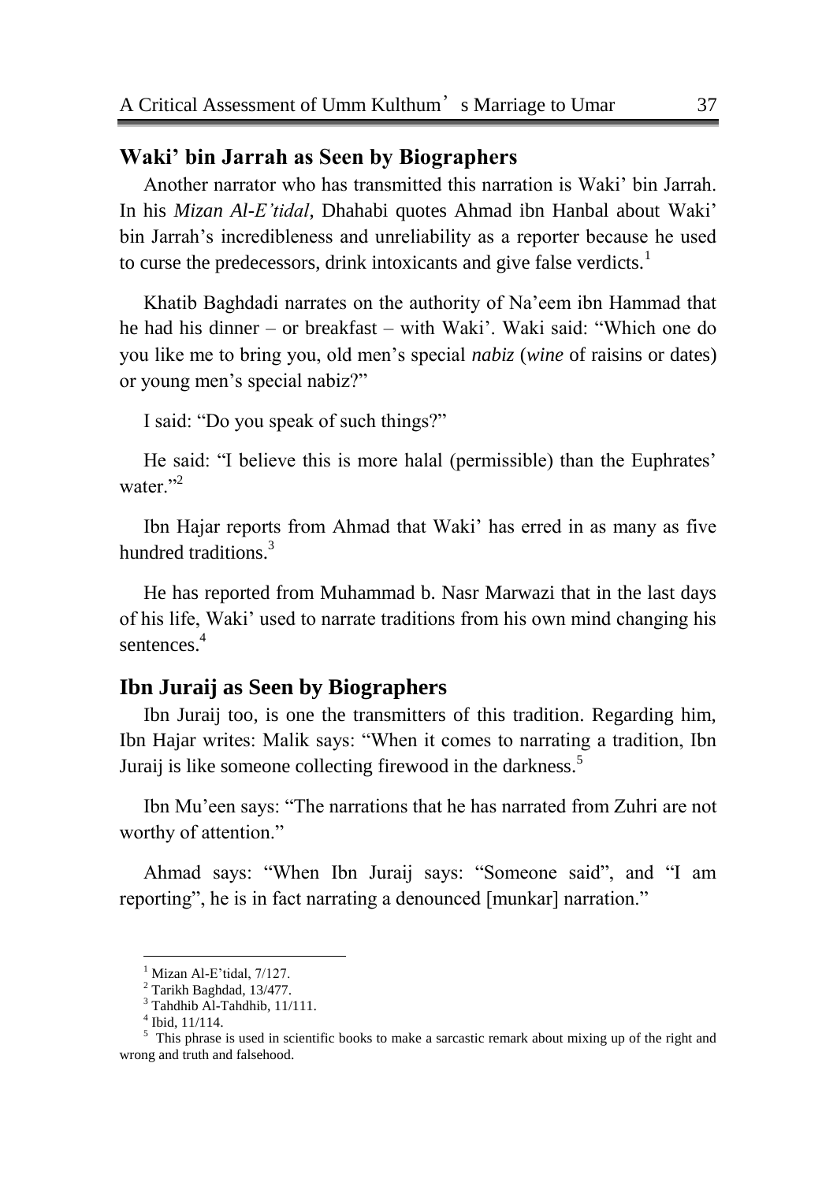## Waki' bin Jarrah as Seen by Biographers

Another narrator who has transmitted this narration is Waki' bin Jarrah. In his *Mizan Al-E'tidal*, Dhahabi quotes Ahmad ibn Hanbal about Waki' bin Jarrah's incredibleness and unreliability as a reporter because he used to curse the predecessors, drink intoxicants and give false verdicts.[1]

Khatib Baghdadi narrates on the authority of Na'eem ibn Hammad that he had his dinner – or breakfast – with Waki'. Waki said: "Which one do you like me to bring you, old men's special *nabiz* (*wine* of raisins or dates) or young men's special nabiz?"

I said: "Do you speak of such things?"

He said: "I believe this is more halal (permissible) than the Euphrates' water."[2]

Ibn Hajar reports from Ahmad that Waki' has erred in as many as five hundred traditions.[3]

He has reported from Muhammad b. Nasr Marwazi that in the last days of his life, Waki' used to narrate traditions from his own mind changing his sentences.[4]

## Ibn Juraij as Seen by Biographers

Ibn Juraij too, is one the transmitters of this tradition. Regarding him, Ibn Hajar writes: Malik says: "When it comes to narrating a tradition, Ibn Juraij is like someone collecting firewood in the darkness.[5]

Ibn Mu'een says: "The narrations that he has narrated from Zuhri are not worthy of attention."

Ahmad says: "When Ibn Juraij says: "Someone said", and "I am reporting", he is in fact narrating a denounced [munkar] narration."

---

[1] Mizan Al-E'tidal, 7/127.

[2] Tarikh Baghdad, 13/477.

[3] Tahdhib Al-Tahdhib, 11/111.

[4] Ibid, 11/114.

[5] This phrase is used in scientific books to make a sarcastic remark about mixing up of the right and wrong and truth and falsehood.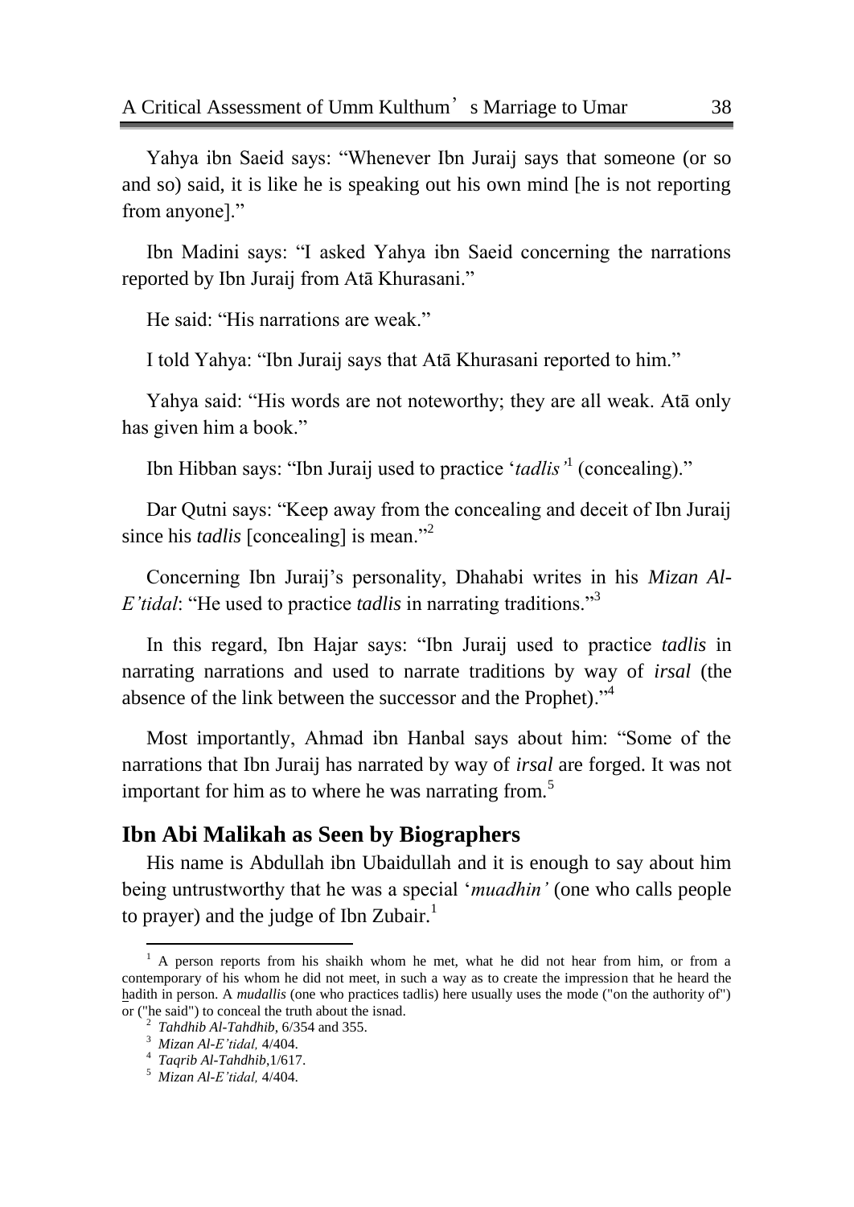Yahya ibn Saeid says: "Whenever Ibn Juraij says that someone (or so and so) said, it is like he is speaking out his own mind [he is not reporting from anyone]."

Ibn Madini says: "I asked Yahya ibn Saeid concerning the narrations reported by Ibn Juraij from Atā Khurasani."

He said: "His narrations are weak."

I told Yahya: "Ibn Juraij says that Atā Khurasani reported to him."

Yahya said: "His words are not noteworthy; they are all weak. Atā only has given him a book."

Ibn Hibban says: "Ibn Juraij used to practice '*tadlis*'[1] (concealing)."

Dar Qutni says: "Keep away from the concealing and deceit of Ibn Juraij since his *tadlis* [concealing] is mean."[2]

Concerning Ibn Juraij's personality, Dhahabi writes in his *Mizan Al-E'tidal*: "He used to practice *tadlis* in narrating traditions."[3]

In this regard, Ibn Hajar says: "Ibn Juraij used to practice *tadlis* in narrating narrations and used to narrate traditions by way of *irsal* (the absence of the link between the successor and the Prophet)."[4]

Most importantly, Ahmad ibn Hanbal says about him: "Some of the narrations that Ibn Juraij has narrated by way of *irsal* are forged. It was not important for him as to where he was narrating from.[5]

## Ibn Abi Malikah as Seen by Biographers

His name is Abdullah ibn Ubaidullah and it is enough to say about him being untrustworthy that he was a special '*muadhin'* (one who calls people to prayer) and the judge of Ibn Zubair.[1]

---

[1] A person reports from his shaikh whom he met, what he did not hear from him, or from a contemporary of his whom he did not meet, in such a way as to create the impression that he heard the hadith in person. A *mudallis* (one who practices tadlis) here usually uses the mode ("on the authority of") or ("he said") to conceal the truth about the isnad.

[2] *Tahdhib Al-Tahdhib*, 6/354 and 355.

[3] *Mizan Al-E'tidal,* 4/404.

[4] *Taqrib Al-Tahdhib*,1/617.

[5] *Mizan Al-E'tidal,* 4/404.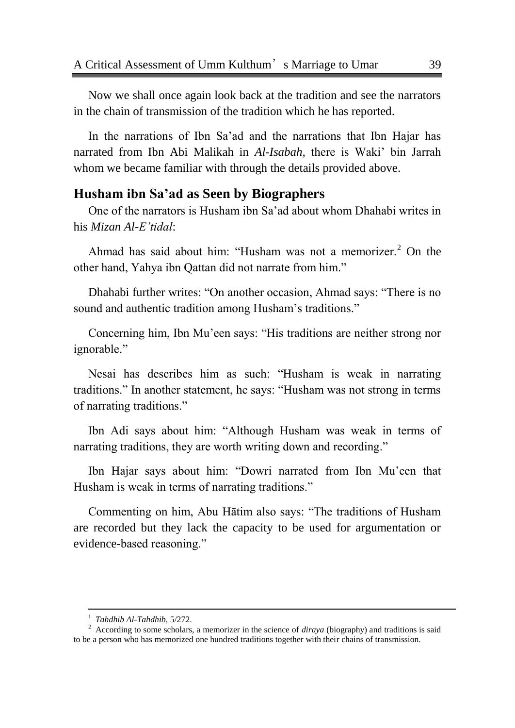Now we shall once again look back at the tradition and see the narrators in the chain of transmission of the tradition which he has reported.

In the narrations of Ibn Sa'ad and the narrations that Ibn Hajar has narrated from Ibn Abi Malikah in *Al-Isabah,* there is Waki' bin Jarrah whom we became familiar with through the details provided above.

## Husham ibn Sa'ad as Seen by Biographers

One of the narrators is Husham ibn Sa'ad about whom Dhahabi writes in his *Mizan Al-E'tidal*:

Ahmad has said about him: "Husham was not a memorizer.[2] On the other hand, Yahya ibn Qattan did not narrate from him."

Dhahabi further writes: "On another occasion, Ahmad says: "There is no sound and authentic tradition among Husham's traditions."

Concerning him, Ibn Mu'een says: "His traditions are neither strong nor ignorable."

Nesai has describes him as such: "Husham is weak in narrating traditions." In another statement, he says: "Husham was not strong in terms of narrating traditions."

Ibn Adi says about him: "Although Husham was weak in terms of narrating traditions, they are worth writing down and recording."

Ibn Hajar says about him: "Dowri narrated from Ibn Mu'een that Husham is weak in terms of narrating traditions."

Commenting on him, Abu Hātim also says: "The traditions of Husham are recorded but they lack the capacity to be used for argumentation or evidence-based reasoning."

---

[1] *Tahdhib Al-Tahdhib,* 5/272.

[2] According to some scholars, a memorizer in the science of *diraya* (biography) and traditions is said to be a person who has memorized one hundred traditions together with their chains of transmission.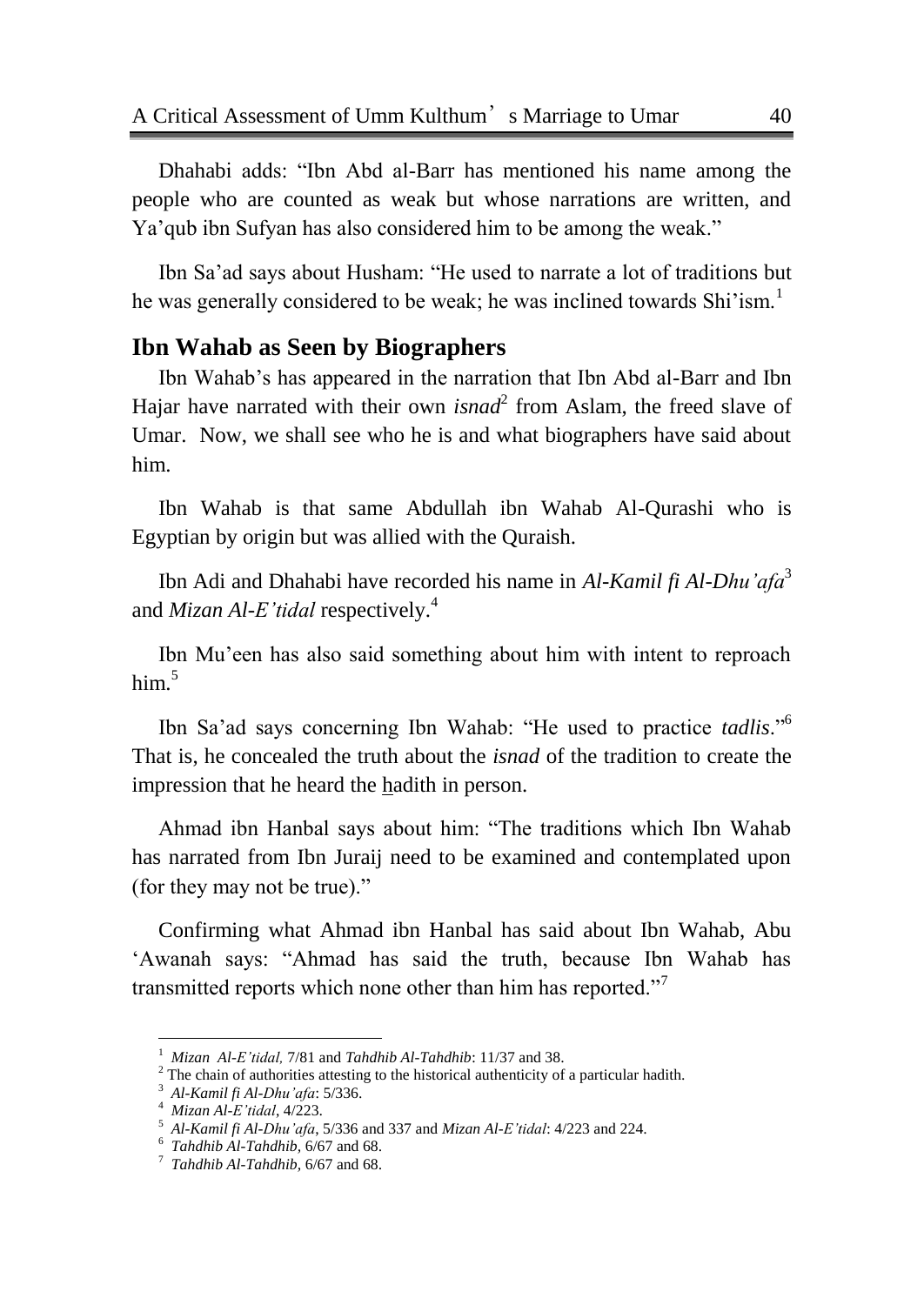Dhahabi adds: "Ibn Abd al-Barr has mentioned his name among the people who are counted as weak but whose narrations are written, and Ya'qub ibn Sufyan has also considered him to be among the weak."

Ibn Sa'ad says about Husham: "He used to narrate a lot of traditions but he was generally considered to be weak; he was inclined towards Shi'ism.[1]

## Ibn Wahab as Seen by Biographers

Ibn Wahab's has appeared in the narration that Ibn Abd al-Barr and Ibn Hajar have narrated with their own *isnad*[2] from Aslam, the freed slave of Umar. Now, we shall see who he is and what biographers have said about him.

Ibn Wahab is that same Abdullah ibn Wahab Al-Qurashi who is Egyptian by origin but was allied with the Quraish.

Ibn Adi and Dhahabi have recorded his name in *Al-Kamil fi Al-Dhu'afa*[3] and *Mizan Al-E'tidal* respectively.[4]

Ibn Mu'een has also said something about him with intent to reproach him.[5]

Ibn Sa'ad says concerning Ibn Wahab: "He used to practice *tadlis*."[6] That is, he concealed the truth about the *isnad* of the tradition to create the impression that he heard the hadith in person.

Ahmad ibn Hanbal says about him: "The traditions which Ibn Wahab has narrated from Ibn Juraij need to be examined and contemplated upon (for they may not be true)."

Confirming what Ahmad ibn Hanbal has said about Ibn Wahab, Abu 'Awanah says: "Ahmad has said the truth, because Ibn Wahab has transmitted reports which none other than him has reported."[7]

---

1. *Mizan Al-E'tidal,* 7/81 and *Tahdhib Al-Tahdhib*: 11/37 and 38.
2. The chain of authorities attesting to the historical authenticity of a particular hadith.
3. *Al-Kamil fi Al-Dhu'afa*: 5/336.
4. *Mizan Al-E'tidal*, 4/223.
5. *Al-Kamil fi Al-Dhu'afa*, 5/336 and 337 and *Mizan Al-E'tidal*: 4/223 and 224.
6. *Tahdhib Al-Tahdhib,* 6/67 and 68.
7. *Tahdhib Al-Tahdhib*, 6/67 and 68.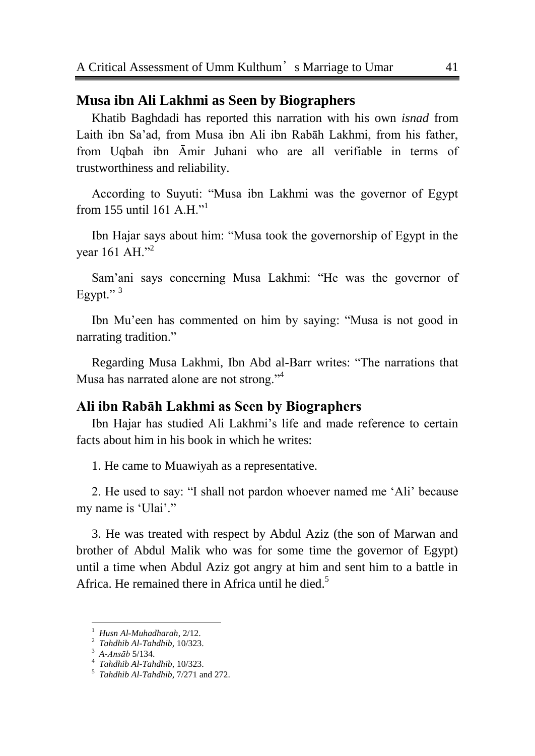## Musa ibn Ali Lakhmi as Seen by Biographers

Khatib Baghdadi has reported this narration with his own *isnad* from Laith ibn Sa'ad, from Musa ibn Ali ibn Rabāh Lakhmi, from his father, from Uqbah ibn Āmir Juhani who are all verifiable in terms of trustworthiness and reliability.

According to Suyuti: "Musa ibn Lakhmi was the governor of Egypt from 155 until 161 A.H."[1]

Ibn Hajar says about him: "Musa took the governorship of Egypt in the year 161 AH."[2]

Sam'ani says concerning Musa Lakhmi: "He was the governor of Egypt." [3]

Ibn Mu'een has commented on him by saying: "Musa is not good in narrating tradition."

Regarding Musa Lakhmi, Ibn Abd al-Barr writes: "The narrations that Musa has narrated alone are not strong."[4]

## Ali ibn Rabāh Lakhmi as Seen by Biographers

Ibn Hajar has studied Ali Lakhmi's life and made reference to certain facts about him in his book in which he writes:

1. He came to Muawiyah as a representative.

2. He used to say: "I shall not pardon whoever named me 'Ali' because my name is 'Ulai'."

3. He was treated with respect by Abdul Aziz (the son of Marwan and brother of Abdul Malik who was for some time the governor of Egypt) until a time when Abdul Aziz got angry at him and sent him to a battle in Africa. He remained there in Africa until he died.[5]

---

[1] *Husn Al-Muhadharah*, 2/12.
[2] *Tahdhib Al-Tahdhib*, 10/323.
[3] *A-Ansāb* 5/134.
[4] *Tahdhib Al-Tahdhib*, 10/323.
[5] *Tahdhib Al-Tahdhib*, 7/271 and 272.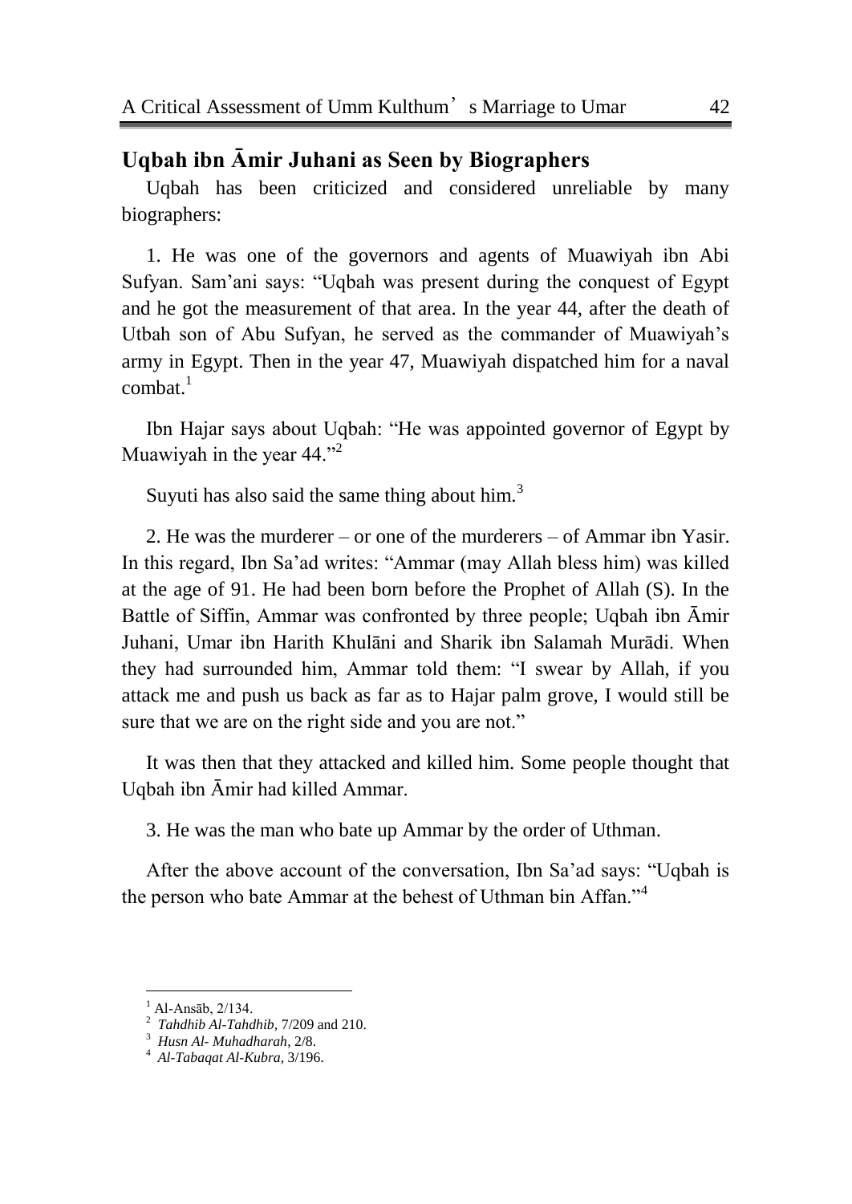## Uqbah ibn Āmir Juhani as Seen by Biographers

Uqbah has been criticized and considered unreliable by many biographers:

1. He was one of the governors and agents of Muawiyah ibn Abi Sufyan. Sam'ani says: "Uqbah was present during the conquest of Egypt and he got the measurement of that area. In the year 44, after the death of Utbah son of Abu Sufyan, he served as the commander of Muawiyah's army in Egypt. Then in the year 47, Muawiyah dispatched him for a naval combat.[1]

Ibn Hajar says about Uqbah: "He was appointed governor of Egypt by Muawiyah in the year 44."[2]

Suyuti has also said the same thing about him.[3]

2. He was the murderer – or one of the murderers – of Ammar ibn Yasir. In this regard, Ibn Sa'ad writes: "Ammar (may Allah bless him) was killed at the age of 91. He had been born before the Prophet of Allah (S). In the Battle of Siffin, Ammar was confronted by three people; Uqbah ibn Āmir Juhani, Umar ibn Harith Khulāni and Sharik ibn Salamah Murādi. When they had surrounded him, Ammar told them: "I swear by Allah, if you attack me and push us back as far as to Hajar palm grove, I would still be sure that we are on the right side and you are not."

It was then that they attacked and killed him. Some people thought that Uqbah ibn Āmir had killed Ammar.

3. He was the man who bate up Ammar by the order of Uthman.

After the above account of the conversation, Ibn Sa'ad says: "Uqbah is the person who bate Ammar at the behest of Uthman bin Affan."[4]

---

[1] Al-Ansāb, 2/134.

[2] *Tahdhib Al-Tahdhib,* 7/209 and 210.

[3] *Husn Al- Muhadharah,* 2/8.

[4] *Al-Tabaqat Al-Kubra,* 3/196.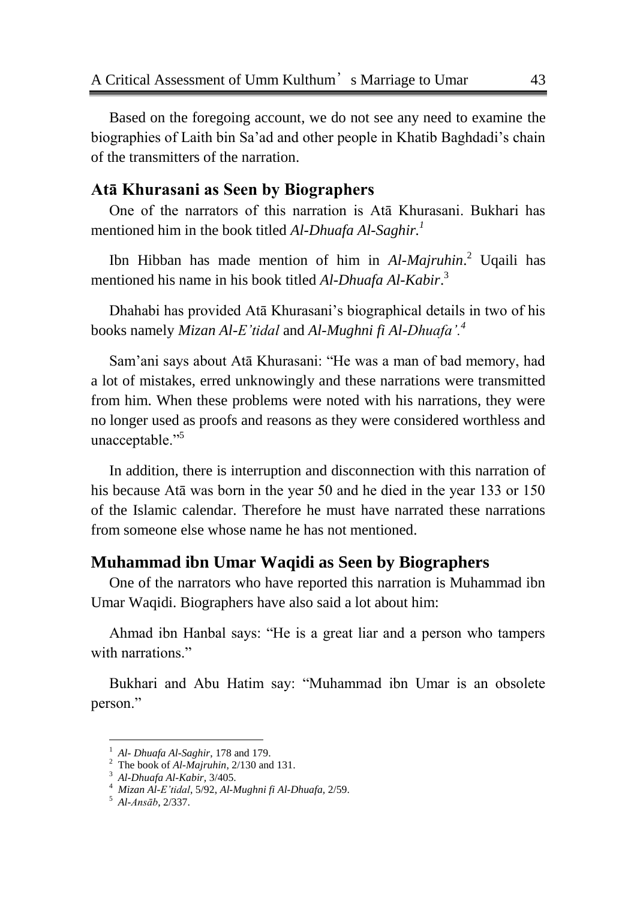Based on the foregoing account, we do not see any need to examine the biographies of Laith bin Sa'ad and other people in Khatib Baghdadi's chain of the transmitters of the narration.

## Atā Khurasani as Seen by Biographers

One of the narrators of this narration is Atā Khurasani. Bukhari has mentioned him in the book titled *Al-Dhuafa Al-Saghir.*[1]

Ibn Hibban has made mention of him in *Al-Majruhin*.[2] Uqaili has mentioned his name in his book titled *Al-Dhuafa Al-Kabir*.[3]

Dhahabi has provided Atā Khurasani's biographical details in two of his books namely *Mizan Al-E'tidal* and *Al-Mughni fi Al-Dhuafa'.*[4]

Sam'ani says about Atā Khurasani: "He was a man of bad memory, had a lot of mistakes, erred unknowingly and these narrations were transmitted from him. When these problems were noted with his narrations, they were no longer used as proofs and reasons as they were considered worthless and unacceptable."[5]

In addition, there is interruption and disconnection with this narration of his because Atā was born in the year 50 and he died in the year 133 or 150 of the Islamic calendar. Therefore he must have narrated these narrations from someone else whose name he has not mentioned.

## Muhammad ibn Umar Waqidi as Seen by Biographers

One of the narrators who have reported this narration is Muhammad ibn Umar Waqidi. Biographers have also said a lot about him:

Ahmad ibn Hanbal says: "He is a great liar and a person who tampers with narrations."

Bukhari and Abu Hatim say: "Muhammad ibn Umar is an obsolete person."

---

1 *Al- Dhuafa Al-Saghir*, 178 and 179.
2 The book of *Al-Majruhin*, 2/130 and 131.
3 *Al-Dhuafa Al-Kabir*, 3/405.
4 *Mizan Al-E'tidal*, 5/92, *Al-Mughni fi Al-Dhuafa*, 2/59.
5 *Al-Ansāb*, 2/337.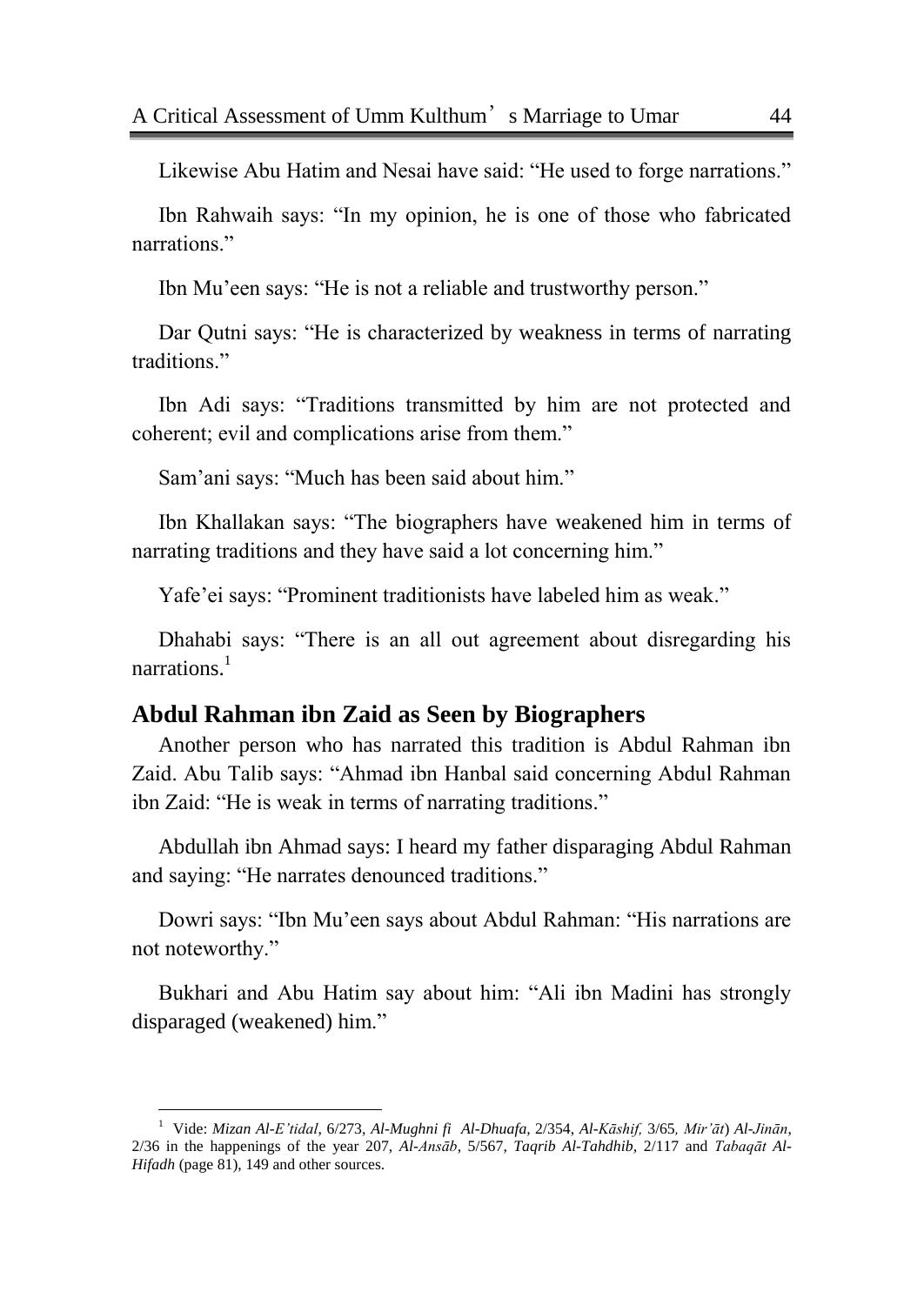Likewise Abu Hatim and Nesai have said: "He used to forge narrations."

Ibn Rahwaih says: "In my opinion, he is one of those who fabricated narrations."

Ibn Mu'een says: "He is not a reliable and trustworthy person."

Dar Qutni says: "He is characterized by weakness in terms of narrating traditions."

Ibn Adi says: "Traditions transmitted by him are not protected and coherent; evil and complications arise from them."

Sam'ani says: "Much has been said about him."

Ibn Khallakan says: "The biographers have weakened him in terms of narrating traditions and they have said a lot concerning him."

Yafe'ei says: "Prominent traditionists have labeled him as weak."

Dhahabi says: "There is an all out agreement about disregarding his narrations.[1]

## Abdul Rahman ibn Zaid as Seen by Biographers

Another person who has narrated this tradition is Abdul Rahman ibn Zaid. Abu Talib says: "Ahmad ibn Hanbal said concerning Abdul Rahman ibn Zaid: "He is weak in terms of narrating traditions."

Abdullah ibn Ahmad says: I heard my father disparaging Abdul Rahman and saying: "He narrates denounced traditions."

Dowri says: "Ibn Mu'een says about Abdul Rahman: "His narrations are not noteworthy."

Bukhari and Abu Hatim say about him: "Ali ibn Madini has strongly disparaged (weakened) him."

---

[1] Vide: *Mizan Al-E'tidal*, 6/273, *Al-Mughni fi Al-Dhuafa*, 2/354, *Al-Kāshif,* 3/65, *Mir'āt*) *Al-Jinān*, 2/36 in the happenings of the year 207, *Al-Ansāb*, 5/567, *Taqrib Al-Tahdhib*, 2/117 and *Tabaqāt Al-Hifadh* (page 81), 149 and other sources.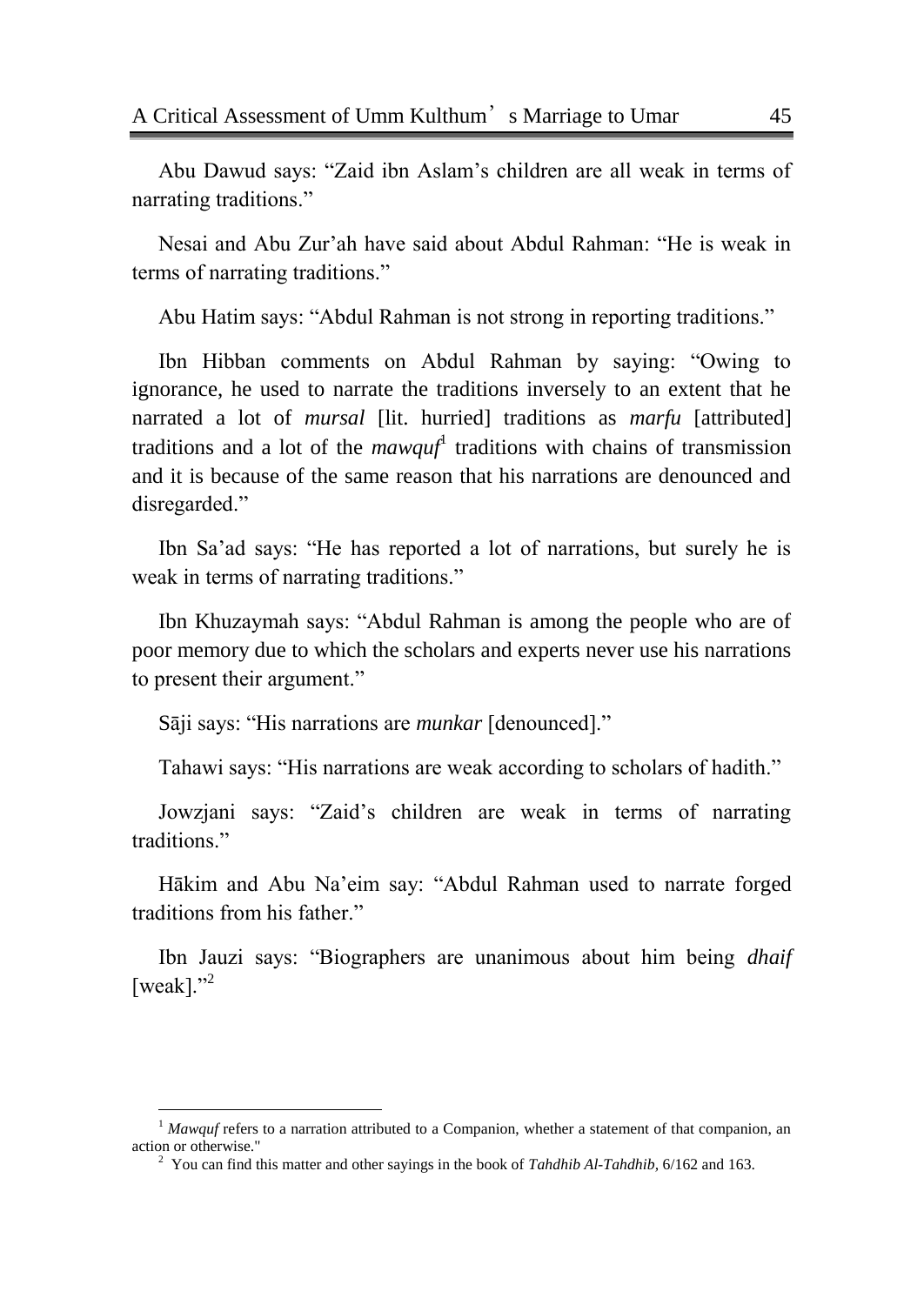Abu Dawud says: "Zaid ibn Aslam's children are all weak in terms of narrating traditions."

Nesai and Abu Zur'ah have said about Abdul Rahman: "He is weak in terms of narrating traditions."

Abu Hatim says: "Abdul Rahman is not strong in reporting traditions."

Ibn Hibban comments on Abdul Rahman by saying: "Owing to ignorance, he used to narrate the traditions inversely to an extent that he narrated a lot of *mursal* [lit. hurried] traditions as *marfu* [attributed] traditions and a lot of the *mawquf*[1] traditions with chains of transmission and it is because of the same reason that his narrations are denounced and disregarded."

Ibn Sa'ad says: "He has reported a lot of narrations, but surely he is weak in terms of narrating traditions."

Ibn Khuzaymah says: "Abdul Rahman is among the people who are of poor memory due to which the scholars and experts never use his narrations to present their argument."

Sāji says: "His narrations are *munkar* [denounced]."

Tahawi says: "His narrations are weak according to scholars of hadith."

Jowzjani says: "Zaid's children are weak in terms of narrating traditions."

Hākim and Abu Na'eim say: "Abdul Rahman used to narrate forged traditions from his father."

Ibn Jauzi says: "Biographers are unanimous about him being *dhaif* [weak]."[2]

---

[1] *Mawquf* refers to a narration attributed to a Companion, whether a statement of that companion, an action or otherwise."

[2] You can find this matter and other sayings in the book of *Tahdhib Al-Tahdhib*, 6/162 and 163.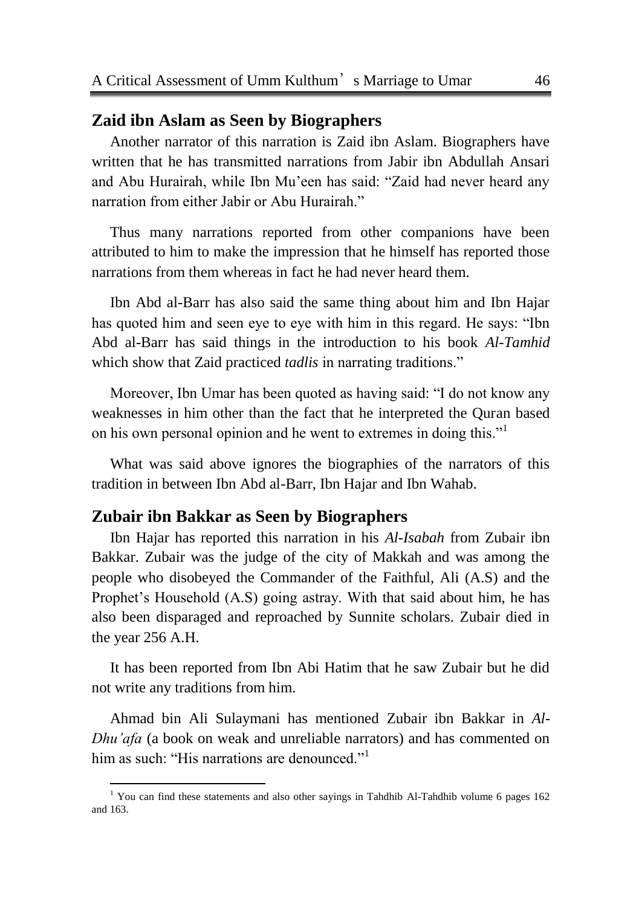## Zaid ibn Aslam as Seen by Biographers

Another narrator of this narration is Zaid ibn Aslam. Biographers have written that he has transmitted narrations from Jabir ibn Abdullah Ansari and Abu Hurairah, while Ibn Mu'een has said: "Zaid had never heard any narration from either Jabir or Abu Hurairah."

Thus many narrations reported from other companions have been attributed to him to make the impression that he himself has reported those narrations from them whereas in fact he had never heard them.

Ibn Abd al-Barr has also said the same thing about him and Ibn Hajar has quoted him and seen eye to eye with him in this regard. He says: "Ibn Abd al-Barr has said things in the introduction to his book *Al-Tamhid* which show that Zaid practiced *tadlis* in narrating traditions."

Moreover, Ibn Umar has been quoted as having said: "I do not know any weaknesses in him other than the fact that he interpreted the Quran based on his own personal opinion and he went to extremes in doing this."[1]

What was said above ignores the biographies of the narrators of this tradition in between Ibn Abd al-Barr, Ibn Hajar and Ibn Wahab.

## Zubair ibn Bakkar as Seen by Biographers

Ibn Hajar has reported this narration in his *Al-Isabah* from Zubair ibn Bakkar. Zubair was the judge of the city of Makkah and was among the people who disobeyed the Commander of the Faithful, Ali (A.S) and the Prophet's Household (A.S) going astray. With that said about him, he has also been disparaged and reproached by Sunnite scholars. Zubair died in the year 256 A.H.

It has been reported from Ibn Abi Hatim that he saw Zubair but he did not write any traditions from him.

Ahmad bin Ali Sulaymani has mentioned Zubair ibn Bakkar in *Al-Dhu'afa* (a book on weak and unreliable narrators) and has commented on him as such: "His narrations are denounced."[1]

---

[1] You can find these statements and also other sayings in Tahdhib Al-Tahdhib volume 6 pages 162 and 163.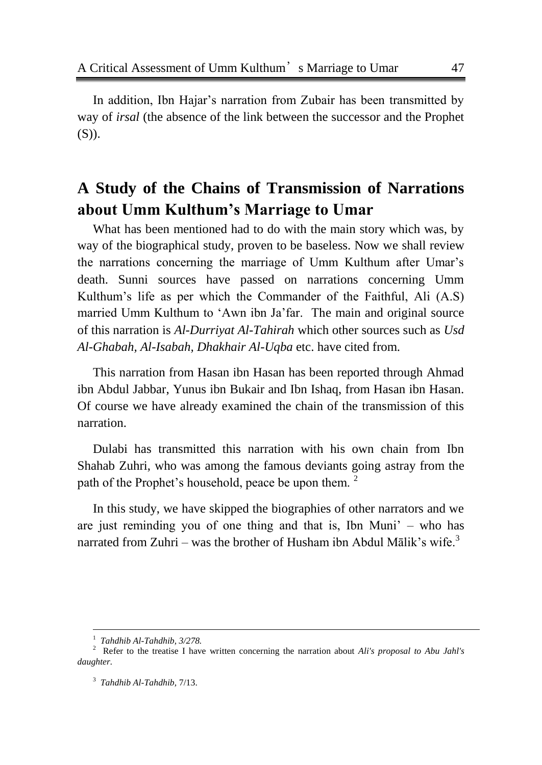In addition, Ibn Hajar's narration from Zubair has been transmitted by way of *irsal* (the absence of the link between the successor and the Prophet (S)).

## A Study of the Chains of Transmission of Narrations about Umm Kulthum's Marriage to Umar

What has been mentioned had to do with the main story which was, by way of the biographical study, proven to be baseless. Now we shall review the narrations concerning the marriage of Umm Kulthum after Umar's death. Sunni sources have passed on narrations concerning Umm Kulthum's life as per which the Commander of the Faithful, Ali (A.S) married Umm Kulthum to 'Awn ibn Ja'far. The main and original source of this narration is *Al-Durriyat Al-Tahirah* which other sources such as *Usd Al-Ghabah, Al-Isabah, Dhakhair Al-Uqba* etc. have cited from.

This narration from Hasan ibn Hasan has been reported through Ahmad ibn Abdul Jabbar, Yunus ibn Bukair and Ibn Ishaq, from Hasan ibn Hasan. Of course we have already examined the chain of the transmission of this narration.

Dulabi has transmitted this narration with his own chain from Ibn Shahab Zuhri, who was among the famous deviants going astray from the path of the Prophet's household, peace be upon them. [2]

In this study, we have skipped the biographies of other narrators and we are just reminding you of one thing and that is, Ibn Muni' – who has narrated from Zuhri – was the brother of Husham ibn Abdul Mālik's wife.[3]

---

[1] *Tahdhib Al-Tahdhib, 3/278.*

[2] Refer to the treatise I have written concerning the narration about *Ali's proposal to Abu Jahl's daughter*.

[3] *Tahdhib Al-Tahdhib*, 7/13.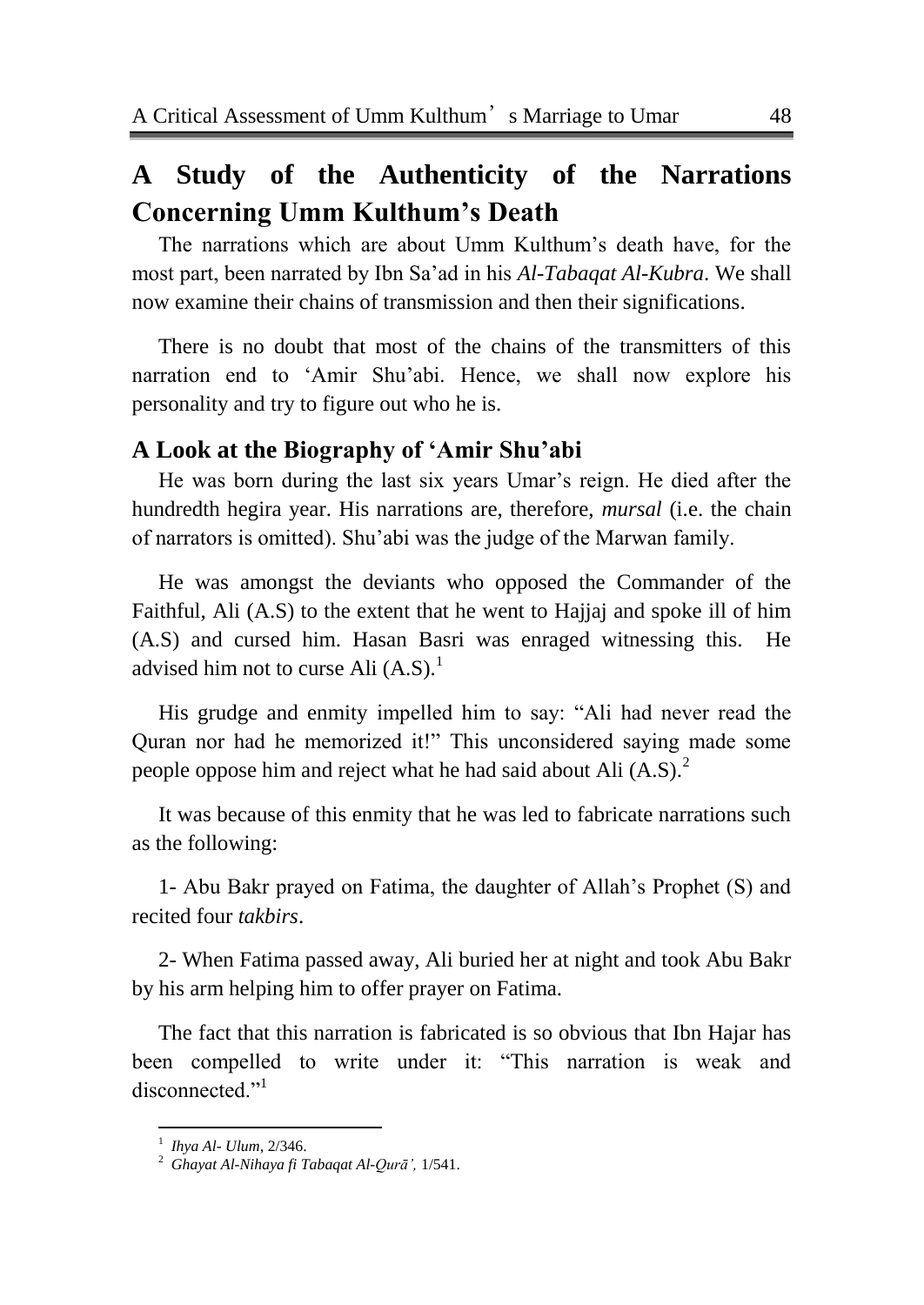## A Study of the Authenticity of the Narrations Concerning Umm Kulthum's Death

The narrations which are about Umm Kulthum's death have, for the most part, been narrated by Ibn Sa'ad in his *Al-Tabaqat Al-Kubra*. We shall now examine their chains of transmission and then their significations.

There is no doubt that most of the chains of the transmitters of this narration end to 'Amir Shu'abi. Hence, we shall now explore his personality and try to figure out who he is.

### A Look at the Biography of 'Amir Shu'abi

He was born during the last six years Umar's reign. He died after the hundredth hegira year. His narrations are, therefore, *mursal* (i.e. the chain of narrators is omitted). Shu'abi was the judge of the Marwan family.

He was amongst the deviants who opposed the Commander of the Faithful, Ali (A.S) to the extent that he went to Hajjaj and spoke ill of him (A.S) and cursed him. Hasan Basri was enraged witnessing this. He advised him not to curse Ali (A.S).[1]

His grudge and enmity impelled him to say: "Ali had never read the Quran nor had he memorized it!" This unconsidered saying made some people oppose him and reject what he had said about Ali (A.S).[2]

It was because of this enmity that he was led to fabricate narrations such as the following:

1- Abu Bakr prayed on Fatima, the daughter of Allah's Prophet (S) and recited four *takbirs*.

2- When Fatima passed away, Ali buried her at night and took Abu Bakr by his arm helping him to offer prayer on Fatima.

The fact that this narration is fabricated is so obvious that Ibn Hajar has been compelled to write under it: "This narration is weak and disconnected."[1]

---

[1] *Ihya Al- Ulum*, 2/346.

[2] *Ghayat Al-Nihaya fi Tabaqat Al-Qurā',* 1/541.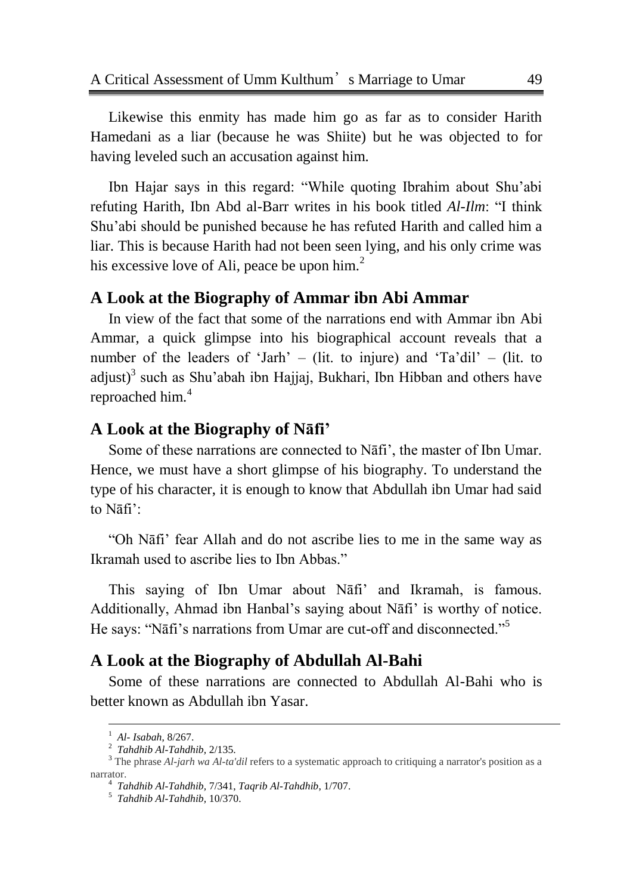Likewise this enmity has made him go as far as to consider Harith Hamedani as a liar (because he was Shiite) but he was objected to for having leveled such an accusation against him.

Ibn Hajar says in this regard: "While quoting Ibrahim about Shu'abi refuting Harith, Ibn Abd al-Barr writes in his book titled *Al-Ilm*: "I think Shu'abi should be punished because he has refuted Harith and called him a liar. This is because Harith had not been seen lying, and his only crime was his excessive love of Ali, peace be upon him.[2]

## A Look at the Biography of Ammar ibn Abi Ammar

In view of the fact that some of the narrations end with Ammar ibn Abi Ammar, a quick glimpse into his biographical account reveals that a number of the leaders of 'Jarh' – (lit. to injure) and 'Ta'dil' – (lit. to adjust)[3] such as Shu'abah ibn Hajjaj, Bukhari, Ibn Hibban and others have reproached him.[4]

## A Look at the Biography of Nāfi'

Some of these narrations are connected to Nāfi', the master of Ibn Umar. Hence, we must have a short glimpse of his biography. To understand the type of his character, it is enough to know that Abdullah ibn Umar had said to Nāfi':

"Oh Nāfi' fear Allah and do not ascribe lies to me in the same way as Ikramah used to ascribe lies to Ibn Abbas."

This saying of Ibn Umar about Nāfi' and Ikramah, is famous. Additionally, Ahmad ibn Hanbal's saying about Nāfi' is worthy of notice. He says: "Nāfi's narrations from Umar are cut-off and disconnected."[5]

## A Look at the Biography of Abdullah Al-Bahi

Some of these narrations are connected to Abdullah Al-Bahi who is better known as Abdullah ibn Yasar.

---

1 *Al- Isabah*, 8/267.

2 *Tahdhib Al-Tahdhib*, 2/135.

3 The phrase *Al-jarh wa Al-ta'dil* refers to a systematic approach to critiquing a narrator's position as a narrator.

4 *Tahdhib Al-Tahdhib*, 7/341, *Taqrib Al-Tahdhib*, 1/707.

5 *Tahdhib Al-Tahdhib*, 10/370.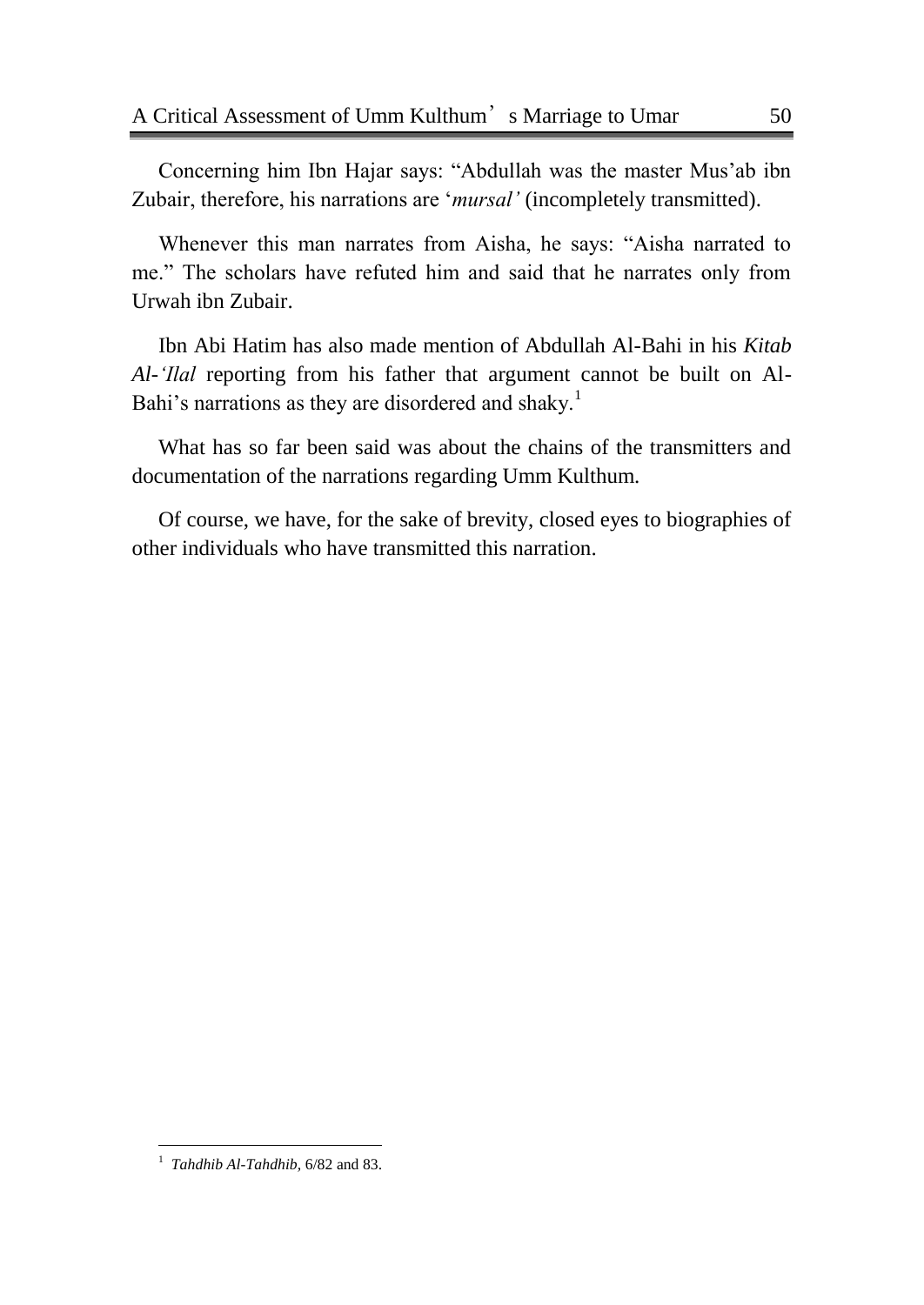Concerning him Ibn Hajar says: "Abdullah was the master Mus'ab ibn Zubair, therefore, his narrations are '*mursal'* (incompletely transmitted).

Whenever this man narrates from Aisha, he says: "Aisha narrated to me." The scholars have refuted him and said that he narrates only from Urwah ibn Zubair.

Ibn Abi Hatim has also made mention of Abdullah Al-Bahi in his *Kitab Al-'Ilal* reporting from his father that argument cannot be built on Al-Bahi's narrations as they are disordered and shaky.[1]

What has so far been said was about the chains of the transmitters and documentation of the narrations regarding Umm Kulthum.

Of course, we have, for the sake of brevity, closed eyes to biographies of other individuals who have transmitted this narration.

---

[1] *Tahdhib Al-Tahdhib*, 6/82 and 83.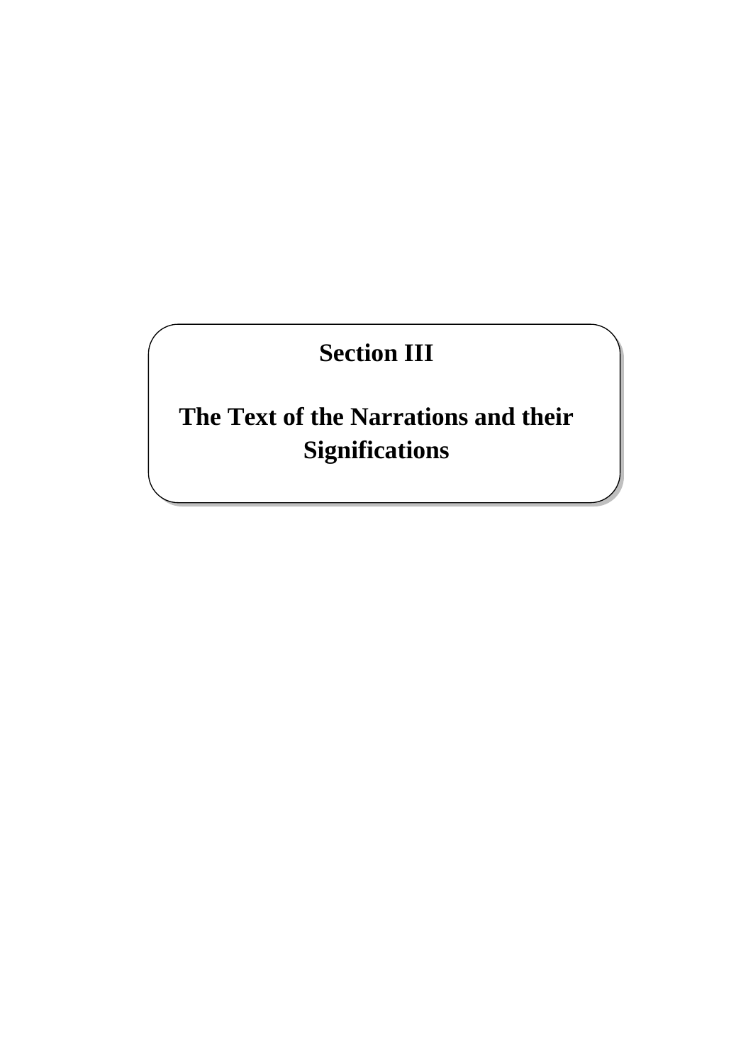# Section III

## The Text of the Narrations and their Significations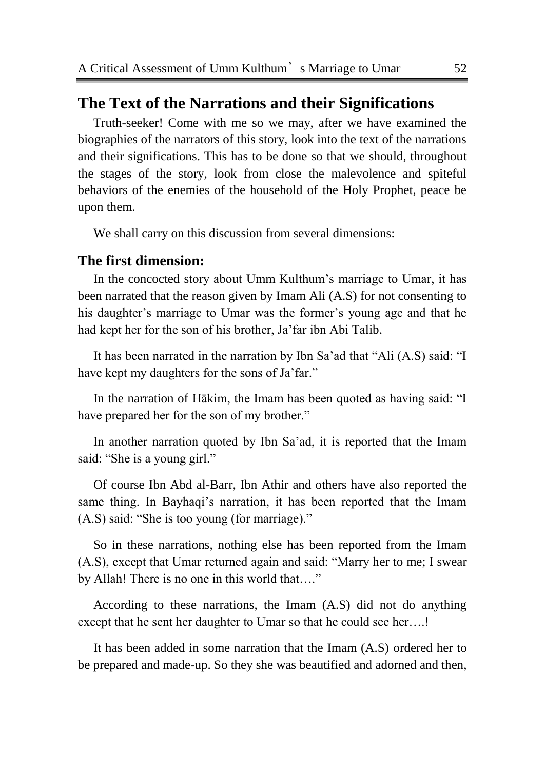## The Text of the Narrations and their Significations

Truth-seeker! Come with me so we may, after we have examined the biographies of the narrators of this story, look into the text of the narrations and their significations. This has to be done so that we should, throughout the stages of the story, look from close the malevolence and spiteful behaviors of the enemies of the household of the Holy Prophet, peace be upon them.

We shall carry on this discussion from several dimensions:

### The first dimension:

In the concocted story about Umm Kulthum's marriage to Umar, it has been narrated that the reason given by Imam Ali (A.S) for not consenting to his daughter's marriage to Umar was the former's young age and that he had kept her for the son of his brother, Ja'far ibn Abi Talib.

It has been narrated in the narration by Ibn Sa'ad that "Ali (A.S) said: "I have kept my daughters for the sons of Ja'far."

In the narration of Hākim, the Imam has been quoted as having said: "I have prepared her for the son of my brother."

In another narration quoted by Ibn Sa'ad, it is reported that the Imam said: "She is a young girl."

Of course Ibn Abd al-Barr, Ibn Athir and others have also reported the same thing. In Bayhaqi's narration, it has been reported that the Imam (A.S) said: "She is too young (for marriage)."

So in these narrations, nothing else has been reported from the Imam (A.S), except that Umar returned again and said: "Marry her to me; I swear by Allah! There is no one in this world that…."

According to these narrations, the Imam (A.S) did not do anything except that he sent her daughter to Umar so that he could see her….!

It has been added in some narration that the Imam (A.S) ordered her to be prepared and made-up. So they she was beautified and adorned and then,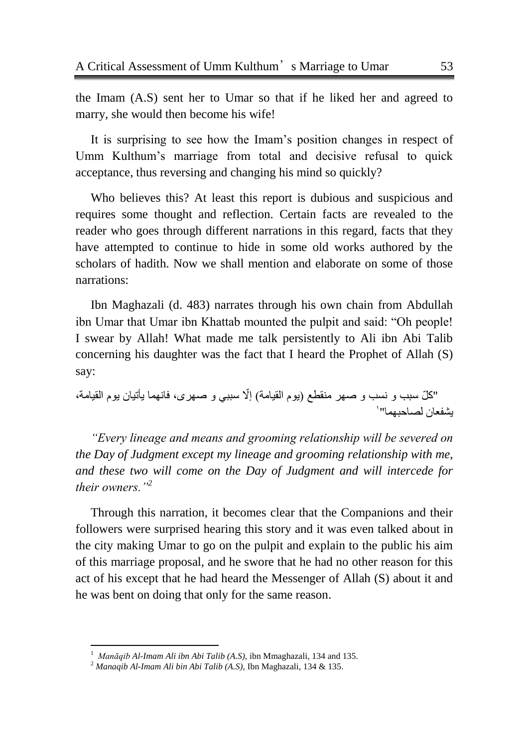the Imam (A.S) sent her to Umar so that if he liked her and agreed to marry, she would then become his wife!

It is surprising to see how the Imam's position changes in respect of Umm Kulthum's marriage from total and decisive refusal to quick acceptance, thus reversing and changing his mind so quickly?

Who believes this? At least this report is dubious and suspicious and requires some thought and reflection. Certain facts are revealed to the reader who goes through different narrations in this regard, facts that they have attempted to continue to hide in some old works authored by the scholars of hadith. Now we shall mention and elaborate on some of those narrations:

Ibn Maghazali (d. 483) narrates through his own chain from Abdullah ibn Umar that Umar ibn Khattab mounted the pulpit and said: "Oh people! I swear by Allah! What made me talk persistently to Ali ibn Abi Talib concerning his daughter was the fact that I heard the Prophet of Allah (S) say:

"كلّ سبب و نسب و صهر منقطع (يوم القيامة) إلّا سببي و صهرى، فانهما يأتيان يوم القيامة، يشفعان لصاحبهما"[1]

*"Every lineage and means and grooming relationship will be severed on the Day of Judgment except my lineage and grooming relationship with me, and these two will come on the Day of Judgment and will intercede for their owners."*[2]

Through this narration, it becomes clear that the Companions and their followers were surprised hearing this story and it was even talked about in the city making Umar to go on the pulpit and explain to the public his aim of this marriage proposal, and he swore that he had no other reason for this act of his except that he had heard the Messenger of Allah (S) about it and he was bent on doing that only for the same reason.

---

[1] *Manāqib Al-Imam Ali ibn Abi Talib (A.S)*, ibn Mmaghazali, 134 and 135.

[2] *Manaqib Al-Imam Ali bin Abi Talib (A.S)*, Ibn Maghazali, 134 & 135.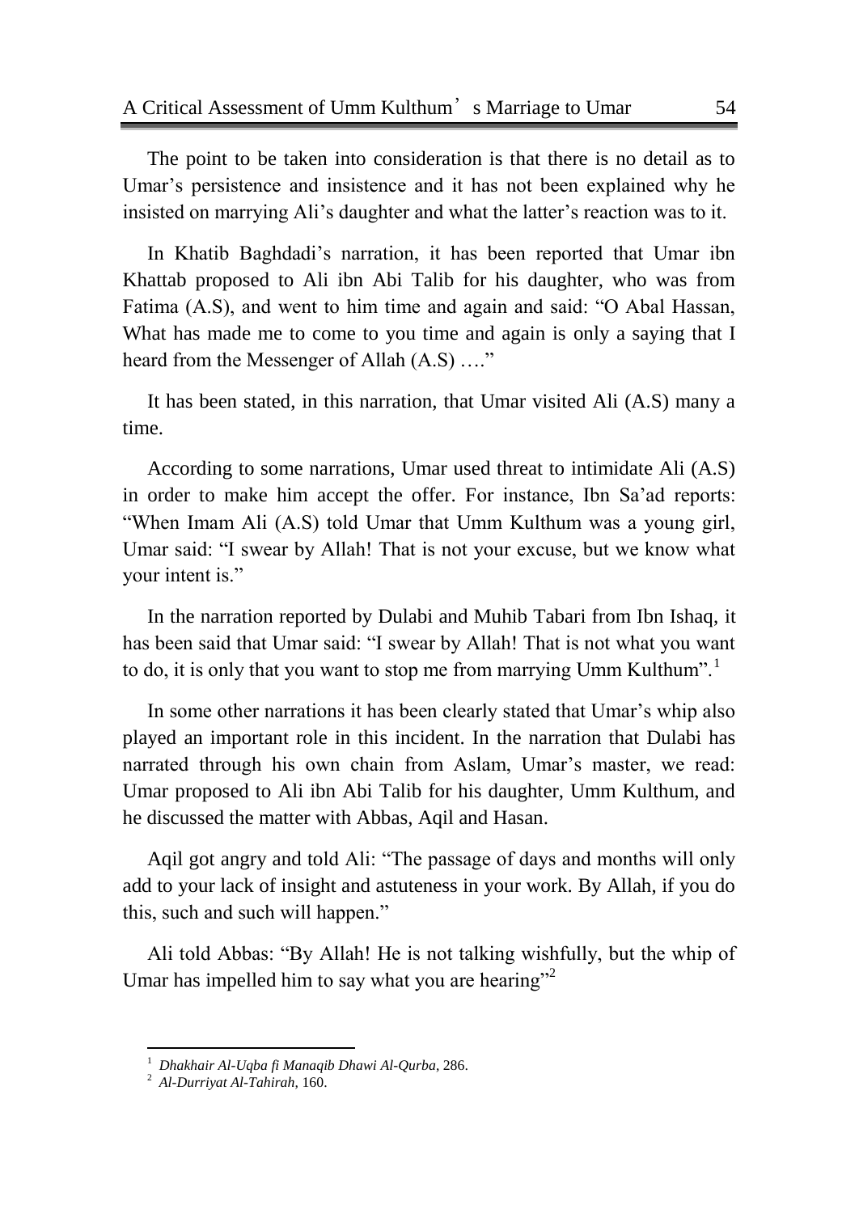The point to be taken into consideration is that there is no detail as to Umar's persistence and insistence and it has not been explained why he insisted on marrying Ali's daughter and what the latter's reaction was to it.

In Khatib Baghdadi's narration, it has been reported that Umar ibn Khattab proposed to Ali ibn Abi Talib for his daughter, who was from Fatima (A.S), and went to him time and again and said: "O Abal Hassan, What has made me to come to you time and again is only a saying that I heard from the Messenger of Allah (A.S) …."

It has been stated, in this narration, that Umar visited Ali (A.S) many a time.

According to some narrations, Umar used threat to intimidate Ali (A.S) in order to make him accept the offer. For instance, Ibn Sa'ad reports: "When Imam Ali (A.S) told Umar that Umm Kulthum was a young girl, Umar said: "I swear by Allah! That is not your excuse, but we know what your intent is."

In the narration reported by Dulabi and Muhib Tabari from Ibn Ishaq, it has been said that Umar said: "I swear by Allah! That is not what you want to do, it is only that you want to stop me from marrying Umm Kulthum".[1]

In some other narrations it has been clearly stated that Umar's whip also played an important role in this incident. In the narration that Dulabi has narrated through his own chain from Aslam, Umar's master, we read: Umar proposed to Ali ibn Abi Talib for his daughter, Umm Kulthum, and he discussed the matter with Abbas, Aqil and Hasan.

Aqil got angry and told Ali: "The passage of days and months will only add to your lack of insight and astuteness in your work. By Allah, if you do this, such and such will happen."

Ali told Abbas: "By Allah! He is not talking wishfully, but the whip of Umar has impelled him to say what you are hearing"[2]

---

[1] *Dhakhair Al-Uqba fi Manaqib Dhawi Al-Qurba*, 286.

[2] *Al-Durriyat Al-Tahirah*, 160.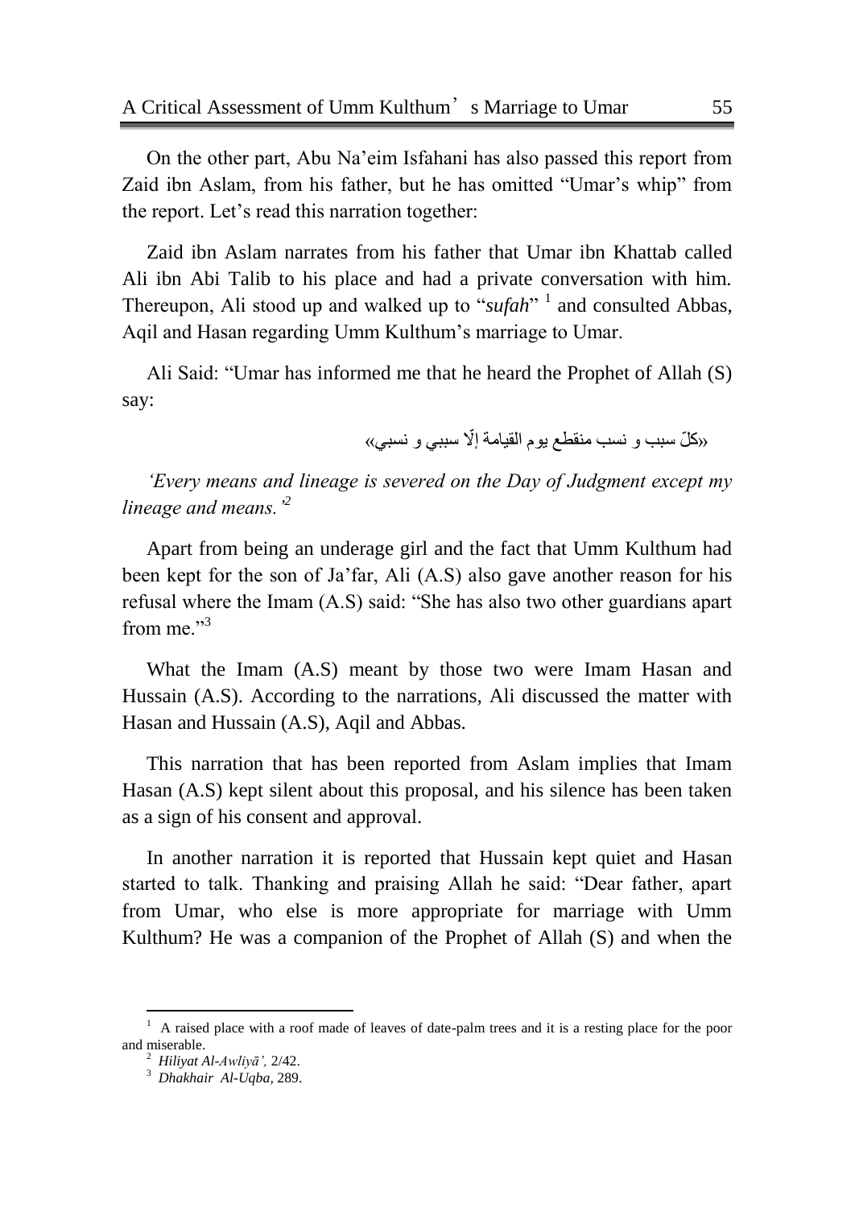On the other part, Abu Na'eim Isfahani has also passed this report from Zaid ibn Aslam, from his father, but he has omitted "Umar's whip" from the report. Let's read this narration together:

Zaid ibn Aslam narrates from his father that Umar ibn Khattab called Ali ibn Abi Talib to his place and had a private conversation with him. Thereupon, Ali stood up and walked up to "*sufah*" [1] and consulted Abbas, Aqil and Hasan regarding Umm Kulthum's marriage to Umar.

Ali Said: "Umar has informed me that he heard the Prophet of Allah (S) say:

«كلّ سبب و نسب منقطع يوم القيامة إلّا سببي و نسبي»

*'Every means and lineage is severed on the Day of Judgment except my lineage and means.'*[2]

Apart from being an underage girl and the fact that Umm Kulthum had been kept for the son of Ja'far, Ali (A.S) also gave another reason for his refusal where the Imam (A.S) said: "She has also two other guardians apart from me."[3]

What the Imam (A.S) meant by those two were Imam Hasan and Hussain (A.S). According to the narrations, Ali discussed the matter with Hasan and Hussain (A.S), Aqil and Abbas.

This narration that has been reported from Aslam implies that Imam Hasan (A.S) kept silent about this proposal, and his silence has been taken as a sign of his consent and approval.

In another narration it is reported that Hussain kept quiet and Hasan started to talk. Thanking and praising Allah he said: "Dear father, apart from Umar, who else is more appropriate for marriage with Umm Kulthum? He was a companion of the Prophet of Allah (S) and when the

---

[1] A raised place with a roof made of leaves of date-palm trees and it is a resting place for the poor and miserable.

[2] *Hiliyat Al-Awliyā',* 2/42.

[3] *Dhakhair Al-Uqba,* 289.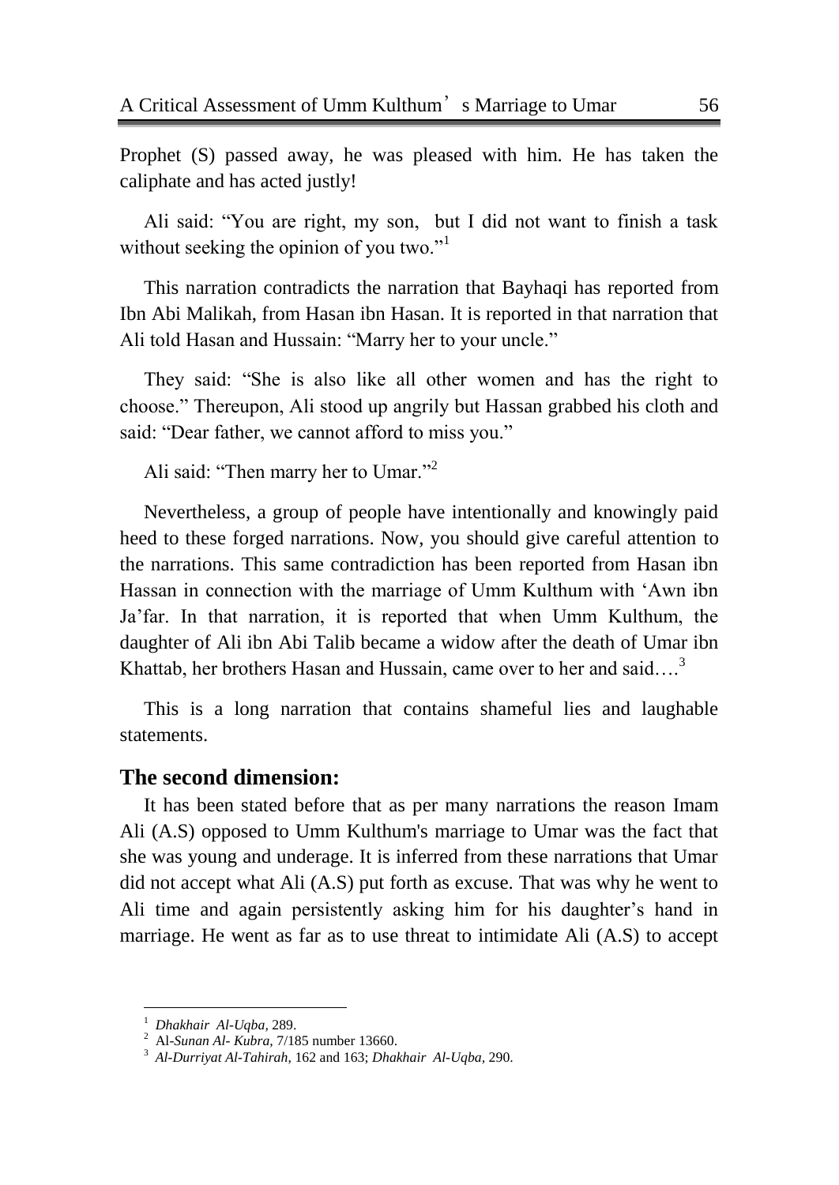Prophet (S) passed away, he was pleased with him. He has taken the caliphate and has acted justly!

Ali said: "You are right, my son, but I did not want to finish a task without seeking the opinion of you two."[1]

This narration contradicts the narration that Bayhaqi has reported from Ibn Abi Malikah, from Hasan ibn Hasan. It is reported in that narration that Ali told Hasan and Hussain: "Marry her to your uncle."

They said: "She is also like all other women and has the right to choose." Thereupon, Ali stood up angrily but Hassan grabbed his cloth and said: "Dear father, we cannot afford to miss you."

Ali said: "Then marry her to Umar."[2]

Nevertheless, a group of people have intentionally and knowingly paid heed to these forged narrations. Now, you should give careful attention to the narrations. This same contradiction has been reported from Hasan ibn Hassan in connection with the marriage of Umm Kulthum with 'Awn ibn Ja'far. In that narration, it is reported that when Umm Kulthum, the daughter of Ali ibn Abi Talib became a widow after the death of Umar ibn Khattab, her brothers Hasan and Hussain, came over to her and said….[3]

This is a long narration that contains shameful lies and laughable statements.

## The second dimension:

It has been stated before that as per many narrations the reason Imam Ali (A.S) opposed to Umm Kulthum's marriage to Umar was the fact that she was young and underage. It is inferred from these narrations that Umar did not accept what Ali (A.S) put forth as excuse. That was why he went to Ali time and again persistently asking him for his daughter's hand in marriage. He went as far as to use threat to intimidate Ali (A.S) to accept

---

[1] *Dhakhair Al-Uqba*, 289.

[2] Al-*Sunan Al- Kubra*, 7/185 number 13660.

[3] *Al-Durriyat Al-Tahirah*, 162 and 163; *Dhakhair Al-Uqba*, 290.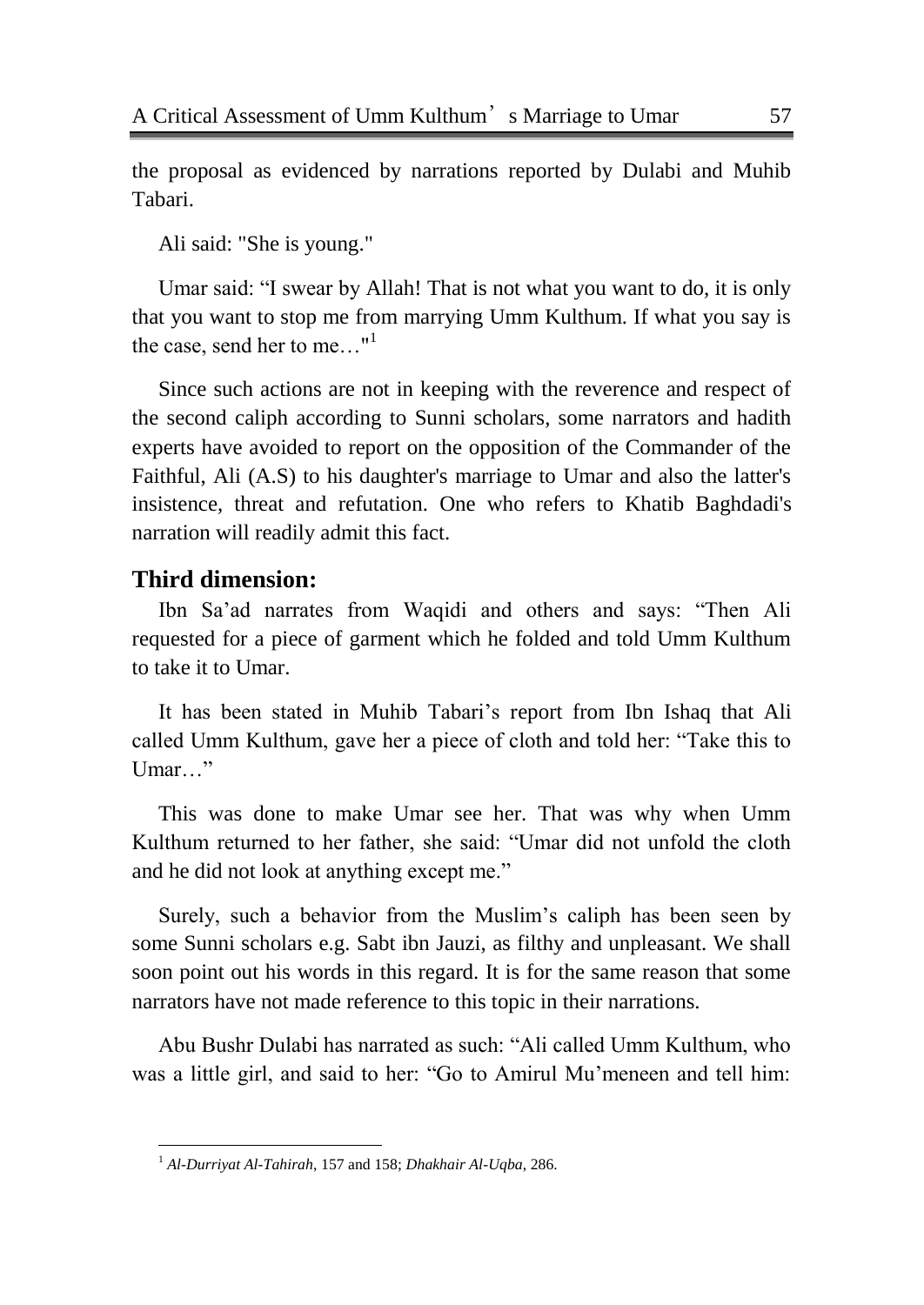the proposal as evidenced by narrations reported by Dulabi and Muhib Tabari.

Ali said: "She is young."

Umar said: "I swear by Allah! That is not what you want to do, it is only that you want to stop me from marrying Umm Kulthum. If what you say is the case, send her to me…"[1]

Since such actions are not in keeping with the reverence and respect of the second caliph according to Sunni scholars, some narrators and hadith experts have avoided to report on the opposition of the Commander of the Faithful, Ali (A.S) to his daughter's marriage to Umar and also the latter's insistence, threat and refutation. One who refers to Khatib Baghdadi's narration will readily admit this fact.

## Third dimension:

Ibn Sa'ad narrates from Waqidi and others and says: "Then Ali requested for a piece of garment which he folded and told Umm Kulthum to take it to Umar.

It has been stated in Muhib Tabari's report from Ibn Ishaq that Ali called Umm Kulthum, gave her a piece of cloth and told her: "Take this to Umar…"

This was done to make Umar see her. That was why when Umm Kulthum returned to her father, she said: "Umar did not unfold the cloth and he did not look at anything except me."

Surely, such a behavior from the Muslim's caliph has been seen by some Sunni scholars e.g. Sabt ibn Jauzi, as filthy and unpleasant. We shall soon point out his words in this regard. It is for the same reason that some narrators have not made reference to this topic in their narrations.

Abu Bushr Dulabi has narrated as such: "Ali called Umm Kulthum, who was a little girl, and said to her: "Go to Amirul Mu'meneen and tell him:

---

[1] *Al-Durriyat Al-Tahirah*, 157 and 158; *Dhakhair Al-Uqba*, 286.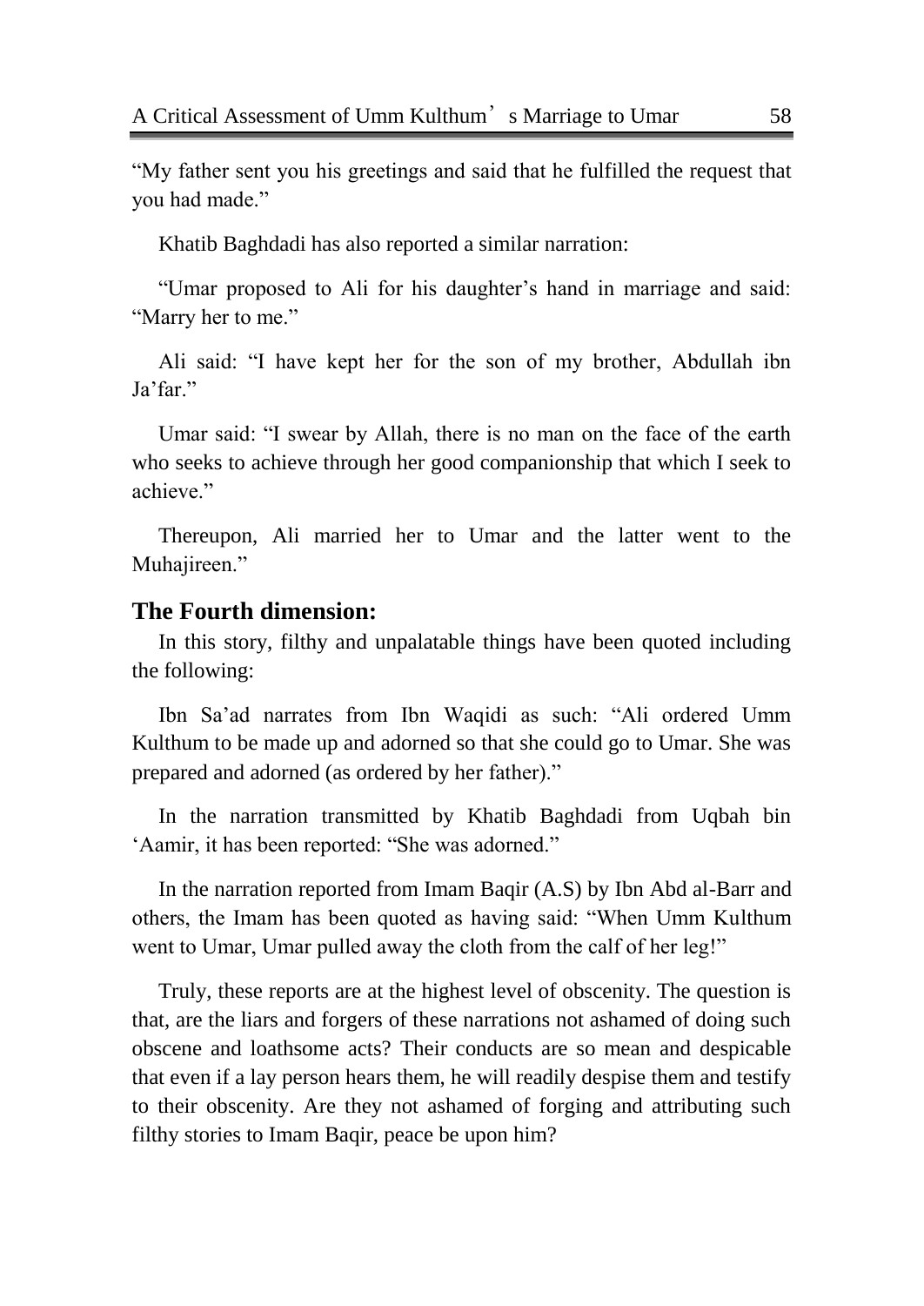"My father sent you his greetings and said that he fulfilled the request that you had made."

Khatib Baghdadi has also reported a similar narration:

"Umar proposed to Ali for his daughter's hand in marriage and said: "Marry her to me."

Ali said: "I have kept her for the son of my brother, Abdullah ibn Ja'far."

Umar said: "I swear by Allah, there is no man on the face of the earth who seeks to achieve through her good companionship that which I seek to achieve."

Thereupon, Ali married her to Umar and the latter went to the Muhajireen."

### The Fourth dimension:

In this story, filthy and unpalatable things have been quoted including the following:

Ibn Sa'ad narrates from Ibn Waqidi as such: "Ali ordered Umm Kulthum to be made up and adorned so that she could go to Umar. She was prepared and adorned (as ordered by her father)."

In the narration transmitted by Khatib Baghdadi from Uqbah bin 'Aamir, it has been reported: "She was adorned."

In the narration reported from Imam Baqir (A.S) by Ibn Abd al-Barr and others, the Imam has been quoted as having said: "When Umm Kulthum went to Umar, Umar pulled away the cloth from the calf of her leg!"

Truly, these reports are at the highest level of obscenity. The question is that, are the liars and forgers of these narrations not ashamed of doing such obscene and loathsome acts? Their conducts are so mean and despicable that even if a lay person hears them, he will readily despise them and testify to their obscenity. Are they not ashamed of forging and attributing such filthy stories to Imam Baqir, peace be upon him?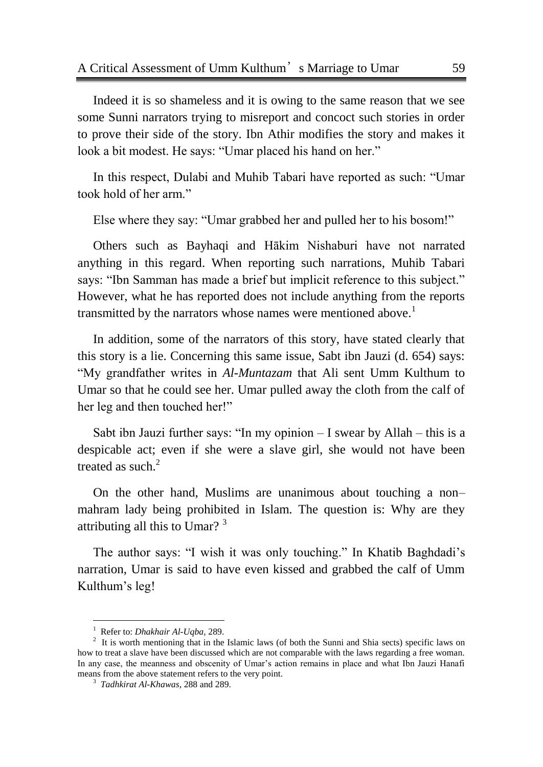Indeed it is so shameless and it is owing to the same reason that we see some Sunni narrators trying to misreport and concoct such stories in order to prove their side of the story. Ibn Athir modifies the story and makes it look a bit modest. He says: "Umar placed his hand on her."

In this respect, Dulabi and Muhib Tabari have reported as such: "Umar took hold of her arm."

Else where they say: "Umar grabbed her and pulled her to his bosom!"

Others such as Bayhaqi and Hākim Nishaburi have not narrated anything in this regard. When reporting such narrations, Muhib Tabari says: "Ibn Samman has made a brief but implicit reference to this subject." However, what he has reported does not include anything from the reports transmitted by the narrators whose names were mentioned above.[1]

In addition, some of the narrators of this story, have stated clearly that this story is a lie. Concerning this same issue, Sabt ibn Jauzi (d. 654) says: "My grandfather writes in *Al-Muntazam* that Ali sent Umm Kulthum to Umar so that he could see her. Umar pulled away the cloth from the calf of her leg and then touched her!"

Sabt ibn Jauzi further says: "In my opinion – I swear by Allah – this is a despicable act; even if she were a slave girl, she would not have been treated as such.[2]

On the other hand, Muslims are unanimous about touching a non–mahram lady being prohibited in Islam. The question is: Why are they attributing all this to Umar? [3]

The author says: "I wish it was only touching." In Khatib Baghdadi's narration, Umar is said to have even kissed and grabbed the calf of Umm Kulthum's leg!

---

[1] Refer to: *Dhakhair Al-Uqba*, 289.

[2] It is worth mentioning that in the Islamic laws (of both the Sunni and Shia sects) specific laws on how to treat a slave have been discussed which are not comparable with the laws regarding a free woman. In any case, the meanness and obscenity of Umar's action remains in place and what Ibn Jauzi Hanafi means from the above statement refers to the very point.

[3] *Tadhkirat Al-Khawas*, 288 and 289.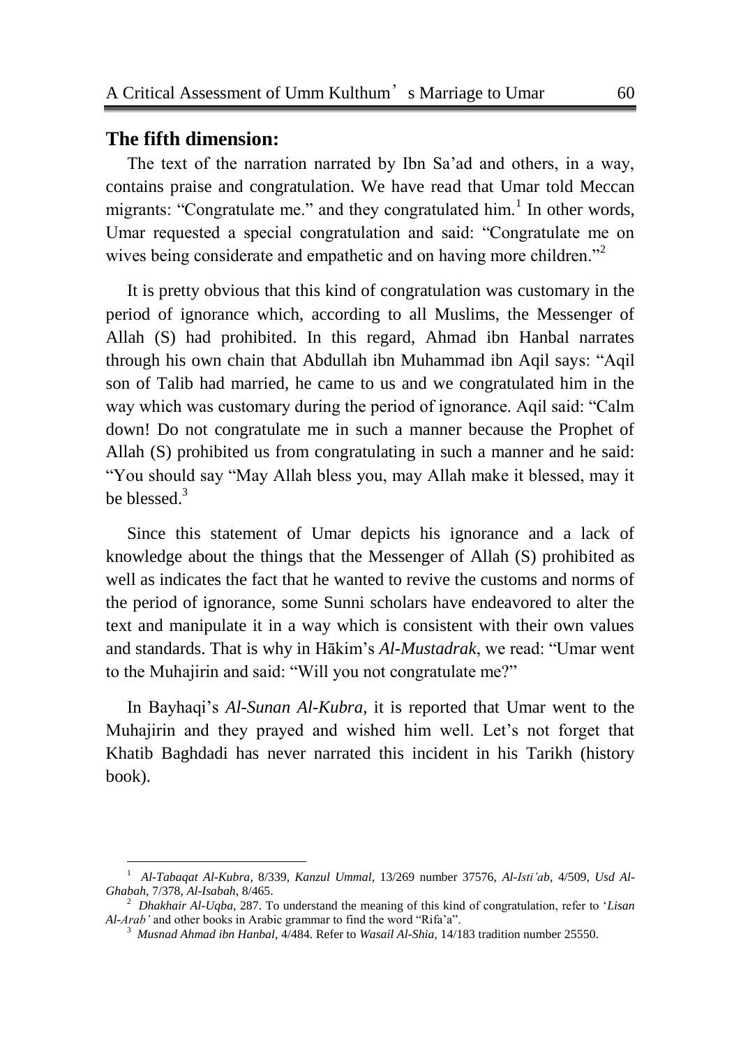## The fifth dimension:

The text of the narration narrated by Ibn Sa'ad and others, in a way, contains praise and congratulation. We have read that Umar told Meccan migrants: "Congratulate me." and they congratulated him.[1] In other words, Umar requested a special congratulation and said: "Congratulate me on wives being considerate and empathetic and on having more children."[2]

It is pretty obvious that this kind of congratulation was customary in the period of ignorance which, according to all Muslims, the Messenger of Allah (S) had prohibited. In this regard, Ahmad ibn Hanbal narrates through his own chain that Abdullah ibn Muhammad ibn Aqil says: "Aqil son of Talib had married, he came to us and we congratulated him in the way which was customary during the period of ignorance. Aqil said: "Calm down! Do not congratulate me in such a manner because the Prophet of Allah (S) prohibited us from congratulating in such a manner and he said: "You should say "May Allah bless you, may Allah make it blessed, may it be blessed.[3]

Since this statement of Umar depicts his ignorance and a lack of knowledge about the things that the Messenger of Allah (S) prohibited as well as indicates the fact that he wanted to revive the customs and norms of the period of ignorance, some Sunni scholars have endeavored to alter the text and manipulate it in a way which is consistent with their own values and standards. That is why in Hākim's *Al-Mustadrak*, we read: "Umar went to the Muhajirin and said: "Will you not congratulate me?"

In Bayhaqi's *Al-Sunan Al-Kubra*, it is reported that Umar went to the Muhajirin and they prayed and wished him well. Let's not forget that Khatib Baghdadi has never narrated this incident in his Tarikh (history book).

---

[1] *Al-Tabaqat Al-Kubra*, 8/339, *Kanzul Ummal*, 13/269 number 37576, *Al-Isti'ab*, 4/509, *Usd Al-Ghabah*, 7/378, *Al-Isabah*, 8/465.

[2] *Dhakhair Al-Uqba*, 287. To understand the meaning of this kind of congratulation, refer to '*Lisan Al-Arab'* and other books in Arabic grammar to find the word "Rifa'a".

[3] *Musnad Ahmad ibn Hanbal*, 4/484. Refer to *Wasail Al-Shia*, 14/183 tradition number 25550.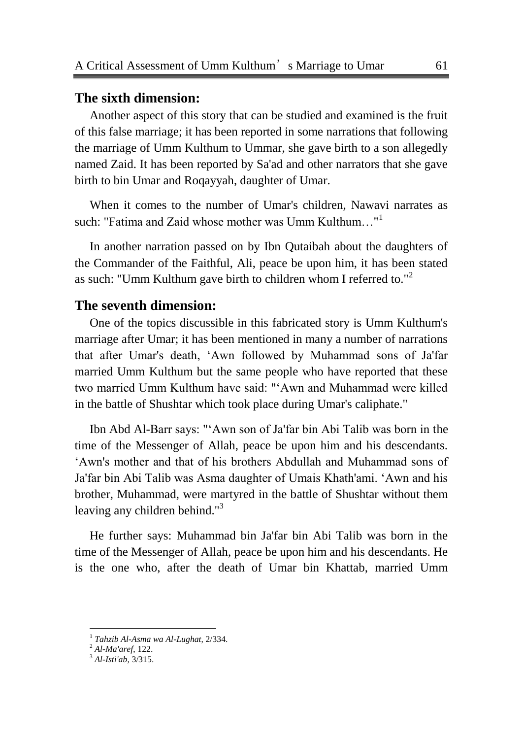## The sixth dimension:

Another aspect of this story that can be studied and examined is the fruit of this false marriage; it has been reported in some narrations that following the marriage of Umm Kulthum to Ummar, she gave birth to a son allegedly named Zaid. It has been reported by Sa'ad and other narrators that she gave birth to bin Umar and Roqayyah, daughter of Umar.

When it comes to the number of Umar's children, Nawavi narrates as such: "Fatima and Zaid whose mother was Umm Kulthum…"[1]

In another narration passed on by Ibn Qutaibah about the daughters of the Commander of the Faithful, Ali, peace be upon him, it has been stated as such: "Umm Kulthum gave birth to children whom I referred to."[2]

## The seventh dimension:

One of the topics discussible in this fabricated story is Umm Kulthum's marriage after Umar; it has been mentioned in many a number of narrations that after Umar's death, 'Awn followed by Muhammad sons of Ja'far married Umm Kulthum but the same people who have reported that these two married Umm Kulthum have said: "'Awn and Muhammad were killed in the battle of Shushtar which took place during Umar's caliphate."

Ibn Abd Al-Barr says: "'Awn son of Ja'far bin Abi Talib was born in the time of the Messenger of Allah, peace be upon him and his descendants. 'Awn's mother and that of his brothers Abdullah and Muhammad sons of Ja'far bin Abi Talib was Asma daughter of Umais Khath'ami. 'Awn and his brother, Muhammad, were martyred in the battle of Shushtar without them leaving any children behind."[3]

He further says: Muhammad bin Ja'far bin Abi Talib was born in the time of the Messenger of Allah, peace be upon him and his descendants. He is the one who, after the death of Umar bin Khattab, married Umm

---

[1] *Tahzib Al-Asma wa Al-Lughat*, 2/334.

[2] *Al-Ma'aref*, 122.

[3] *Al-Isti'ab*, 3/315.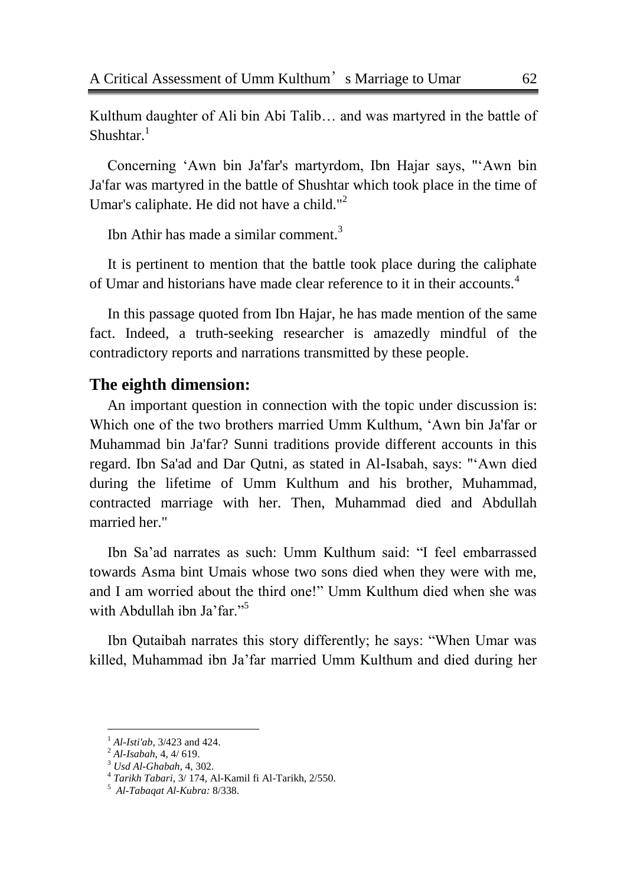Kulthum daughter of Ali bin Abi Talib… and was martyred in the battle of Shushtar.[1]

Concerning ‘Awn bin Ja'far's martyrdom, Ibn Hajar says, "‘Awn bin Ja'far was martyred in the battle of Shushtar which took place in the time of Umar's caliphate. He did not have a child."[2]

Ibn Athir has made a similar comment.[3]

It is pertinent to mention that the battle took place during the caliphate of Umar and historians have made clear reference to it in their accounts.[4]

In this passage quoted from Ibn Hajar, he has made mention of the same fact. Indeed, a truth-seeking researcher is amazedly mindful of the contradictory reports and narrations transmitted by these people.

## The eighth dimension:

An important question in connection with the topic under discussion is: Which one of the two brothers married Umm Kulthum, ‘Awn bin Ja'far or Muhammad bin Ja'far? Sunni traditions provide different accounts in this regard. Ibn Sa'ad and Dar Qutni, as stated in Al-Isabah, says: "‘Awn died during the lifetime of Umm Kulthum and his brother, Muhammad, contracted marriage with her. Then, Muhammad died and Abdullah married her."

Ibn Sa’ad narrates as such: Umm Kulthum said: “I feel embarrassed towards Asma bint Umais whose two sons died when they were with me, and I am worried about the third one!” Umm Kulthum died when she was with Abdullah ibn Ja’far.”[5]

Ibn Qutaibah narrates this story differently; he says: “When Umar was killed, Muhammad ibn Ja’far married Umm Kulthum and died during her

---

[1] *Al-Isti'ab*, 3/423 and 424.
[2] *Al-Isabah*, 4, 4/ 619.
[3] *Usd Al-Ghabah*, 4, 302.
[4] *Tarikh Tabari*, 3/ 174, Al-Kamil fi Al-Tarikh, 2/550.
[5] *Al-Tabaqat Al-Kubra:* 8/338.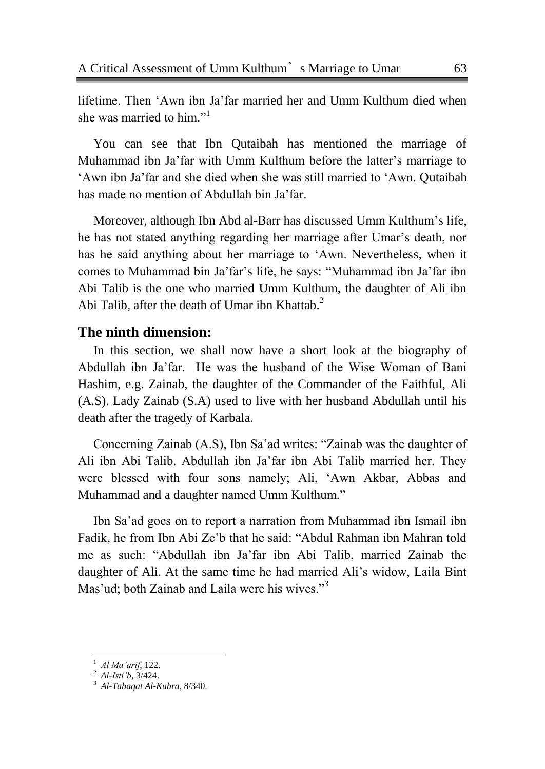lifetime. Then ‘Awn ibn Ja’far married her and Umm Kulthum died when she was married to him.”[1]

You can see that Ibn Qutaibah has mentioned the marriage of Muhammad ibn Ja’far with Umm Kulthum before the latter’s marriage to ‘Awn ibn Ja’far and she died when she was still married to ‘Awn. Qutaibah has made no mention of Abdullah bin Ja’far.

Moreover, although Ibn Abd al-Barr has discussed Umm Kulthum’s life, he has not stated anything regarding her marriage after Umar’s death, nor has he said anything about her marriage to ‘Awn. Nevertheless, when it comes to Muhammad bin Ja’far’s life, he says: “Muhammad ibn Ja’far ibn Abi Talib is the one who married Umm Kulthum, the daughter of Ali ibn Abi Talib, after the death of Umar ibn Khattab.[2]

### The ninth dimension:

In this section, we shall now have a short look at the biography of Abdullah ibn Ja’far. He was the husband of the Wise Woman of Bani Hashim, e.g. Zainab, the daughter of the Commander of the Faithful, Ali (A.S). Lady Zainab (S.A) used to live with her husband Abdullah until his death after the tragedy of Karbala.

Concerning Zainab (A.S), Ibn Sa’ad writes: “Zainab was the daughter of Ali ibn Abi Talib. Abdullah ibn Ja’far ibn Abi Talib married her. They were blessed with four sons namely; Ali, ‘Awn Akbar, Abbas and Muhammad and a daughter named Umm Kulthum.”

Ibn Sa’ad goes on to report a narration from Muhammad ibn Ismail ibn Fadik, he from Ibn Abi Ze’b that he said: “Abdul Rahman ibn Mahran told me as such: “Abdullah ibn Ja’far ibn Abi Talib, married Zainab the daughter of Ali. At the same time he had married Ali’s widow, Laila Bint Mas’ud; both Zainab and Laila were his wives.”[3]

---

[1] *Al Ma’arif*, 122.
[2] *Al-Isti’b*, 3/424.
[3] *Al-Tabaqat Al-Kubra*, 8/340.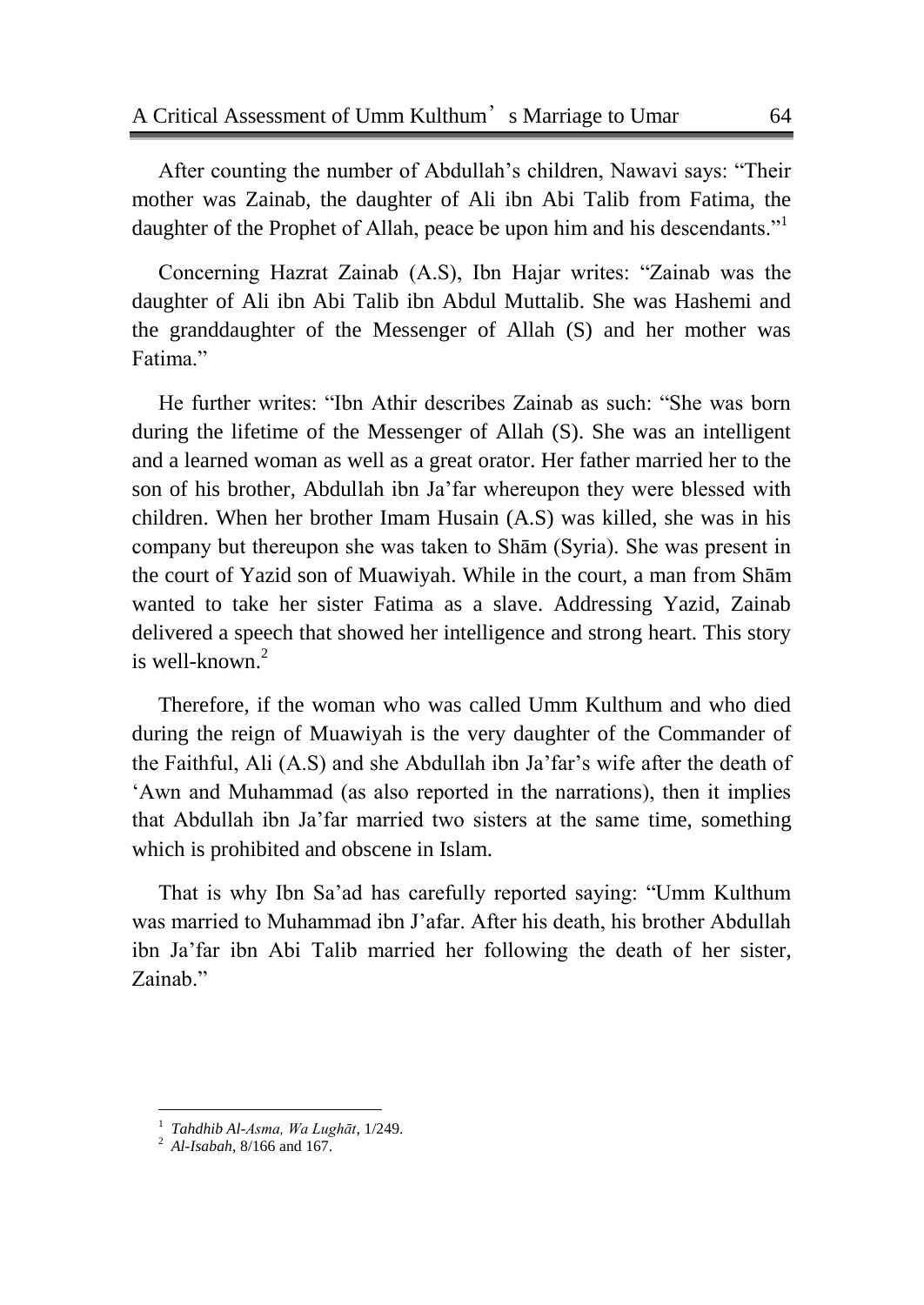After counting the number of Abdullah's children, Nawavi says: "Their mother was Zainab, the daughter of Ali ibn Abi Talib from Fatima, the daughter of the Prophet of Allah, peace be upon him and his descendants."[1]

Concerning Hazrat Zainab (A.S), Ibn Hajar writes: "Zainab was the daughter of Ali ibn Abi Talib ibn Abdul Muttalib. She was Hashemi and the granddaughter of the Messenger of Allah (S) and her mother was Fatima."

He further writes: "Ibn Athir describes Zainab as such: "She was born during the lifetime of the Messenger of Allah (S). She was an intelligent and a learned woman as well as a great orator. Her father married her to the son of his brother, Abdullah ibn Ja'far whereupon they were blessed with children. When her brother Imam Husain (A.S) was killed, she was in his company but thereupon she was taken to Shām (Syria). She was present in the court of Yazid son of Muawiyah. While in the court, a man from Shām wanted to take her sister Fatima as a slave. Addressing Yazid, Zainab delivered a speech that showed her intelligence and strong heart. This story is well-known.[2]

Therefore, if the woman who was called Umm Kulthum and who died during the reign of Muawiyah is the very daughter of the Commander of the Faithful, Ali (A.S) and she Abdullah ibn Ja'far's wife after the death of 'Awn and Muhammad (as also reported in the narrations), then it implies that Abdullah ibn Ja'far married two sisters at the same time, something which is prohibited and obscene in Islam.

That is why Ibn Sa'ad has carefully reported saying: "Umm Kulthum was married to Muhammad ibn J'afar. After his death, his brother Abdullah ibn Ja'far ibn Abi Talib married her following the death of her sister, Zainab."

---

[1] *Tahdhib Al-Asma, Wa Lughāt*, 1/249.
[2] *Al-Isabah*, 8/166 and 167.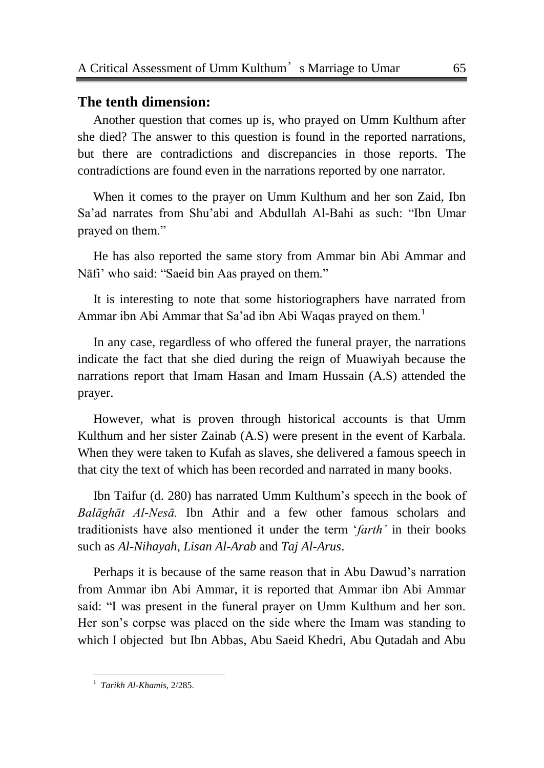## The tenth dimension:

Another question that comes up is, who prayed on Umm Kulthum after she died? The answer to this question is found in the reported narrations, but there are contradictions and discrepancies in those reports. The contradictions are found even in the narrations reported by one narrator.

When it comes to the prayer on Umm Kulthum and her son Zaid, Ibn Sa'ad narrates from Shu'abi and Abdullah Al-Bahi as such: "Ibn Umar prayed on them."

He has also reported the same story from Ammar bin Abi Ammar and Nāfi' who said: "Saeid bin Aas prayed on them."

It is interesting to note that some historiographers have narrated from Ammar ibn Abi Ammar that Sa'ad ibn Abi Waqas prayed on them.[1]

In any case, regardless of who offered the funeral prayer, the narrations indicate the fact that she died during the reign of Muawiyah because the narrations report that Imam Hasan and Imam Hussain (A.S) attended the prayer.

However, what is proven through historical accounts is that Umm Kulthum and her sister Zainab (A.S) were present in the event of Karbala. When they were taken to Kufah as slaves, she delivered a famous speech in that city the text of which has been recorded and narrated in many books.

Ibn Taifur (d. 280) has narrated Umm Kulthum's speech in the book of *Balāghāt Al-Nesā.* Ibn Athir and a few other famous scholars and traditionists have also mentioned it under the term '*farth'* in their books such as *Al-Nihayah*, *Lisan Al-Arab* and *Taj Al-Arus*.

Perhaps it is because of the same reason that in Abu Dawud's narration from Ammar ibn Abi Ammar, it is reported that Ammar ibn Abi Ammar said: "I was present in the funeral prayer on Umm Kulthum and her son. Her son's corpse was placed on the side where the Imam was standing to which I objected but Ibn Abbas, Abu Saeid Khedri, Abu Qutadah and Abu

---

[1] *Tarikh Al-Khamis,* 2/285.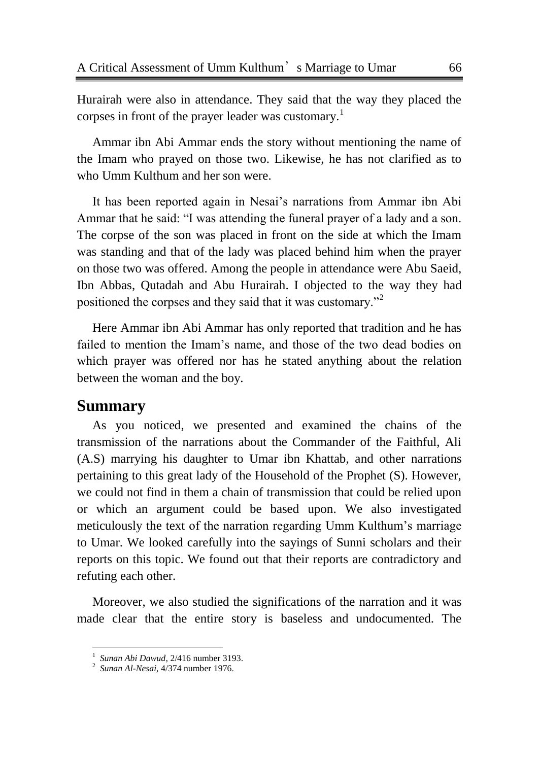Hurairah were also in attendance. They said that the way they placed the corpses in front of the prayer leader was customary.[1]

Ammar ibn Abi Ammar ends the story without mentioning the name of the Imam who prayed on those two. Likewise, he has not clarified as to who Umm Kulthum and her son were.

It has been reported again in Nesai's narrations from Ammar ibn Abi Ammar that he said: "I was attending the funeral prayer of a lady and a son. The corpse of the son was placed in front on the side at which the Imam was standing and that of the lady was placed behind him when the prayer on those two was offered. Among the people in attendance were Abu Saeid, Ibn Abbas, Qutadah and Abu Hurairah. I objected to the way they had positioned the corpses and they said that it was customary."[2]

Here Ammar ibn Abi Ammar has only reported that tradition and he has failed to mention the Imam's name, and those of the two dead bodies on which prayer was offered nor has he stated anything about the relation between the woman and the boy.

## Summary

As you noticed, we presented and examined the chains of the transmission of the narrations about the Commander of the Faithful, Ali (A.S) marrying his daughter to Umar ibn Khattab, and other narrations pertaining to this great lady of the Household of the Prophet (S). However, we could not find in them a chain of transmission that could be relied upon or which an argument could be based upon. We also investigated meticulously the text of the narration regarding Umm Kulthum's marriage to Umar. We looked carefully into the sayings of Sunni scholars and their reports on this topic. We found out that their reports are contradictory and refuting each other.

Moreover, we also studied the significations of the narration and it was made clear that the entire story is baseless and undocumented. The

---

[1] *Sunan Abi Dawud*, 2/416 number 3193.

[2] *Sunan Al-Nesai*, 4/374 number 1976.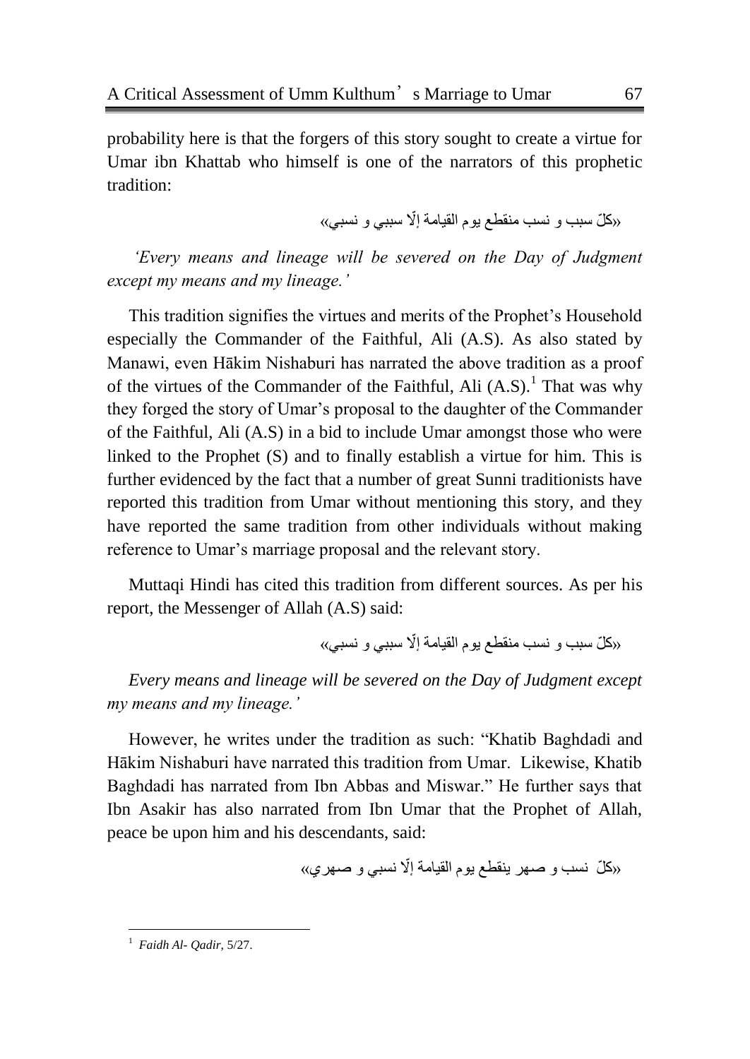probability here is that the forgers of this story sought to create a virtue for Umar ibn Khattab who himself is one of the narrators of this prophetic tradition:

«كلّ سبب و نسب منقطع يوم القيامة إلّا سببي و نسبي»

*'Every means and lineage will be severed on the Day of Judgment except my means and my lineage.'*

This tradition signifies the virtues and merits of the Prophet's Household especially the Commander of the Faithful, Ali (A.S). As also stated by Manawi, even Hākim Nishaburi has narrated the above tradition as a proof of the virtues of the Commander of the Faithful, Ali (A.S).[1] That was why they forged the story of Umar's proposal to the daughter of the Commander of the Faithful, Ali (A.S) in a bid to include Umar amongst those who were linked to the Prophet (S) and to finally establish a virtue for him. This is further evidenced by the fact that a number of great Sunni traditionists have reported this tradition from Umar without mentioning this story, and they have reported the same tradition from other individuals without making reference to Umar's marriage proposal and the relevant story.

Muttaqi Hindi has cited this tradition from different sources. As per his report, the Messenger of Allah (A.S) said:

«كلّ سبب و نسب منقطع يوم القيامة إلّا سببي و نسبي»

*Every means and lineage will be severed on the Day of Judgment except my means and my lineage.'*

However, he writes under the tradition as such: "Khatib Baghdadi and Hākim Nishaburi have narrated this tradition from Umar. Likewise, Khatib Baghdadi has narrated from Ibn Abbas and Miswar." He further says that Ibn Asakir has also narrated from Ibn Umar that the Prophet of Allah, peace be upon him and his descendants, said:

«كلّ نسب و صهر ينقطع يوم القيامة إلّا نسبي و صهري»

---

[1] *Faidh Al- Qadir,* 5/27.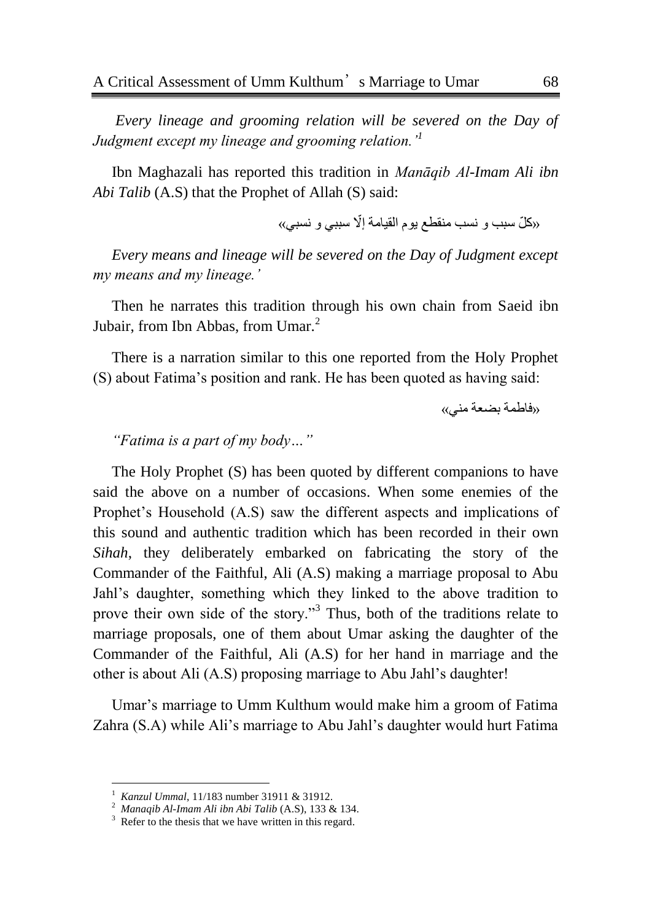*Every lineage and grooming relation will be severed on the Day of Judgment except my lineage and grooming relation.'*[1]

Ibn Maghazali has reported this tradition in *Manāqib Al-Imam Ali ibn Abi Talib* (A.S) that the Prophet of Allah (S) said:

«كلّ سبب و نسب منقطع يوم القيامة إلّا سببي و نسبي»

*Every means and lineage will be severed on the Day of Judgment except my means and my lineage.'*

Then he narrates this tradition through his own chain from Saeid ibn Jubair, from Ibn Abbas, from Umar.[2]

There is a narration similar to this one reported from the Holy Prophet (S) about Fatima's position and rank. He has been quoted as having said:

«فاطمة بضعة مني»

*"Fatima is a part of my body…"*

The Holy Prophet (S) has been quoted by different companions to have said the above on a number of occasions. When some enemies of the Prophet's Household (A.S) saw the different aspects and implications of this sound and authentic tradition which has been recorded in their own *Sihah*, they deliberately embarked on fabricating the story of the Commander of the Faithful, Ali (A.S) making a marriage proposal to Abu Jahl's daughter, something which they linked to the above tradition to prove their own side of the story."[3] Thus, both of the traditions relate to marriage proposals, one of them about Umar asking the daughter of the Commander of the Faithful, Ali (A.S) for her hand in marriage and the other is about Ali (A.S) proposing marriage to Abu Jahl's daughter!

Umar's marriage to Umm Kulthum would make him a groom of Fatima Zahra (S.A) while Ali's marriage to Abu Jahl's daughter would hurt Fatima

---

[1] *Kanzul Ummal*, 11/183 number 31911 & 31912.

[2] *Manaqib Al-Imam Ali ibn Abi Talib* (A.S), 133 & 134.

[3] Refer to the thesis that we have written in this regard.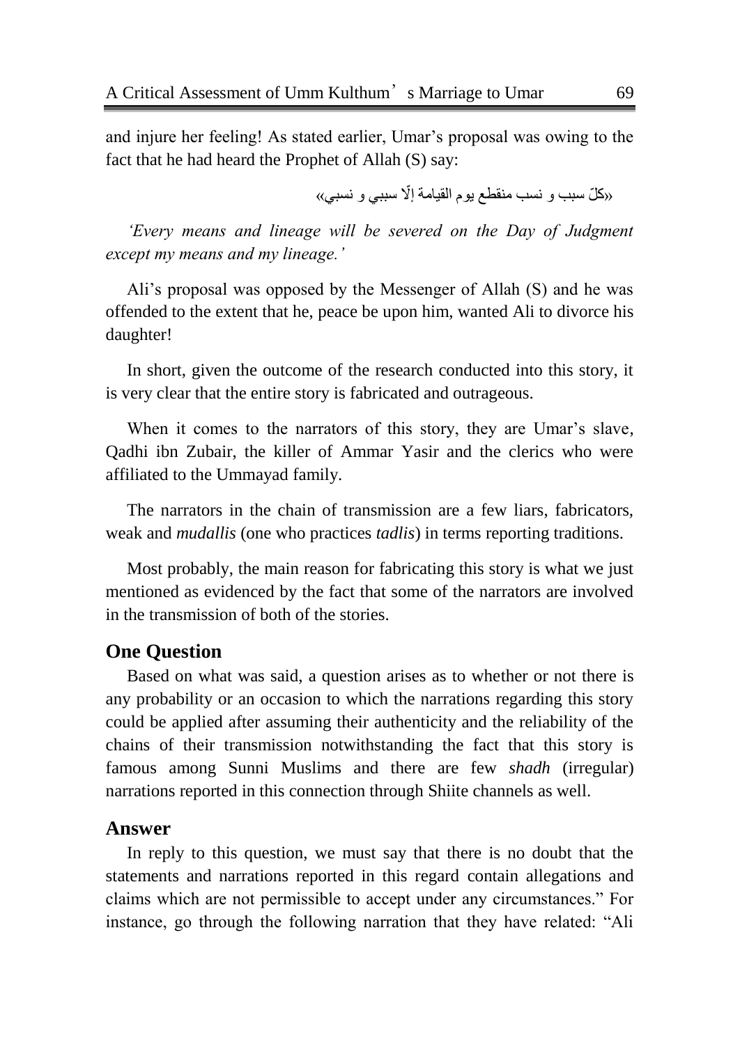and injure her feeling! As stated earlier, Umar's proposal was owing to the fact that he had heard the Prophet of Allah (S) say:

«كلّ سبب و نسب منقطع يوم القيامة إلّا سببي و نسبي»

*'Every means and lineage will be severed on the Day of Judgment except my means and my lineage.'*

Ali's proposal was opposed by the Messenger of Allah (S) and he was offended to the extent that he, peace be upon him, wanted Ali to divorce his daughter!

In short, given the outcome of the research conducted into this story, it is very clear that the entire story is fabricated and outrageous.

When it comes to the narrators of this story, they are Umar's slave, Qadhi ibn Zubair, the killer of Ammar Yasir and the clerics who were affiliated to the Ummayad family.

The narrators in the chain of transmission are a few liars, fabricators, weak and *mudallis* (one who practices *tadlis*) in terms reporting traditions.

Most probably, the main reason for fabricating this story is what we just mentioned as evidenced by the fact that some of the narrators are involved in the transmission of both of the stories.

## One Question

Based on what was said, a question arises as to whether or not there is any probability or an occasion to which the narrations regarding this story could be applied after assuming their authenticity and the reliability of the chains of their transmission notwithstanding the fact that this story is famous among Sunni Muslims and there are few *shadh* (irregular) narrations reported in this connection through Shiite channels as well.

## Answer

In reply to this question, we must say that there is no doubt that the statements and narrations reported in this regard contain allegations and claims which are not permissible to accept under any circumstances." For instance, go through the following narration that they have related: "Ali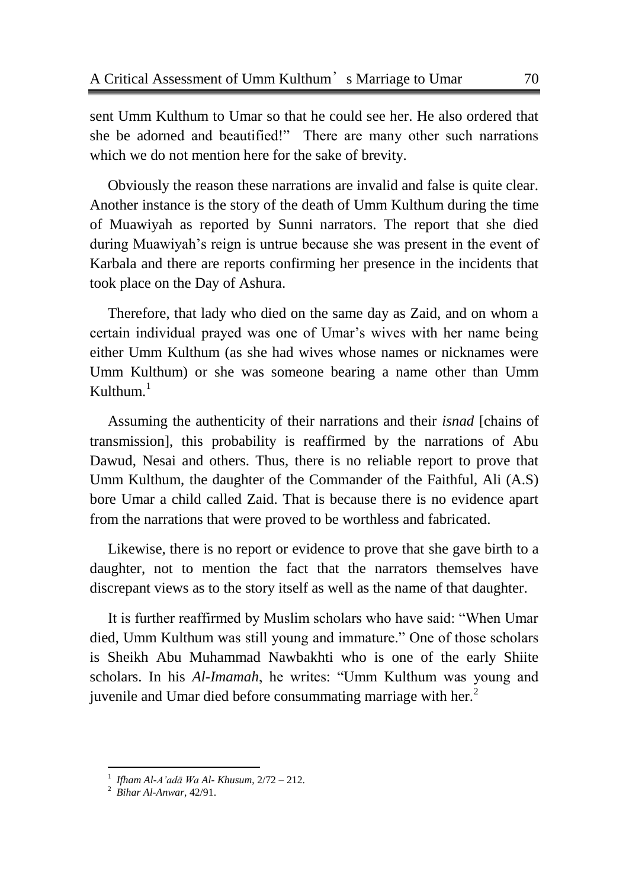sent Umm Kulthum to Umar so that he could see her. He also ordered that she be adorned and beautified!" There are many other such narrations which we do not mention here for the sake of brevity.

Obviously the reason these narrations are invalid and false is quite clear. Another instance is the story of the death of Umm Kulthum during the time of Muawiyah as reported by Sunni narrators. The report that she died during Muawiyah's reign is untrue because she was present in the event of Karbala and there are reports confirming her presence in the incidents that took place on the Day of Ashura.

Therefore, that lady who died on the same day as Zaid, and on whom a certain individual prayed was one of Umar's wives with her name being either Umm Kulthum (as she had wives whose names or nicknames were Umm Kulthum) or she was someone bearing a name other than Umm Kulthum.[1]

Assuming the authenticity of their narrations and their *isnad* [chains of transmission], this probability is reaffirmed by the narrations of Abu Dawud, Nesai and others. Thus, there is no reliable report to prove that Umm Kulthum, the daughter of the Commander of the Faithful, Ali (A.S) bore Umar a child called Zaid. That is because there is no evidence apart from the narrations that were proved to be worthless and fabricated.

Likewise, there is no report or evidence to prove that she gave birth to a daughter, not to mention the fact that the narrators themselves have discrepant views as to the story itself as well as the name of that daughter.

It is further reaffirmed by Muslim scholars who have said: "When Umar died, Umm Kulthum was still young and immature." One of those scholars is Sheikh Abu Muhammad Nawbakhti who is one of the early Shiite scholars. In his *Al-Imamah*, he writes: "Umm Kulthum was young and juvenile and Umar died before consummating marriage with her.[2]

---

[1] *Ifham Al-A'adā Wa Al- Khusum*, 2/72 – 212.

[2] *Bihar Al-Anwar*, 42/91.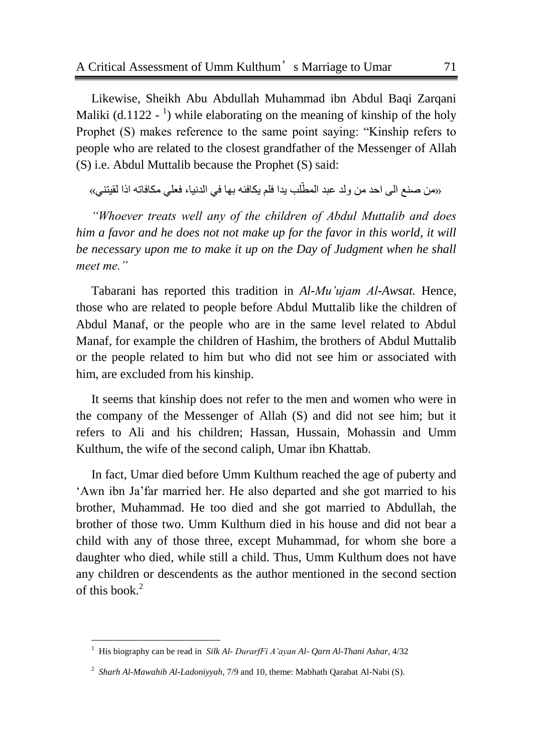Likewise, Sheikh Abu Abdullah Muhammad ibn Abdul Baqi Zarqani Maliki (d.1122 - [1]) while elaborating on the meaning of kinship of the holy Prophet (S) makes reference to the same point saying: "Kinship refers to people who are related to the closest grandfather of the Messenger of Allah (S) i.e. Abdul Muttalib because the Prophet (S) said:

«من صنع الى احد من ولد عبد المطّلب يدا فلم يكافئه بها في الدنيا، فعلي مكافاته اذا لقيتني»

*"Whoever treats well any of the children of Abdul Muttalib and does him a favor and he does not not make up for the favor in this world, it will be necessary upon me to make it up on the Day of Judgment when he shall meet me."*

Tabarani has reported this tradition in *Al-Mu'ujam Al-Awsat.* Hence, those who are related to people before Abdul Muttalib like the children of Abdul Manaf, or the people who are in the same level related to Abdul Manaf, for example the children of Hashim, the brothers of Abdul Muttalib or the people related to him but who did not see him or associated with him, are excluded from his kinship.

It seems that kinship does not refer to the men and women who were in the company of the Messenger of Allah (S) and did not see him; but it refers to Ali and his children; Hassan, Hussain, Mohassin and Umm Kulthum, the wife of the second caliph, Umar ibn Khattab.

In fact, Umar died before Umm Kulthum reached the age of puberty and 'Awn ibn Ja'far married her. He also departed and she got married to his brother, Muhammad. He too died and she got married to Abdullah, the brother of those two. Umm Kulthum died in his house and did not bear a child with any of those three, except Muhammad, for whom she bore a daughter who died, while still a child. Thus, Umm Kulthum does not have any children or descendents as the author mentioned in the second section of this book.[2]

---

[1] His biography can be read in *Silk Al- DurarfFi A'ayan Al- Qarn Al-Thani Ashar*, 4/32

[2] *Sharh Al-Mawahib Al-Ladoniyyah*, 7/9 and 10, theme: Mabhath Qarabat Al-Nabi (S).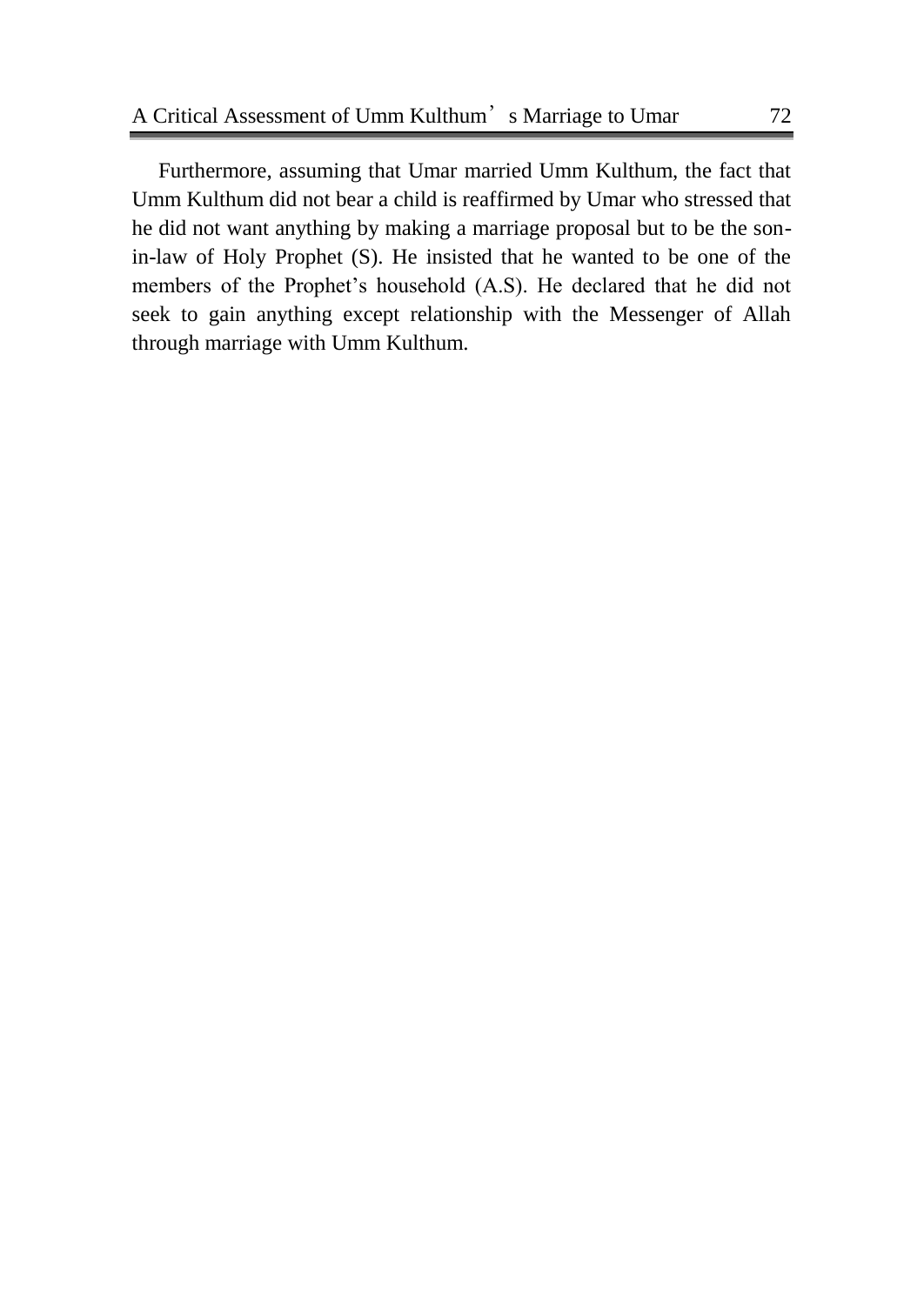Furthermore, assuming that Umar married Umm Kulthum, the fact that Umm Kulthum did not bear a child is reaffirmed by Umar who stressed that he did not want anything by making a marriage proposal but to be the son-in-law of Holy Prophet (S). He insisted that he wanted to be one of the members of the Prophet's household (A.S). He declared that he did not seek to gain anything except relationship with the Messenger of Allah through marriage with Umm Kulthum.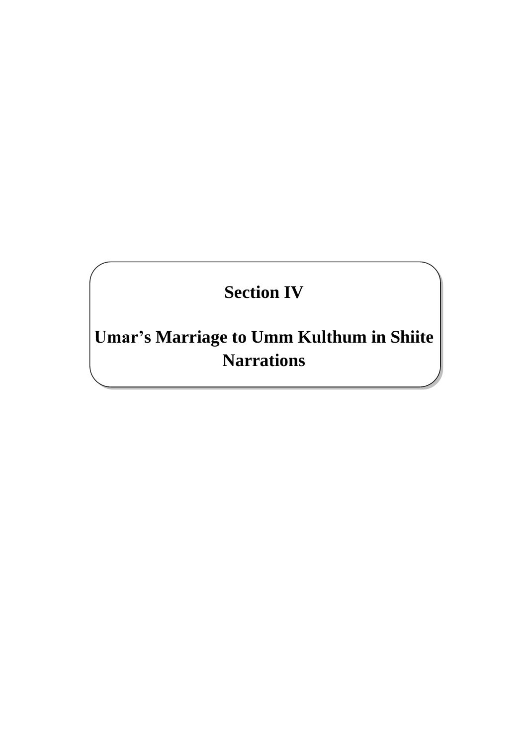# Section IV

# Umar’s Marriage to Umm Kulthum in Shiite Narrations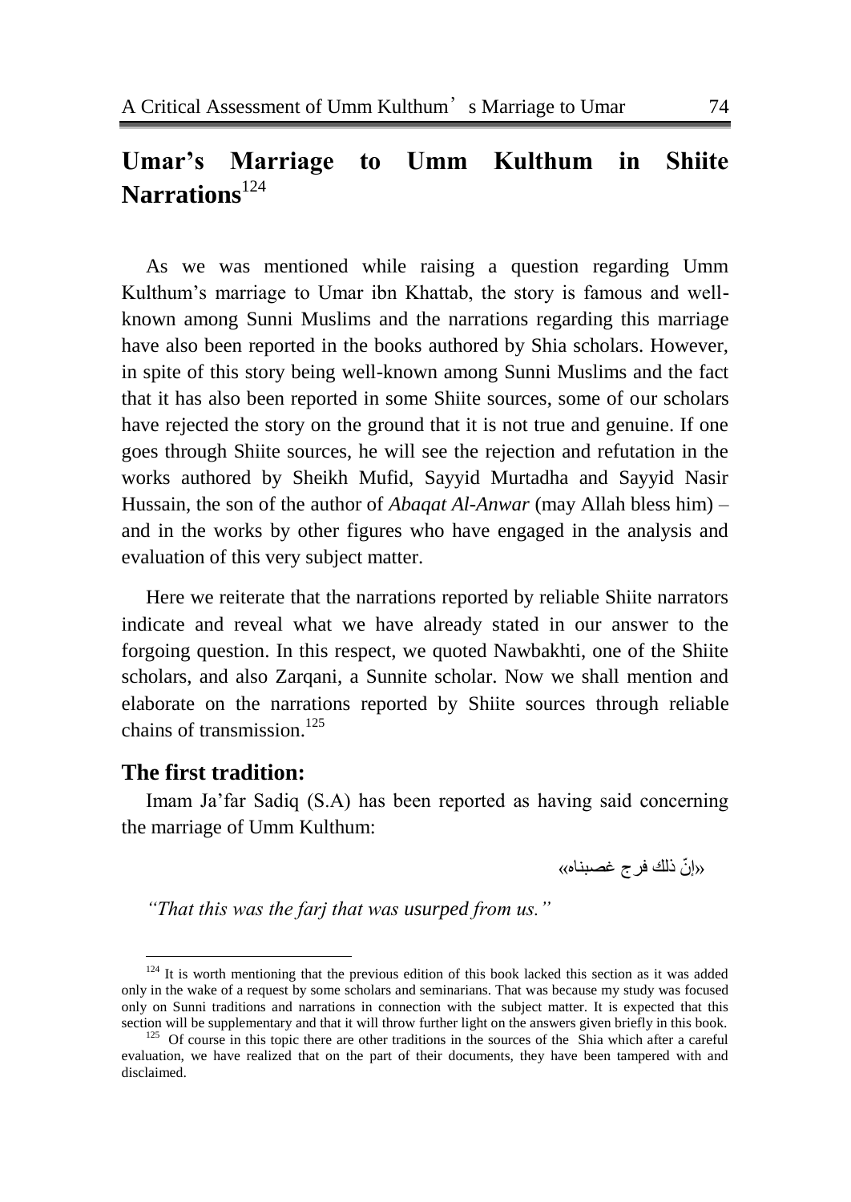## Umar's Marriage to Umm Kulthum in Shiite Narrations[124]

As we was mentioned while raising a question regarding Umm Kulthum's marriage to Umar ibn Khattab, the story is famous and well-known among Sunni Muslims and the narrations regarding this marriage have also been reported in the books authored by Shia scholars. However, in spite of this story being well-known among Sunni Muslims and the fact that it has also been reported in some Shiite sources, some of our scholars have rejected the story on the ground that it is not true and genuine. If one goes through Shiite sources, he will see the rejection and refutation in the works authored by Sheikh Mufid, Sayyid Murtadha and Sayyid Nasir Hussain, the son of the author of *Abaqat Al-Anwar* (may Allah bless him) – and in the works by other figures who have engaged in the analysis and evaluation of this very subject matter.

Here we reiterate that the narrations reported by reliable Shiite narrators indicate and reveal what we have already stated in our answer to the forgoing question. In this respect, we quoted Nawbakhti, one of the Shiite scholars, and also Zarqani, a Sunnite scholar. Now we shall mention and elaborate on the narrations reported by Shiite sources through reliable chains of transmission.[125]

### The first tradition:

Imam Ja'far Sadiq (S.A) has been reported as having said concerning the marriage of Umm Kulthum:

«إنّ ذلك فرج غصبناه»

*"That this was the farj that was usurped from us."*

---

[124] It is worth mentioning that the previous edition of this book lacked this section as it was added only in the wake of a request by some scholars and seminarians. That was because my study was focused only on Sunni traditions and narrations in connection with the subject matter. It is expected that this section will be supplementary and that it will throw further light on the answers given briefly in this book.

[125] Of course in this topic there are other traditions in the sources of the Shia which after a careful evaluation, we have realized that on the part of their documents, they have been tampered with and disclaimed.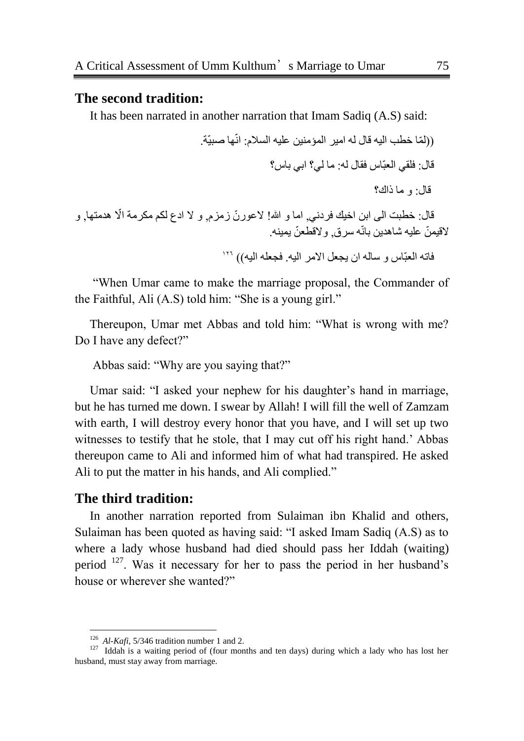## The second tradition:

It has been narrated in another narration that Imam Sadiq (A.S) said:

((لمّا خطب اليه قال له امير المؤمنين عليه السلام: انّها صبيّة.

قال: فلقي العبّاس فقال له: ما لي؟ ابي باس؟

قال: و ما ذاك؟

قال: خطبت الى ابن اخيك فردني, اما و الله! لاعورنّ زمزم, و لا ادع لكم مكرمة الّا هدمتها, و لاقيمنّ عليه شاهدين بانّه سرق, ولاقطعنّ يمينه.

فاته العبّاس و ساله ان يجعل الامر اليه. فجعله اليه)) [126]

"When Umar came to make the marriage proposal, the Commander of the Faithful, Ali (A.S) told him: "She is a young girl."

Thereupon, Umar met Abbas and told him: "What is wrong with me? Do I have any defect?"

Abbas said: "Why are you saying that?"

Umar said: "I asked your nephew for his daughter's hand in marriage, but he has turned me down. I swear by Allah! I will fill the well of Zamzam with earth, I will destroy every honor that you have, and I will set up two witnesses to testify that he stole, that I may cut off his right hand.' Abbas thereupon came to Ali and informed him of what had transpired. He asked Ali to put the matter in his hands, and Ali complied."

## The third tradition:

In another narration reported from Sulaiman ibn Khalid and others, Sulaiman has been quoted as having said: "I asked Imam Sadiq (A.S) as to where a lady whose husband had died should pass her Iddah (waiting) period [127]. Was it necessary for her to pass the period in her husband's house or wherever she wanted?"

---

[126] *Al-Kafi*, 5/346 tradition number 1 and 2.

[127] Iddah is a waiting period of (four months and ten days) during which a lady who has lost her husband, must stay away from marriage.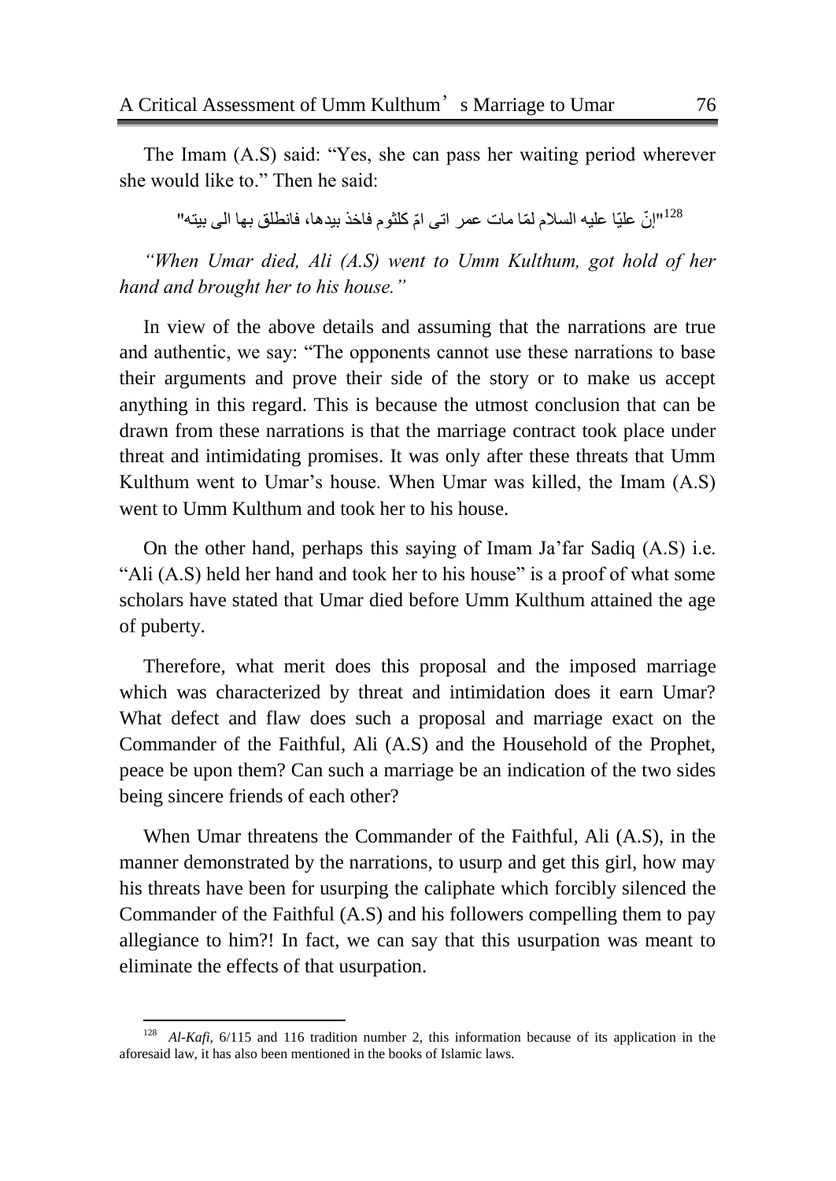The Imam (A.S) said: "Yes, she can pass her waiting period wherever she would like to." Then he said:

"إنّ عليّا عليه السلام لمّا مات عمر اتى امّ كلثوم فاخذ بيدها، فانطلق بها الى بيته"[128]

*"When Umar died, Ali (A.S) went to Umm Kulthum, got hold of her hand and brought her to his house."*

In view of the above details and assuming that the narrations are true and authentic, we say: "The opponents cannot use these narrations to base their arguments and prove their side of the story or to make us accept anything in this regard. This is because the utmost conclusion that can be drawn from these narrations is that the marriage contract took place under threat and intimidating promises. It was only after these threats that Umm Kulthum went to Umar's house. When Umar was killed, the Imam (A.S) went to Umm Kulthum and took her to his house.

On the other hand, perhaps this saying of Imam Ja'far Sadiq (A.S) i.e. "Ali (A.S) held her hand and took her to his house" is a proof of what some scholars have stated that Umar died before Umm Kulthum attained the age of puberty.

Therefore, what merit does this proposal and the imposed marriage which was characterized by threat and intimidation does it earn Umar? What defect and flaw does such a proposal and marriage exact on the Commander of the Faithful, Ali (A.S) and the Household of the Prophet, peace be upon them? Can such a marriage be an indication of the two sides being sincere friends of each other?

When Umar threatens the Commander of the Faithful, Ali (A.S), in the manner demonstrated by the narrations, to usurp and get this girl, how may his threats have been for usurping the caliphate which forcibly silenced the Commander of the Faithful (A.S) and his followers compelling them to pay allegiance to him?! In fact, we can say that this usurpation was meant to eliminate the effects of that usurpation.

---

[128] *Al-Kafi*, 6/115 and 116 tradition number 2, this information because of its application in the aforesaid law, it has also been mentioned in the books of Islamic laws.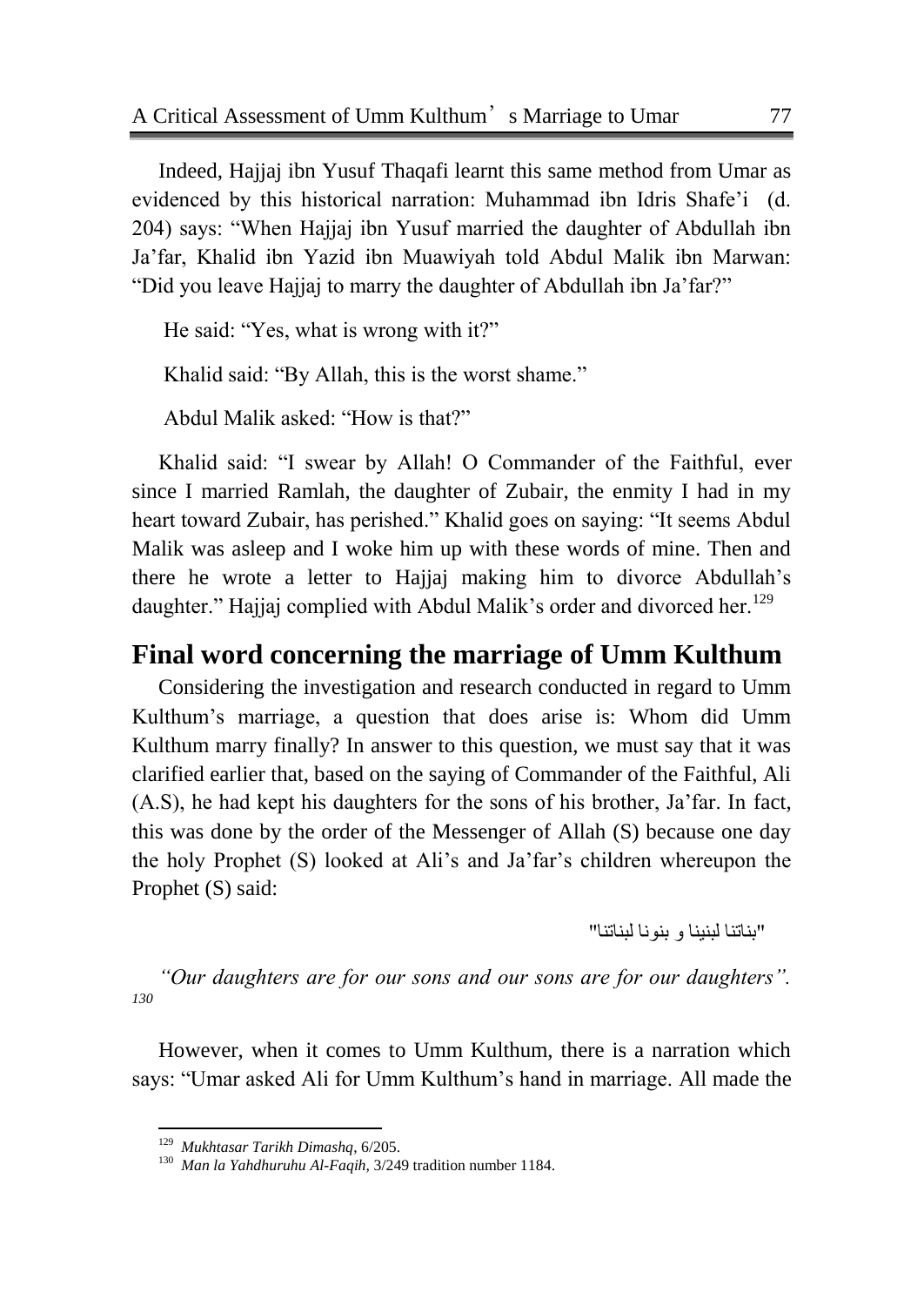Indeed, Hajjaj ibn Yusuf Thaqafi learnt this same method from Umar as evidenced by this historical narration: Muhammad ibn Idris Shafe'i (d. 204) says: "When Hajjaj ibn Yusuf married the daughter of Abdullah ibn Ja'far, Khalid ibn Yazid ibn Muawiyah told Abdul Malik ibn Marwan: "Did you leave Hajjaj to marry the daughter of Abdullah ibn Ja'far?"

He said: "Yes, what is wrong with it?"

Khalid said: "By Allah, this is the worst shame."

Abdul Malik asked: "How is that?"

Khalid said: "I swear by Allah! O Commander of the Faithful, ever since I married Ramlah, the daughter of Zubair, the enmity I had in my heart toward Zubair, has perished." Khalid goes on saying: "It seems Abdul Malik was asleep and I woke him up with these words of mine. Then and there he wrote a letter to Hajjaj making him to divorce Abdullah's daughter." Hajjaj complied with Abdul Malik's order and divorced her.[129]

## Final word concerning the marriage of Umm Kulthum

Considering the investigation and research conducted in regard to Umm Kulthum's marriage, a question that does arise is: Whom did Umm Kulthum marry finally? In answer to this question, we must say that it was clarified earlier that, based on the saying of Commander of the Faithful, Ali (A.S), he had kept his daughters for the sons of his brother, Ja'far. In fact, this was done by the order of the Messenger of Allah (S) because one day the holy Prophet (S) looked at Ali's and Ja'far's children whereupon the Prophet (S) said:

"بناتنا لبنينا و بنونا لبناتنا"

*"Our daughters are for our sons and our sons are for our daughters". 130*

However, when it comes to Umm Kulthum, there is a narration which says: "Umar asked Ali for Umm Kulthum's hand in marriage. All made the

---

[129] *Mukhtasar Tarikh Dimashq*, 6/205.

[130] *Man la Yahdhuruhu Al-Faqih*, 3/249 tradition number 1184.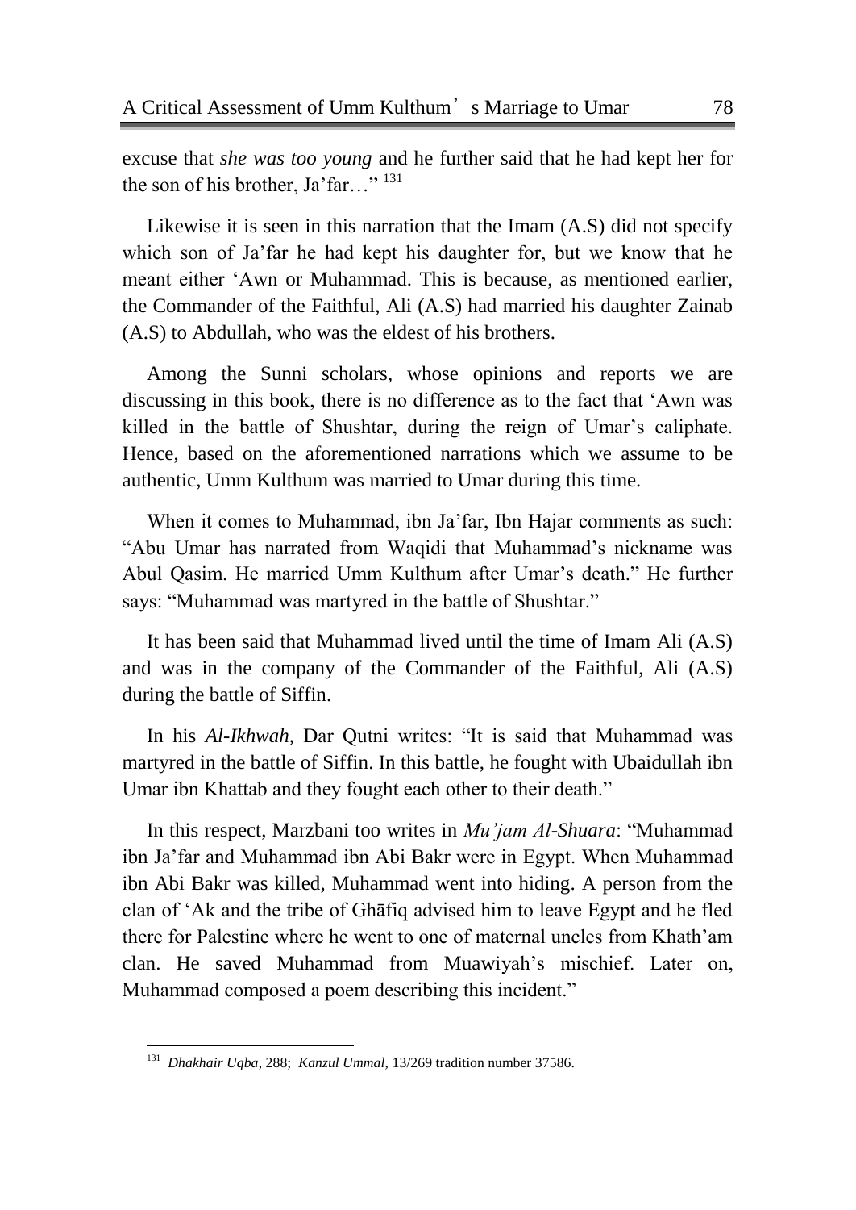excuse that *she was too young* and he further said that he had kept her for the son of his brother, Ja'far…" [131]

Likewise it is seen in this narration that the Imam (A.S) did not specify which son of Ja'far he had kept his daughter for, but we know that he meant either 'Awn or Muhammad. This is because, as mentioned earlier, the Commander of the Faithful, Ali (A.S) had married his daughter Zainab (A.S) to Abdullah, who was the eldest of his brothers.

Among the Sunni scholars, whose opinions and reports we are discussing in this book, there is no difference as to the fact that 'Awn was killed in the battle of Shushtar, during the reign of Umar's caliphate. Hence, based on the aforementioned narrations which we assume to be authentic, Umm Kulthum was married to Umar during this time.

When it comes to Muhammad, ibn Ja'far, Ibn Hajar comments as such: "Abu Umar has narrated from Waqidi that Muhammad's nickname was Abul Qasim. He married Umm Kulthum after Umar's death." He further says: "Muhammad was martyred in the battle of Shushtar."

It has been said that Muhammad lived until the time of Imam Ali (A.S) and was in the company of the Commander of the Faithful, Ali (A.S) during the battle of Siffin.

In his *Al-Ikhwah,* Dar Qutni writes: "It is said that Muhammad was martyred in the battle of Siffin. In this battle, he fought with Ubaidullah ibn Umar ibn Khattab and they fought each other to their death."

In this respect, Marzbani too writes in *Mu'jam Al-Shuara*: "Muhammad ibn Ja'far and Muhammad ibn Abi Bakr were in Egypt. When Muhammad ibn Abi Bakr was killed, Muhammad went into hiding. A person from the clan of 'Ak and the tribe of Ghāfiq advised him to leave Egypt and he fled there for Palestine where he went to one of maternal uncles from Khath'am clan. He saved Muhammad from Muawiyah's mischief. Later on, Muhammad composed a poem describing this incident."

---

[131] *Dhakhair Uqba*, 288; *Kanzul Ummal,* 13/269 tradition number 37586.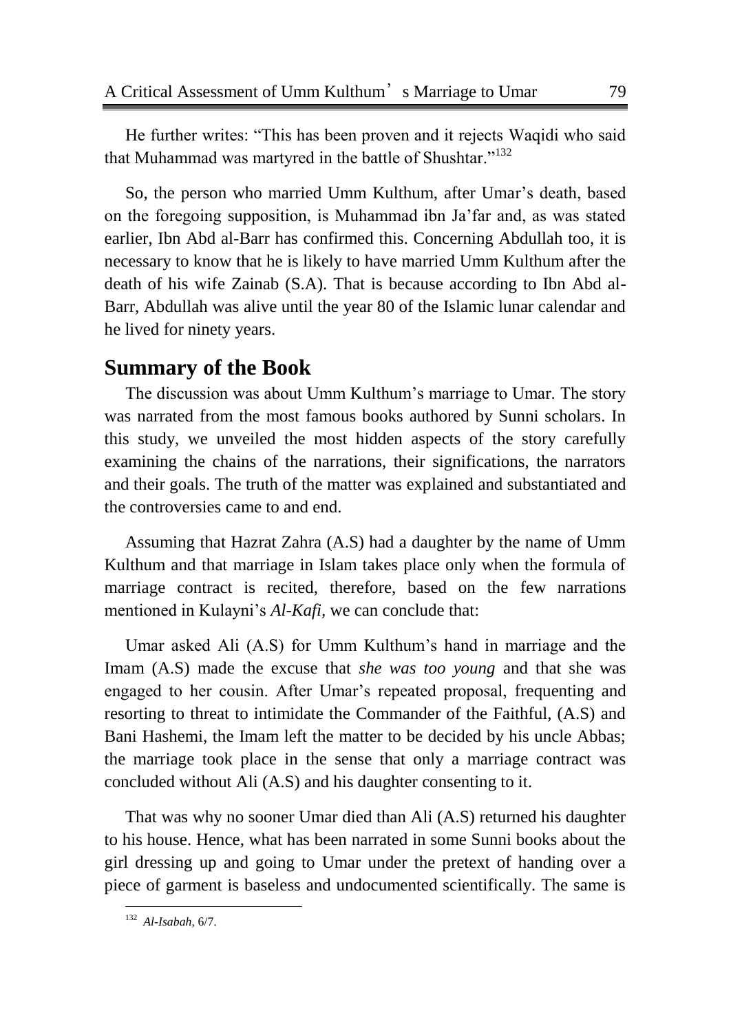He further writes: “This has been proven and it rejects Waqidi who said that Muhammad was martyred in the battle of Shushtar.”[132]

So, the person who married Umm Kulthum, after Umar’s death, based on the foregoing supposition, is Muhammad ibn Ja’far and, as was stated earlier, Ibn Abd al-Barr has confirmed this. Concerning Abdullah too, it is necessary to know that he is likely to have married Umm Kulthum after the death of his wife Zainab (S.A). That is because according to Ibn Abd al-Barr, Abdullah was alive until the year 80 of the Islamic lunar calendar and he lived for ninety years.

## Summary of the Book

The discussion was about Umm Kulthum’s marriage to Umar. The story was narrated from the most famous books authored by Sunni scholars. In this study, we unveiled the most hidden aspects of the story carefully examining the chains of the narrations, their significations, the narrators and their goals. The truth of the matter was explained and substantiated and the controversies came to and end.

Assuming that Hazrat Zahra (A.S) had a daughter by the name of Umm Kulthum and that marriage in Islam takes place only when the formula of marriage contract is recited, therefore, based on the few narrations mentioned in Kulayni’s *Al-Kafi*, we can conclude that:

Umar asked Ali (A.S) for Umm Kulthum’s hand in marriage and the Imam (A.S) made the excuse that *she was too young* and that she was engaged to her cousin. After Umar’s repeated proposal, frequenting and resorting to threat to intimidate the Commander of the Faithful, (A.S) and Bani Hashemi, the Imam left the matter to be decided by his uncle Abbas; the marriage took place in the sense that only a marriage contract was concluded without Ali (A.S) and his daughter consenting to it.

That was why no sooner Umar died than Ali (A.S) returned his daughter to his house. Hence, what has been narrated in some Sunni books about the girl dressing up and going to Umar under the pretext of handing over a piece of garment is baseless and undocumented scientifically. The same is

---

[132] *Al-Isabah*, 6/7.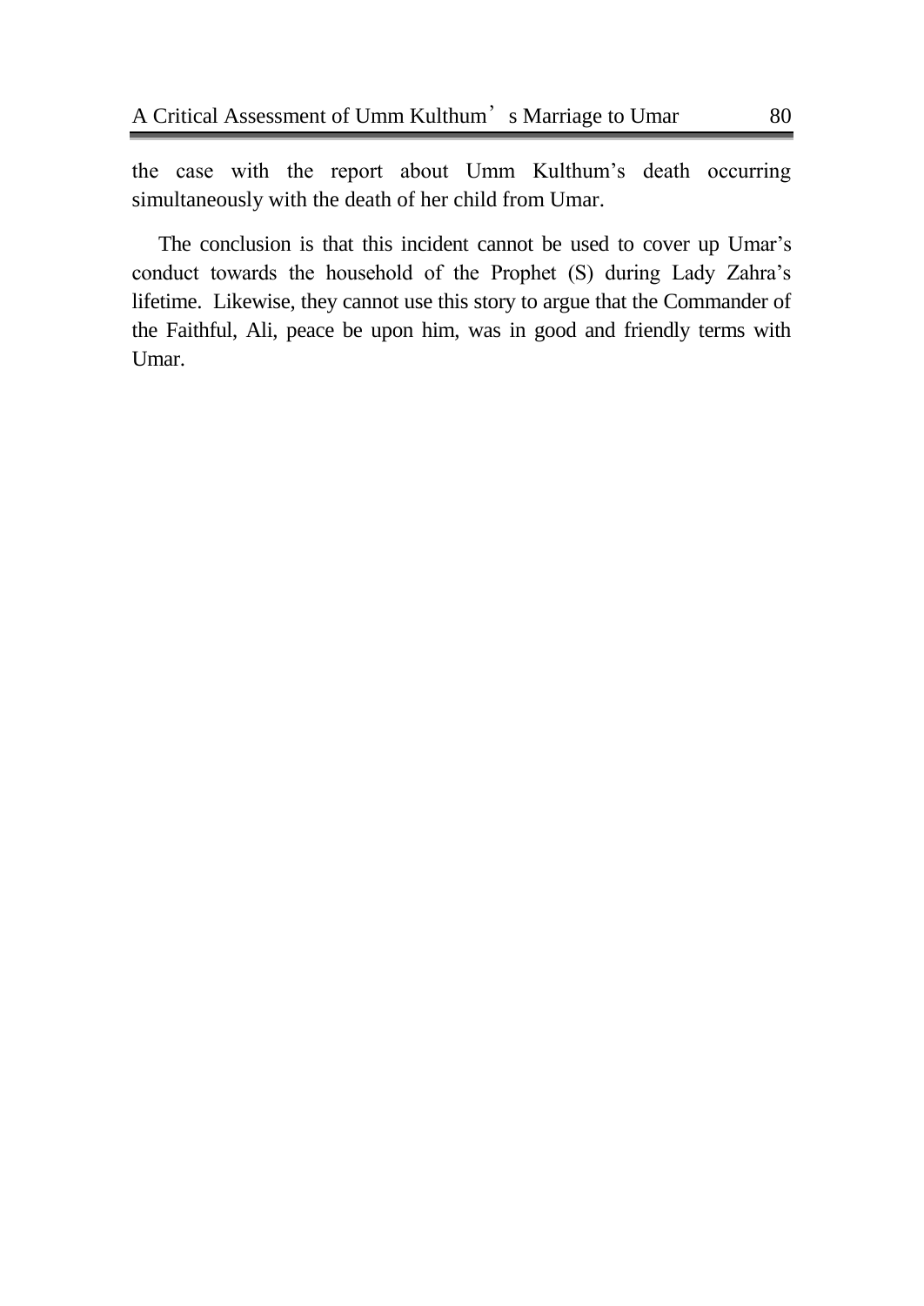the case with the report about Umm Kulthum's death occurring simultaneously with the death of her child from Umar.

The conclusion is that this incident cannot be used to cover up Umar's conduct towards the household of the Prophet (S) during Lady Zahra's lifetime. Likewise, they cannot use this story to argue that the Commander of the Faithful, Ali, peace be upon him, was in good and friendly terms with Umar.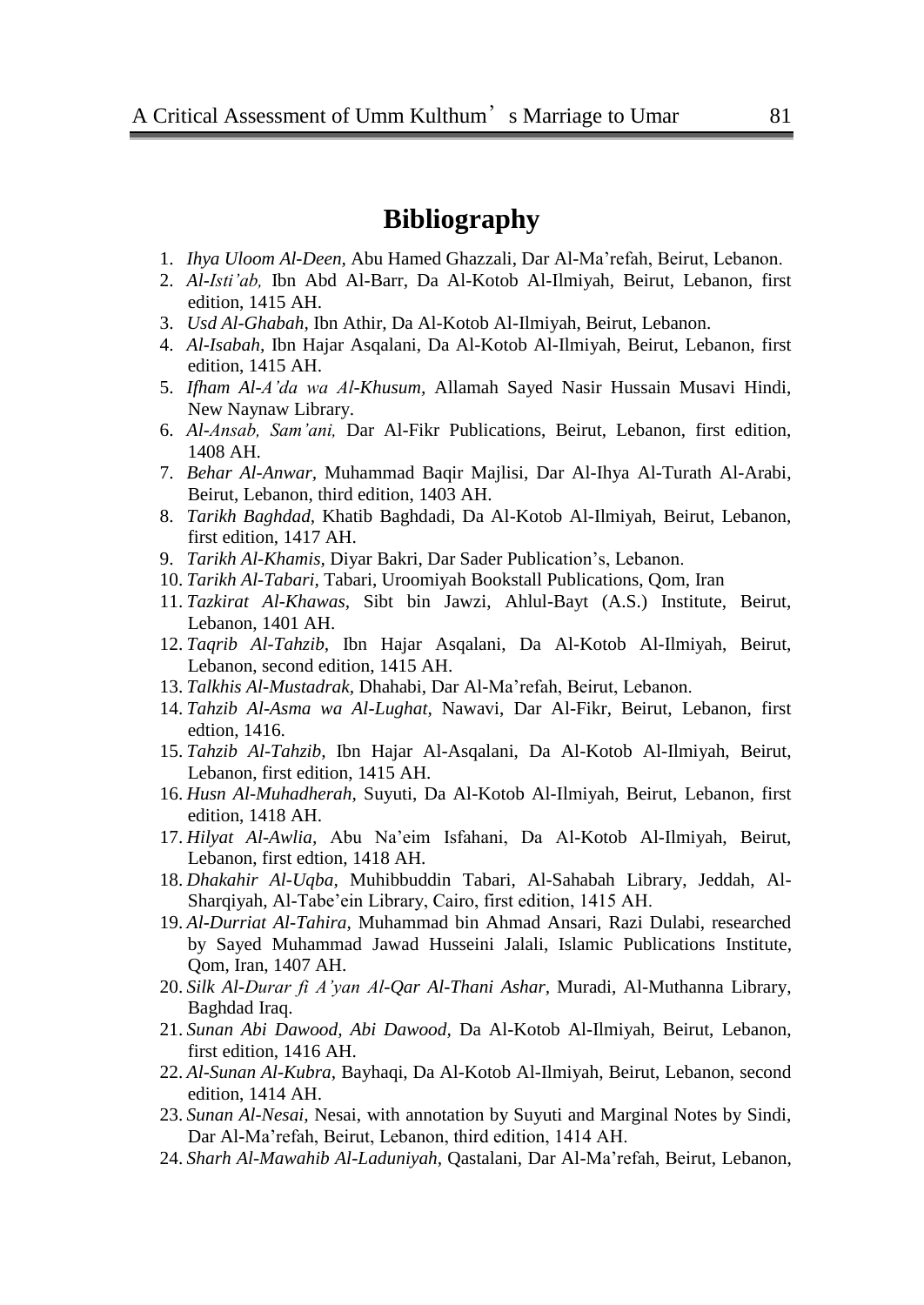# Bibliography

1. *Ihya Uloom Al-Deen*, Abu Hamed Ghazzali, Dar Al-Ma'refah, Beirut, Lebanon.
2. *Al-Isti'ab,* Ibn Abd Al-Barr, Da Al-Kotob Al-Ilmiyah, Beirut, Lebanon, first edition, 1415 AH.
3. *Usd Al-Ghabah*, Ibn Athir, Da Al-Kotob Al-Ilmiyah, Beirut, Lebanon.
4. *Al-Isabah,* Ibn Hajar Asqalani, Da Al-Kotob Al-Ilmiyah, Beirut, Lebanon, first edition, 1415 AH.
5. *Ifham Al-A'da wa Al-Khusum,* Allamah Sayed Nasir Hussain Musavi Hindi, New Naynaw Library.
6. *Al-Ansab, Sam'ani,* Dar Al-Fikr Publications, Beirut, Lebanon, first edition, 1408 AH.
7. *Behar Al-Anwar*, Muhammad Baqir Majlisi, Dar Al-Ihya Al-Turath Al-Arabi, Beirut, Lebanon, third edition, 1403 AH.
8. *Tarikh Baghdad,* Khatib Baghdadi, Da Al-Kotob Al-Ilmiyah, Beirut, Lebanon, first edition, 1417 AH.
9. *Tarikh Al-Khamis,* Diyar Bakri, Dar Sader Publication's, Lebanon.
10. *Tarikh Al-Tabari*, Tabari, Uroomiyah Bookstall Publications, Qom, Iran
11. *Tazkirat Al-Khawas*, Sibt bin Jawzi, Ahlul-Bayt (A.S.) Institute, Beirut, Lebanon, 1401 AH.
12. *Taqrib Al-Tahzib,* Ibn Hajar Asqalani, Da Al-Kotob Al-Ilmiyah, Beirut, Lebanon, second edition, 1415 AH.
13. *Talkhis Al-Mustadrak,* Dhahabi, Dar Al-Ma'refah, Beirut, Lebanon.
14. *Tahzib Al-Asma wa Al-Lughat*, Nawavi, Dar Al-Fikr, Beirut, Lebanon, first edtion, 1416.
15. *Tahzib Al-Tahzib,* Ibn Hajar Al-Asqalani, Da Al-Kotob Al-Ilmiyah, Beirut, Lebanon, first edition, 1415 AH.
16. *Husn Al-Muhadherah*, Suyuti, Da Al-Kotob Al-Ilmiyah, Beirut, Lebanon, first edition, 1418 AH.
17. *Hilyat Al-Awlia,* Abu Na'eim Isfahani, Da Al-Kotob Al-Ilmiyah, Beirut, Lebanon, first edtion, 1418 AH.
18. *Dhakahir Al-Uqba,* Muhibbuddin Tabari, Al-Sahabah Library, Jeddah, Al-Sharqiyah, Al-Tabe'ein Library, Cairo, first edition, 1415 AH.
19. *Al-Durriat Al-Tahira,* Muhammad bin Ahmad Ansari, Razi Dulabi, researched by Sayed Muhammad Jawad Husseini Jalali, Islamic Publications Institute, Qom, Iran, 1407 AH.
20. *Silk Al-Durar fi A'yan Al-Qar Al-Thani Ashar,* Muradi, Al-Muthanna Library, Baghdad Iraq.
21. *Sunan Abi Dawood, Abi Dawood,* Da Al-Kotob Al-Ilmiyah, Beirut, Lebanon, first edition, 1416 AH.
22. *Al-Sunan Al-Kubra,* Bayhaqi, Da Al-Kotob Al-Ilmiyah, Beirut, Lebanon, second edition, 1414 AH.
23. *Sunan Al-Nesai*, Nesai, with annotation by Suyuti and Marginal Notes by Sindi, Dar Al-Ma'refah, Beirut, Lebanon, third edition, 1414 AH.
24. *Sharh Al-Mawahib Al-Laduniyah*, Qastalani, Dar Al-Ma'refah, Beirut, Lebanon,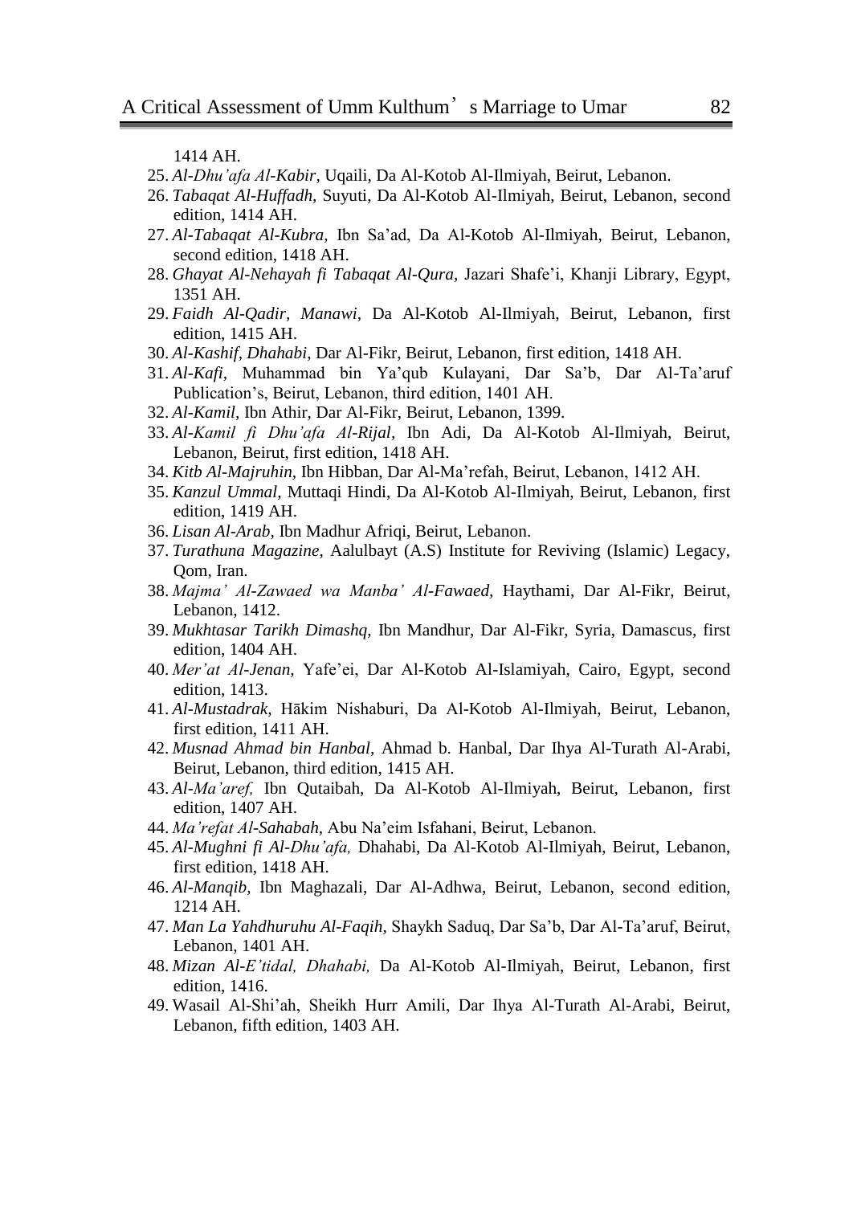1414 AH.

25. *Al-Dhu'afa Al-Kabir,* Uqaili, Da Al-Kotob Al-Ilmiyah, Beirut, Lebanon.
26. *Tabaqat Al-Huffadh,* Suyuti, Da Al-Kotob Al-Ilmiyah, Beirut, Lebanon, second edition, 1414 AH.
27. *Al-Tabaqat Al-Kubra,* Ibn Sa'ad, Da Al-Kotob Al-Ilmiyah, Beirut, Lebanon, second edition, 1418 AH.
28. *Ghayat Al-Nehayah fi Tabaqat Al-Qura,* Jazari Shafe'i, Khanji Library, Egypt, 1351 AH.
29. *Faidh Al-Qadir, Manawi,* Da Al-Kotob Al-Ilmiyah, Beirut, Lebanon, first edition, 1415 AH.
30. *Al-Kashif, Dhahabi,* Dar Al-Fikr, Beirut, Lebanon, first edition, 1418 AH.
31. *Al-Kafi,* Muhammad bin Ya'qub Kulayani, Dar Sa'b, Dar Al-Ta'aruf Publication's, Beirut, Lebanon, third edition, 1401 AH.
32. *Al-Kamil,* Ibn Athir, Dar Al-Fikr, Beirut, Lebanon, 1399.
33. *Al-Kamil fi Dhu'afa Al-Rijal,* Ibn Adi, Da Al-Kotob Al-Ilmiyah, Beirut, Lebanon, Beirut, first edition, 1418 AH.
34. *Kitb Al-Majruhin,* Ibn Hibban, Dar Al-Ma'refah, Beirut, Lebanon, 1412 AH.
35. *Kanzul Ummal,* Muttaqi Hindi, Da Al-Kotob Al-Ilmiyah, Beirut, Lebanon, first edition, 1419 AH.
36. *Lisan Al-Arab,* Ibn Madhur Afriqi, Beirut, Lebanon.
37. *Turathuna Magazine,* Aalulbayt (A.S) Institute for Reviving (Islamic) Legacy, Qom, Iran.
38. *Majma' Al-Zawaed wa Manba' Al-Fawaed,* Haythami, Dar Al-Fikr, Beirut, Lebanon, 1412.
39. *Mukhtasar Tarikh Dimashq,* Ibn Mandhur, Dar Al-Fikr, Syria, Damascus, first edition, 1404 AH.
40. *Mer'at Al-Jenan,* Yafe'ei, Dar Al-Kotob Al-Islamiyah, Cairo, Egypt, second edition, 1413.
41. *Al-Mustadrak,* Hākim Nishaburi, Da Al-Kotob Al-Ilmiyah, Beirut, Lebanon, first edition, 1411 AH.
42. *Musnad Ahmad bin Hanbal,* Ahmad b. Hanbal, Dar Ihya Al-Turath Al-Arabi, Beirut, Lebanon, third edition, 1415 AH.
43. *Al-Ma'aref,* Ibn Qutaibah, Da Al-Kotob Al-Ilmiyah, Beirut, Lebanon, first edition, 1407 AH.
44. *Ma'refat Al-Sahabah,* Abu Na'eim Isfahani, Beirut, Lebanon.
45. *Al-Mughni fi Al-Dhu'afa,* Dhahabi, Da Al-Kotob Al-Ilmiyah, Beirut, Lebanon, first edition, 1418 AH.
46. *Al-Manqib,* Ibn Maghazali, Dar Al-Adhwa, Beirut, Lebanon, second edition, 1214 AH.
47. *Man La Yahdhuruhu Al-Faqih,* Shaykh Saduq, Dar Sa'b, Dar Al-Ta'aruf, Beirut, Lebanon, 1401 AH.
48. *Mizan Al-E'tidal, Dhahabi,* Da Al-Kotob Al-Ilmiyah, Beirut, Lebanon, first edition, 1416.
49. Wasail Al-Shi'ah, Sheikh Hurr Amili, Dar Ihya Al-Turath Al-Arabi, Beirut, Lebanon, fifth edition, 1403 AH.